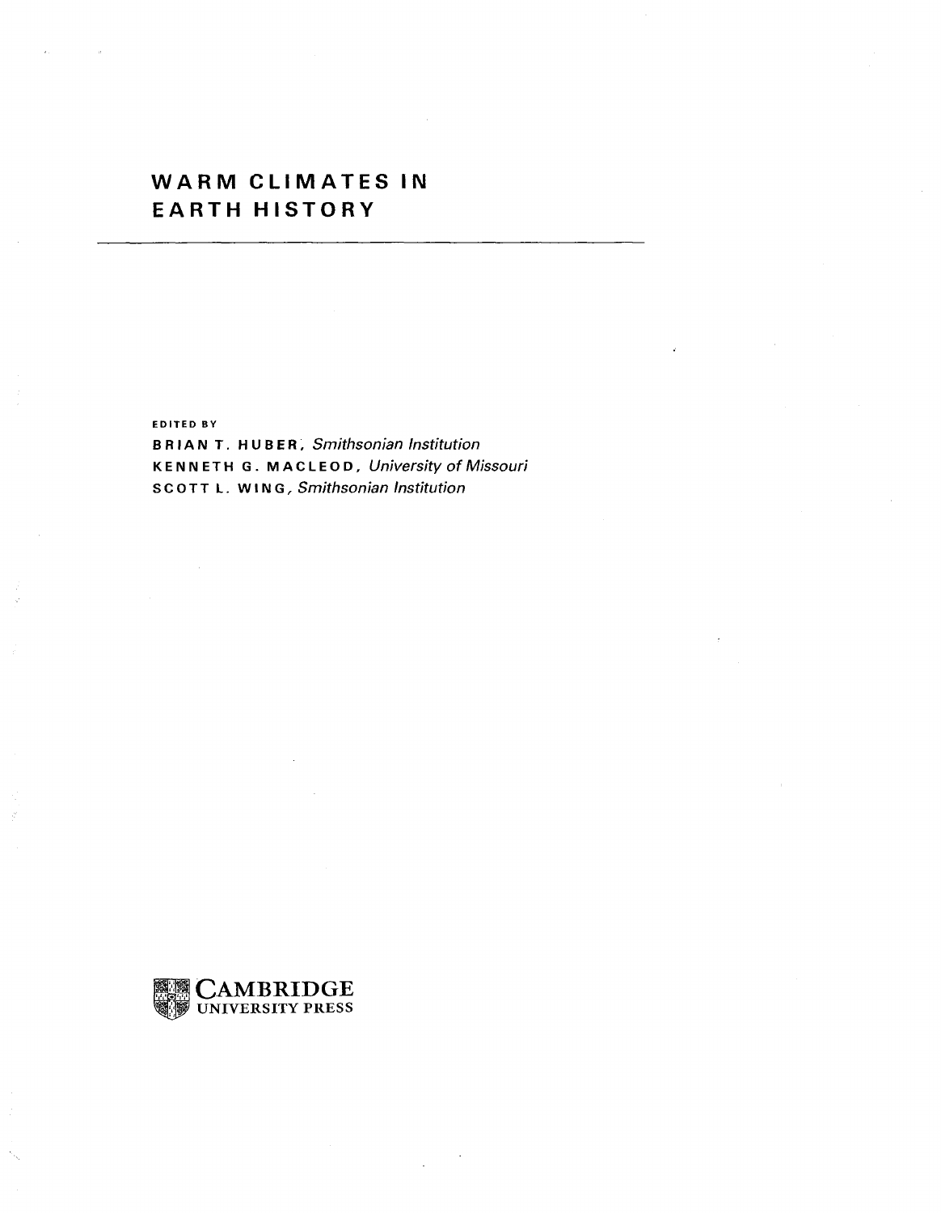# WARM CLIMATES IN EARTH HISTORY

EDITED BY

**BRIAN T. HUBER**, *Smithsonian Institution*
**KENNETH G. MACLEOD**, *University of Missouri*
**SCOTT L. WING**, *Smithsonian Institution*

CAMBRIDGE
UNIVERSITY PRESS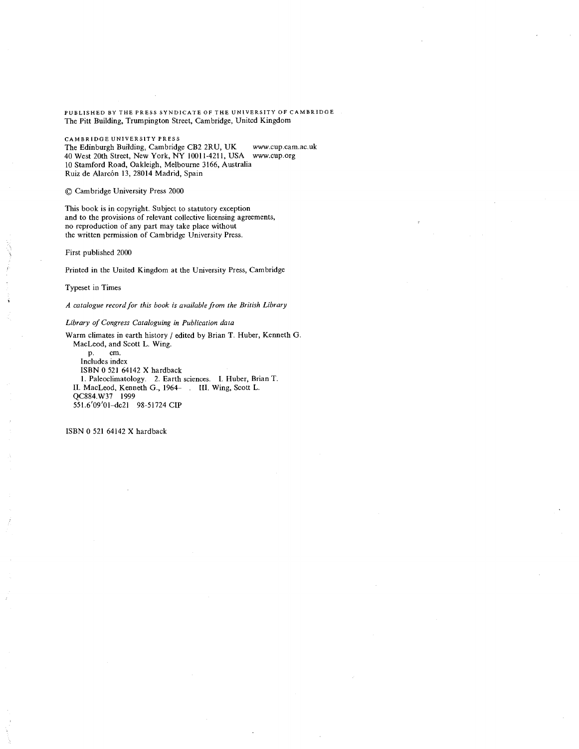PUBLISHED BY THE PRESS SYNDICATE OF THE UNIVERSITY OF CAMBRIDGE
The Pitt Building, Trumpington Street, Cambridge, United Kingdom

CAMBRIDGE UNIVERSITY PRESS
The Edinburgh Building, Cambridge CB2 2RU, UK www.cup.cam.ac.uk
40 West 20th Street, New York, NY 10011-4211, USA www.cup.org
10 Stamford Road, Oakleigh, Melbourne 3166, Australia
Ruiz de Alarcón 13, 28014 Madrid, Spain

© Cambridge University Press 2000

This book is in copyright. Subject to statutory exception
and to the provisions of relevant collective licensing agreements,
no reproduction of any part may take place without
the written permission of Cambridge University Press.

First published 2000

Printed in the United Kingdom at the University Press, Cambridge

Typeset in Times

*A catalogue record for this book is available from the British Library*

*Library of Congress Cataloguing in Publication data*

Warm climates in earth history / edited by Brian T. Huber, Kenneth G.
MacLeod, and Scott L. Wing.
p. cm.
Includes index
ISBN 0 521 64142 X hardback
1. Paleoclimatology. 2. Earth sciences. I. Huber, Brian T.
II. MacLeod, Kenneth G., 1964– . III. Wing, Scott L.
QC884.W37 1999
551.6′09′01–dc21 98-51724 CIP

ISBN 0 521 64142 X hardback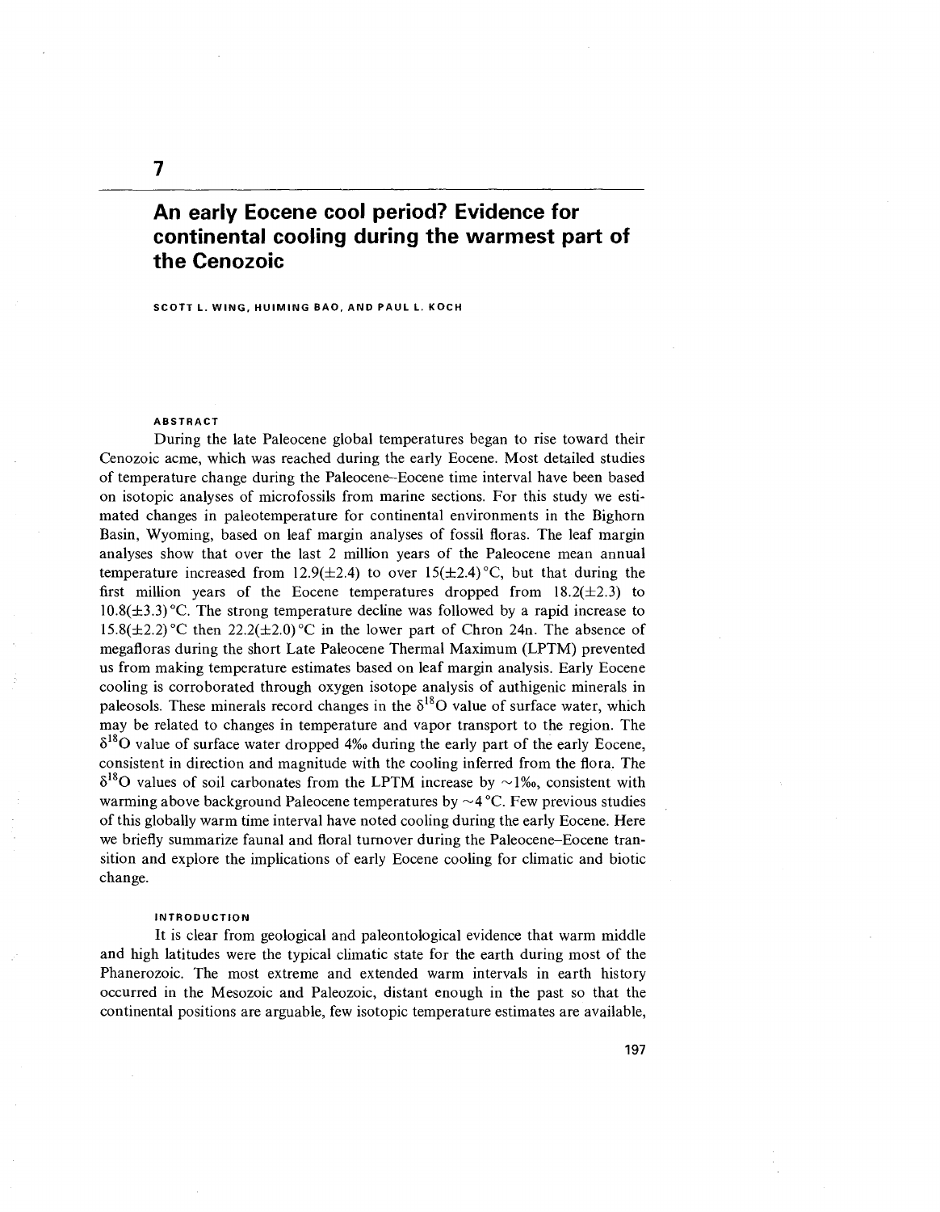# 7

## An early Eocene cool period? Evidence for continental cooling during the warmest part of the Cenozoic

**SCOTT L. WING, HUIMING BAO, AND PAUL L. KOCH**

### ABSTRACT

During the late Paleocene global temperatures began to rise toward their Cenozoic acme, which was reached during the early Eocene. Most detailed studies of temperature change during the Paleocene–Eocene time interval have been based on isotopic analyses of microfossils from marine sections. For this study we estimated changes in paleotemperature for continental environments in the Bighorn Basin, Wyoming, based on leaf margin analyses of fossil floras. The leaf margin analyses show that over the last 2 million years of the Paleocene mean annual temperature increased from 12.9(±2.4) to over 15(±2.4) °C, but that during the first million years of the Eocene temperatures dropped from 18.2(±2.3) to 10.8(±3.3) °C. The strong temperature decline was followed by a rapid increase to 15.8(±2.2) °C then 22.2(±2.0) °C in the lower part of Chron 24n. The absence of megafloras during the short Late Paleocene Thermal Maximum (LPTM) prevented us from making temperature estimates based on leaf margin analysis. Early Eocene cooling is corroborated through oxygen isotope analysis of authigenic minerals in paleosols. These minerals record changes in the $\delta^{18}O$ value of surface water, which may be related to changes in temperature and vapor transport to the region. The $\delta^{18}O$ value of surface water dropped 4‰ during the early part of the early Eocene, consistent in direction and magnitude with the cooling inferred from the flora. The $\delta^{18}O$ values of soil carbonates from the LPTM increase by ~1‰, consistent with warming above background Paleocene temperatures by ~4 °C. Few previous studies of this globally warm time interval have noted cooling during the early Eocene. Here we briefly summarize faunal and floral turnover during the Paleocene–Eocene transition and explore the implications of early Eocene cooling for climatic and biotic change.

### INTRODUCTION

It is clear from geological and paleontological evidence that warm middle and high latitudes were the typical climatic state for the earth during most of the Phanerozoic. The most extreme and extended warm intervals in earth history occurred in the Mesozoic and Paleozoic, distant enough in the past so that the continental positions are arguable, few isotopic temperature estimates are available,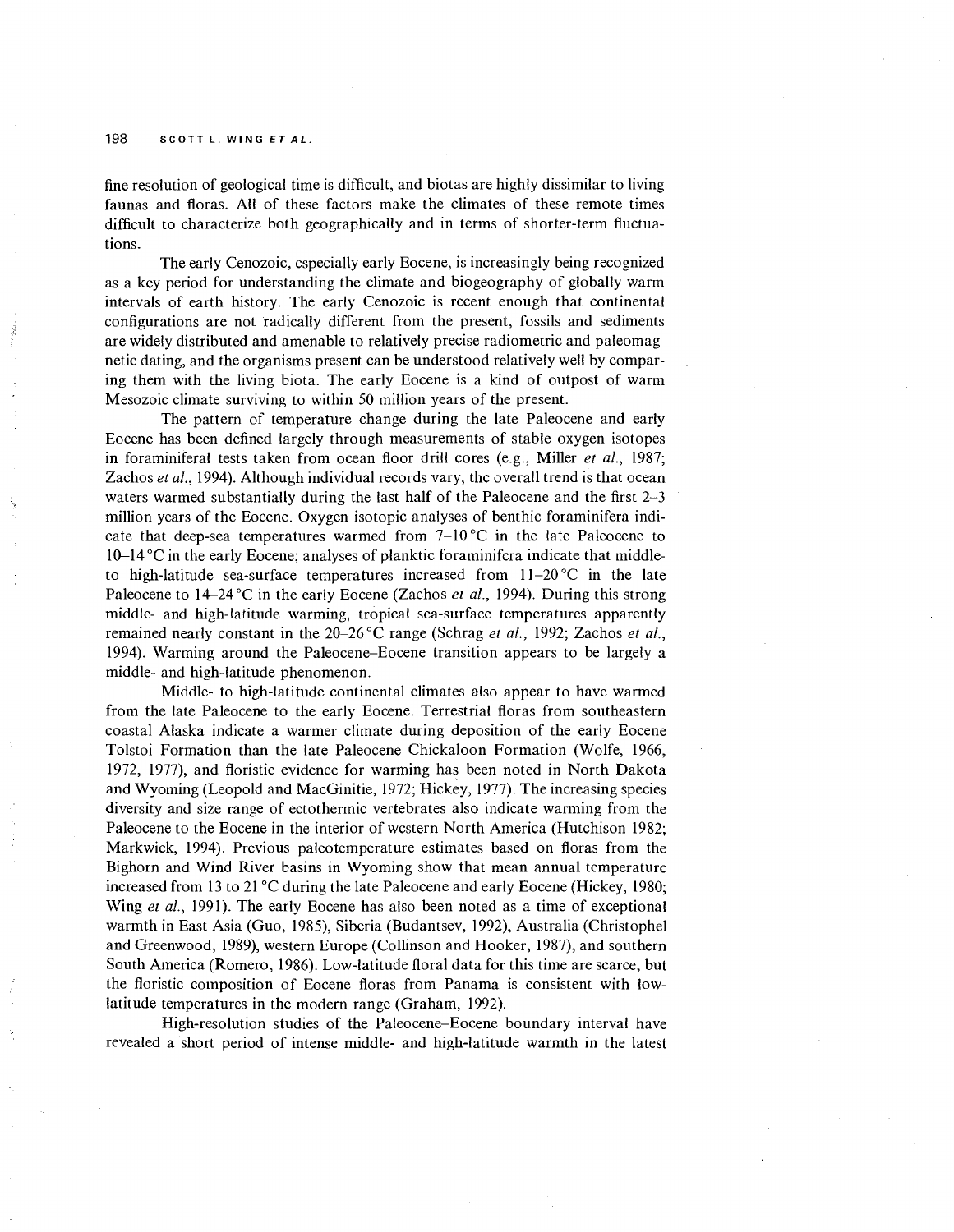fine resolution of geological time is difficult, and biotas are highly dissimilar to living faunas and floras. All of these factors make the climates of these remote times difficult to characterize both geographically and in terms of shorter-term fluctuations.

The early Cenozoic, especially early Eocene, is increasingly being recognized as a key period for understanding the climate and biogeography of globally warm intervals of earth history. The early Cenozoic is recent enough that continental configurations are not radically different from the present, fossils and sediments are widely distributed and amenable to relatively precise radiometric and paleomagnetic dating, and the organisms present can be understood relatively well by comparing them with the living biota. The early Eocene is a kind of outpost of warm Mesozoic climate surviving to within 50 million years of the present.

The pattern of temperature change during the late Paleocene and early Eocene has been defined largely through measurements of stable oxygen isotopes in foraminiferal tests taken from ocean floor drill cores (e.g., Miller *et al.*, 1987; Zachos *et al.*, 1994). Although individual records vary, the overall trend is that ocean waters warmed substantially during the last half of the Paleocene and the first 2–3 million years of the Eocene. Oxygen isotopic analyses of benthic foraminifera indicate that deep-sea temperatures warmed from 7–10 °C in the late Paleocene to 10–14 °C in the early Eocene; analyses of planktic foraminifera indicate that middle- to high-latitude sea-surface temperatures increased from 11–20 °C in the late Paleocene to 14–24 °C in the early Eocene (Zachos *et al.*, 1994). During this strong middle- and high-latitude warming, tropical sea-surface temperatures apparently remained nearly constant in the 20–26 °C range (Schrag *et al.*, 1992; Zachos *et al.*, 1994). Warming around the Paleocene–Eocene transition appears to be largely a middle- and high-latitude phenomenon.

Middle- to high-latitude continental climates also appear to have warmed from the late Paleocene to the early Eocene. Terrestrial floras from southeastern coastal Alaska indicate a warmer climate during deposition of the early Eocene Tolstoi Formation than the late Paleocene Chickaloon Formation (Wolfe, 1966, 1972, 1977), and floristic evidence for warming has been noted in North Dakota and Wyoming (Leopold and MacGinitie, 1972; Hickey, 1977). The increasing species diversity and size range of ectothermic vertebrates also indicate warming from the Paleocene to the Eocene in the interior of western North America (Hutchison 1982; Markwick, 1994). Previous paleotemperature estimates based on floras from the Bighorn and Wind River basins in Wyoming show that mean annual temperature increased from 13 to 21 °C during the late Paleocene and early Eocene (Hickey, 1980; Wing *et al.*, 1991). The early Eocene has also been noted as a time of exceptional warmth in East Asia (Guo, 1985), Siberia (Budantsev, 1992), Australia (Christophel and Greenwood, 1989), western Europe (Collinson and Hooker, 1987), and southern South America (Romero, 1986). Low-latitude floral data for this time are scarce, but the floristic composition of Eocene floras from Panama is consistent with low-latitude temperatures in the modern range (Graham, 1992).

High-resolution studies of the Paleocene–Eocene boundary interval have revealed a short period of intense middle- and high-latitude warmth in the latest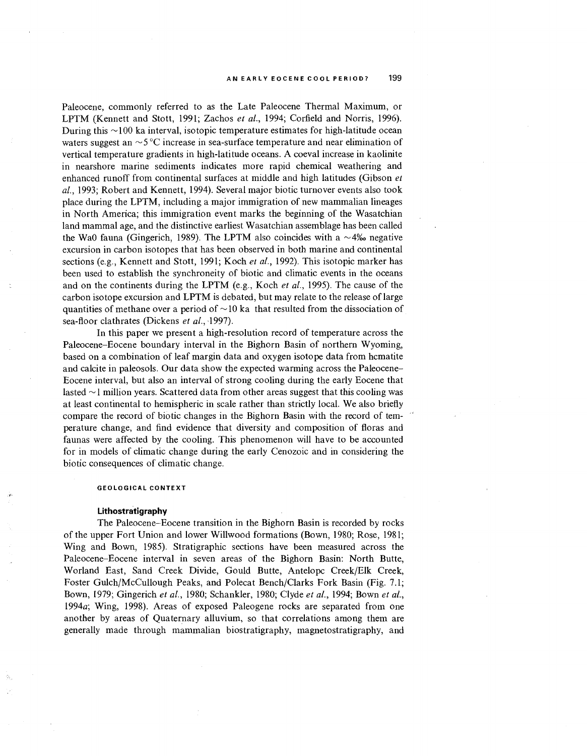Paleocene, commonly referred to as the Late Paleocene Thermal Maximum, or LPTM (Kennett and Stott, 1991; Zachos *et al.*, 1994; Corfield and Norris, 1996). During this ~100 ka interval, isotopic temperature estimates for high-latitude ocean waters suggest an ~5 °C increase in sea-surface temperature and near elimination of vertical temperature gradients in high-latitude oceans. A coeval increase in kaolinite in nearshore marine sediments indicates more rapid chemical weathering and enhanced runoff from continental surfaces at middle and high latitudes (Gibson *et al.*, 1993; Robert and Kennett, 1994). Several major biotic turnover events also took place during the LPTM, including a major immigration of new mammalian lineages in North America; this immigration event marks the beginning of the Wasatchian land mammal age, and the distinctive earliest Wasatchian assemblage has been called the Wa0 fauna (Gingerich, 1989). The LPTM also coincides with a ~4‰ negative excursion in carbon isotopes that has been observed in both marine and continental sections (e.g., Kennett and Stott, 1991; Koch *et al.*, 1992). This isotopic marker has been used to establish the synchroneity of biotic and climatic events in the oceans and on the continents during the LPTM (e.g., Koch *et al.*, 1995). The cause of the carbon isotope excursion and LPTM is debated, but may relate to the release of large quantities of methane over a period of ~10 ka that resulted from the dissociation of sea-floor clathrates (Dickens *et al.*, 1997).

In this paper we present a high-resolution record of temperature across the Paleocene–Eocene boundary interval in the Bighorn Basin of northern Wyoming, based on a combination of leaf margin data and oxygen isotope data from hematite and calcite in paleosols. Our data show the expected warming across the Paleocene–Eocene interval, but also an interval of strong cooling during the early Eocene that lasted ~1 million years. Scattered data from other areas suggest that this cooling was at least continental to hemispheric in scale rather than strictly local. We also briefly compare the record of biotic changes in the Bighorn Basin with the record of temperature change, and find evidence that diversity and composition of floras and faunas were affected by the cooling. This phenomenon will have to be accounted for in models of climatic change during the early Cenozoic and in considering the biotic consequences of climatic change.

## GEOLOGICAL CONTEXT

### Lithostratigraphy

The Paleocene–Eocene transition in the Bighorn Basin is recorded by rocks of the upper Fort Union and lower Willwood formations (Bown, 1980; Rose, 1981; Wing and Bown, 1985). Stratigraphic sections have been measured across the Paleocene–Eocene interval in seven areas of the Bighorn Basin: North Butte, Worland East, Sand Creek Divide, Gould Butte, Antelope Creek/Elk Creek, Foster Gulch/McCullough Peaks, and Polecat Bench/Clarks Fork Basin (Fig. 7.1; Bown, 1979; Gingerich *et al.*, 1980; Schankler, 1980; Clyde *et al.*, 1994; Bown *et al.*, 1994*a*; Wing, 1998). Areas of exposed Paleogene rocks are separated from one another by areas of Quaternary alluvium, so that correlations among them are generally made through mammalian biostratigraphy, magnetostratigraphy, and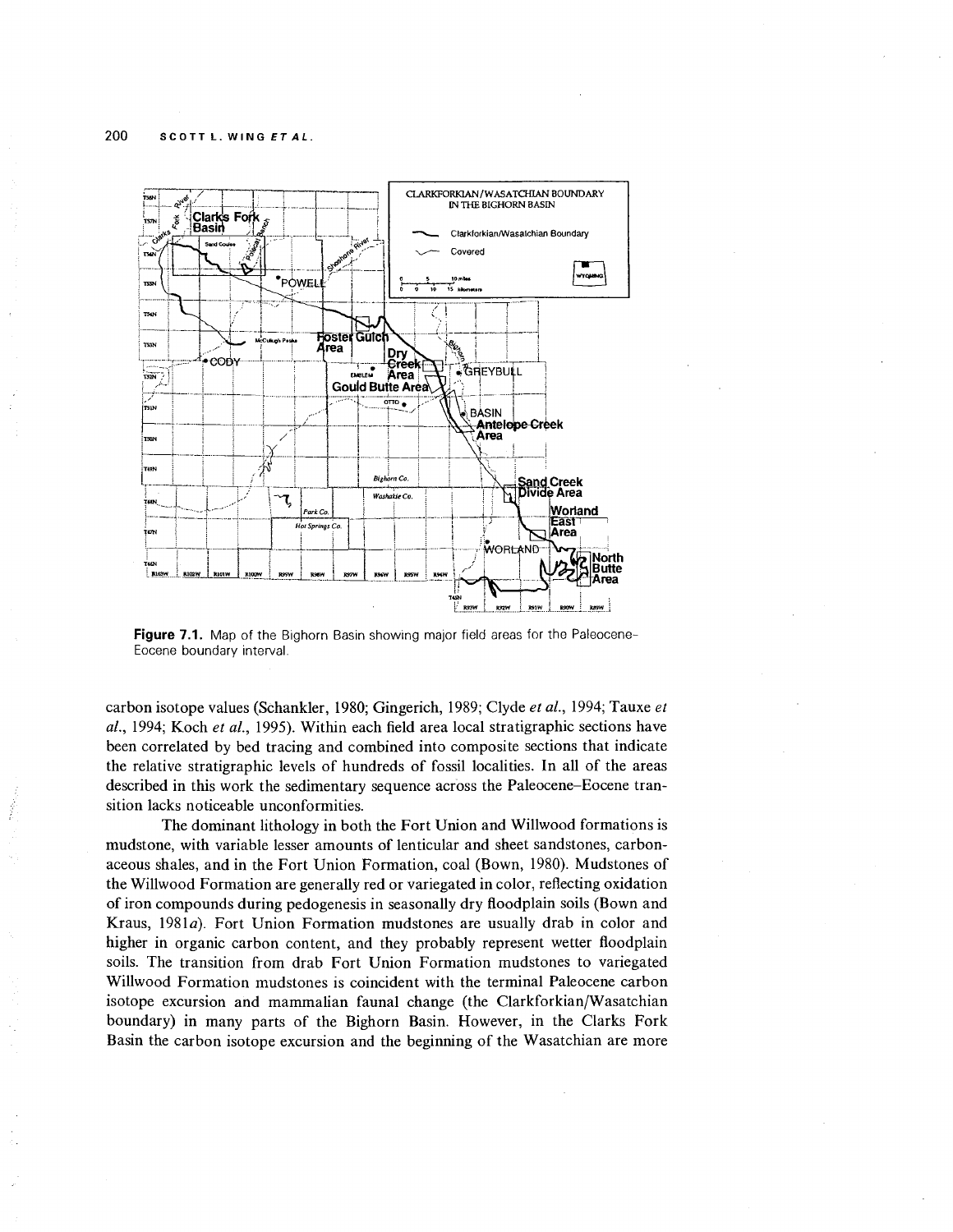**Figure 7.1.** Map of the Bighorn Basin showing major field areas for the Paleocene–Eocene boundary interval.

carbon isotope values (Schankler, 1980; Gingerich, 1989; Clyde *et al.*, 1994; Tauxe *et al.*, 1994; Koch *et al.*, 1995). Within each field area local stratigraphic sections have been correlated by bed tracing and combined into composite sections that indicate the relative stratigraphic levels of hundreds of fossil localities. In all of the areas described in this work the sedimentary sequence across the Paleocene–Eocene transition lacks noticeable unconformities.

The dominant lithology in both the Fort Union and Willwood formations is mudstone, with variable lesser amounts of lenticular and sheet sandstones, carbonaceous shales, and in the Fort Union Formation, coal (Bown, 1980). Mudstones of the Willwood Formation are generally red or variegated in color, reflecting oxidation of iron compounds during pedogenesis in seasonally dry floodplain soils (Bown and Kraus, 1981*a*). Fort Union Formation mudstones are usually drab in color and higher in organic carbon content, and they probably represent wetter floodplain soils. The transition from drab Fort Union Formation mudstones to variegated Willwood Formation mudstones is coincident with the terminal Paleocene carbon isotope excursion and mammalian faunal change (the Clarkforkian/Wasatchian boundary) in many parts of the Bighorn Basin. However, in the Clarks Fork Basin the carbon isotope excursion and the beginning of the Wasatchian are more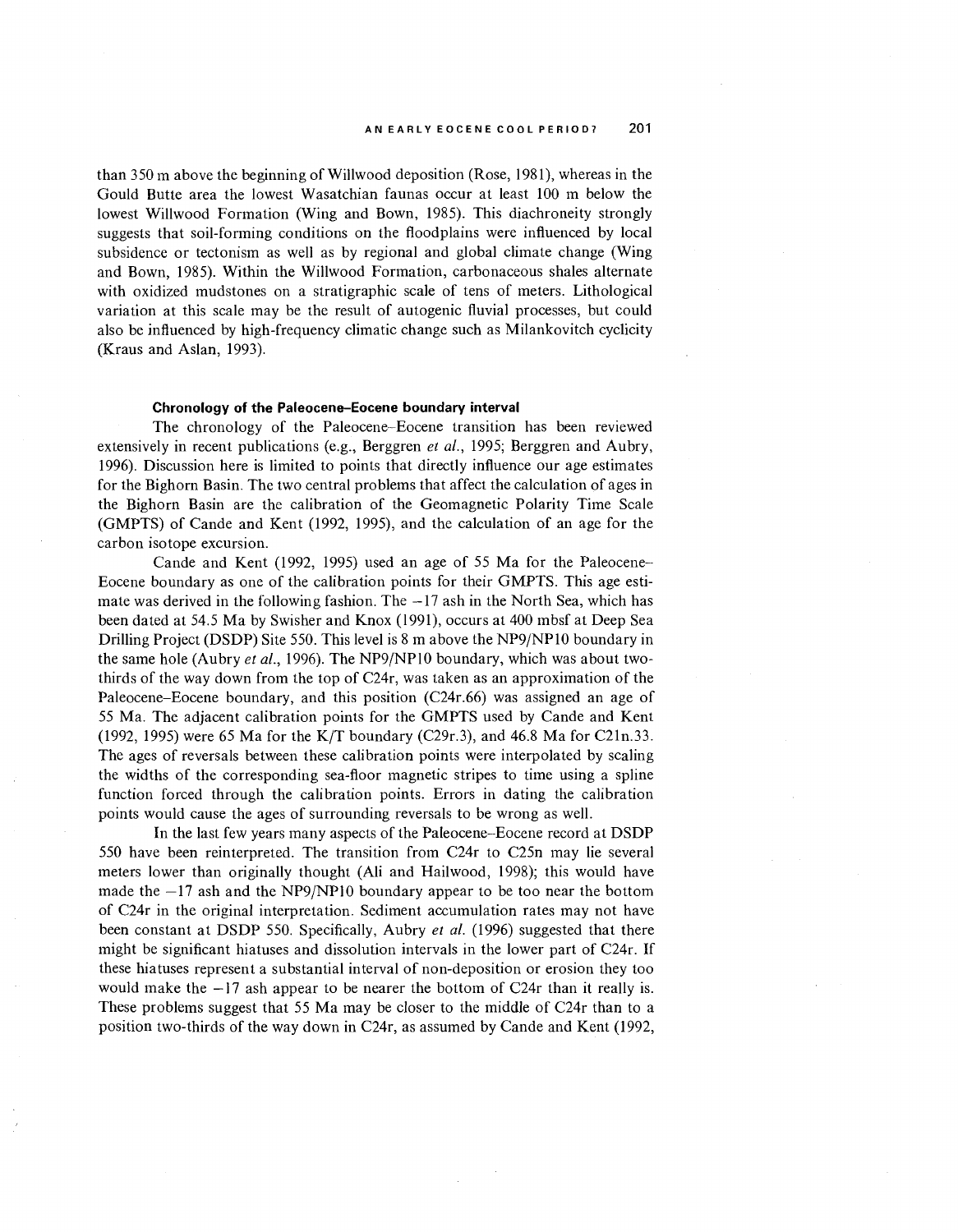than 350 m above the beginning of Willwood deposition (Rose, 1981), whereas in the Gould Butte area the lowest Wasatchian faunas occur at least 100 m below the lowest Willwood Formation (Wing and Bown, 1985). This diachroneity strongly suggests that soil-forming conditions on the floodplains were influenced by local subsidence or tectonism as well as by regional and global climate change (Wing and Bown, 1985). Within the Willwood Formation, carbonaceous shales alternate with oxidized mudstones on a stratigraphic scale of tens of meters. Lithological variation at this scale may be the result of autogenic fluvial processes, but could also be influenced by high-frequency climatic change such as Milankovitch cyclicity (Kraus and Aslan, 1993).

### Chronology of the Paleocene–Eocene boundary interval

The chronology of the Paleocene–Eocene transition has been reviewed extensively in recent publications (e.g., Berggren *et al.*, 1995; Berggren and Aubry, 1996). Discussion here is limited to points that directly influence our age estimates for the Bighorn Basin. The two central problems that affect the calculation of ages in the Bighorn Basin are the calibration of the Geomagnetic Polarity Time Scale (GMPTS) of Cande and Kent (1992, 1995), and the calculation of an age for the carbon isotope excursion.

Cande and Kent (1992, 1995) used an age of 55 Ma for the Paleocene–Eocene boundary as one of the calibration points for their GMPTS. This age estimate was derived in the following fashion. The −17 ash in the North Sea, which has been dated at 54.5 Ma by Swisher and Knox (1991), occurs at 400 mbsf at Deep Sea Drilling Project (DSDP) Site 550. This level is 8 m above the NP9/NP10 boundary in the same hole (Aubry *et al.*, 1996). The NP9/NP10 boundary, which was about two-thirds of the way down from the top of C24r, was taken as an approximation of the Paleocene–Eocene boundary, and this position (C24r.66) was assigned an age of 55 Ma. The adjacent calibration points for the GMPTS used by Cande and Kent (1992, 1995) were 65 Ma for the K/T boundary (C29r.3), and 46.8 Ma for C21n.33. The ages of reversals between these calibration points were interpolated by scaling the widths of the corresponding sea-floor magnetic stripes to time using a spline function forced through the calibration points. Errors in dating the calibration points would cause the ages of surrounding reversals to be wrong as well.

In the last few years many aspects of the Paleocene–Eocene record at DSDP 550 have been reinterpreted. The transition from C24r to C25n may lie several meters lower than originally thought (Ali and Hailwood, 1998); this would have made the −17 ash and the NP9/NP10 boundary appear to be too near the bottom of C24r in the original interpretation. Sediment accumulation rates may not have been constant at DSDP 550. Specifically, Aubry *et al.* (1996) suggested that there might be significant hiatuses and dissolution intervals in the lower part of C24r. If these hiatuses represent a substantial interval of non-deposition or erosion they too would make the −17 ash appear to be nearer the bottom of C24r than it really is. These problems suggest that 55 Ma may be closer to the middle of C24r than to a position two-thirds of the way down in C24r, as assumed by Cande and Kent (1992,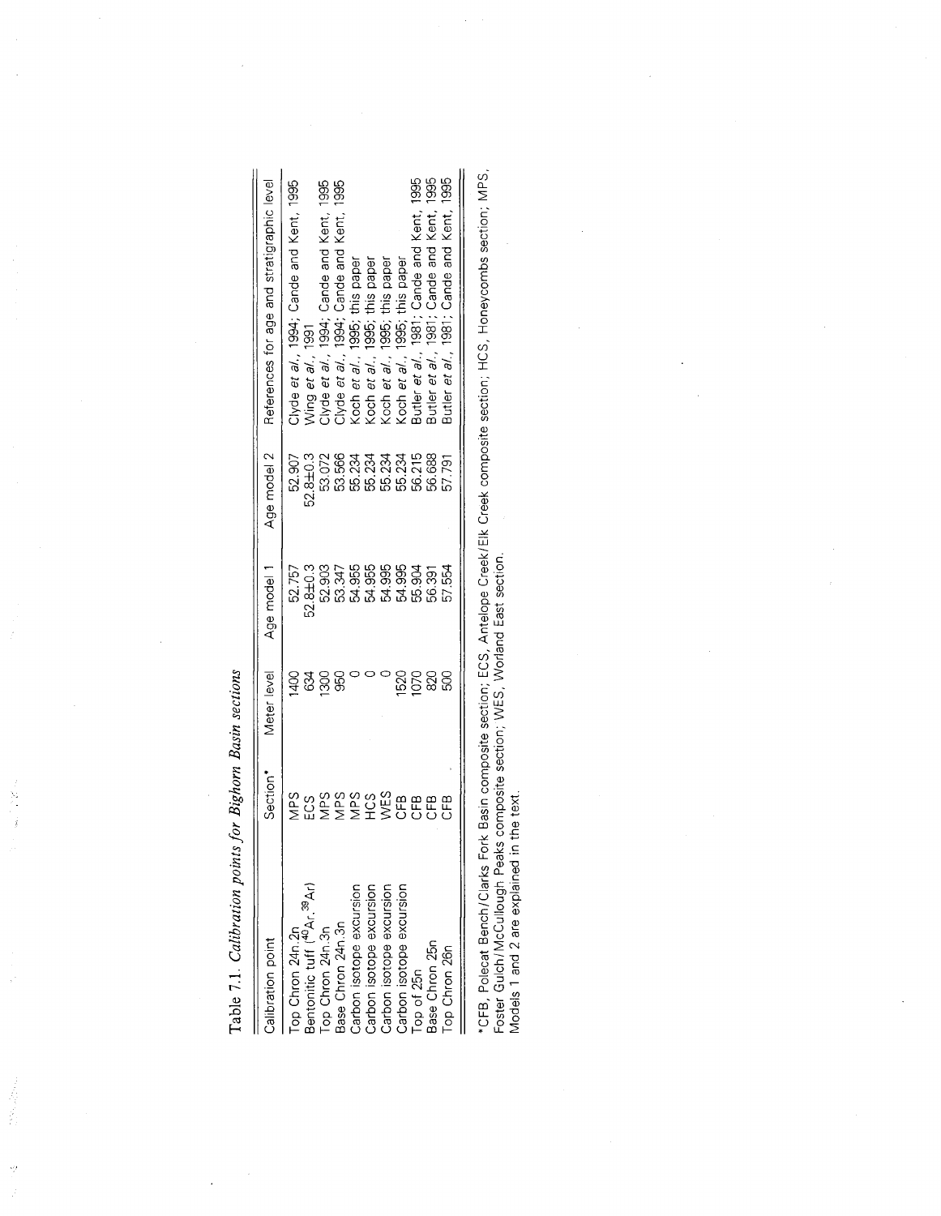Table 7.1. *Calibration points for Bighorn Basin sections*

| Calibration point | Section* | Meter level | Age model 1 | Age model 2 | References for age and stratigraphic level |
|---|---|---|---|---|---|
| Top Chron 24n.2n | MPS | 1400 | 52.757 | 52.907 | Clyde *et al.*, 1994; Cande and Kent, 1995 |
| Bentonitic tuff ($^{40}Ar$-$^{39}Ar$) | ECS | 634 | 52.8±0.3 | 52.8±0.3 | Wing *et al.*, 1991 |
| Top Chron 24n.3n | MPS | 1300 | 52.903 | 53.072 | Clyde *et al.*, 1994; Cande and Kent, 1995 |
| Base Chron 24n.3n | MPS | 950 | 53.347 | 53.566 | Clyde *et al.*, 1994; Cande and Kent, 1995 |
| Carbon isotope excursion | MPS | 0 | 54.955 | 55.234 | Koch *et al.*, 1995; this paper |
| Carbon isotope excursion | HCS | 0 | 54.955 | 55.234 | Koch *et al.*, 1995; this paper |
| Carbon isotope excursion | WES | 0 | 54.995 | 55.234 | Koch *et al.*, 1995; this paper |
| Carbon isotope excursion | CFB | 1520 | 54.995 | 55.234 | Koch *et al.*, 1995; this paper |
| Top of 25n | CFB | 1070 | 55.904 | 56.215 | Butler *et al.*, 1981; Cande and Kent, 1995 |
| Base Chron 25n | CFB | 820 | 56.391 | 56.688 | Butler *et al.*, 1981; Cande and Kent, 1995 |
| Top Chron 26n | CFB | 500 | 57.554 | 57.791 | Butler *et al.*, 1981; Cande and Kent, 1995 |

*CFB, Polecat Bench/Clarks Fork Basin composite section; ECS, Antelope Creek/Elk Creek composite section; HCS, Honeycombs section; MPS, Foster Gulch/McCullough Peaks composite section; WES, Worland East section.
Models 1 and 2 are explained in the text.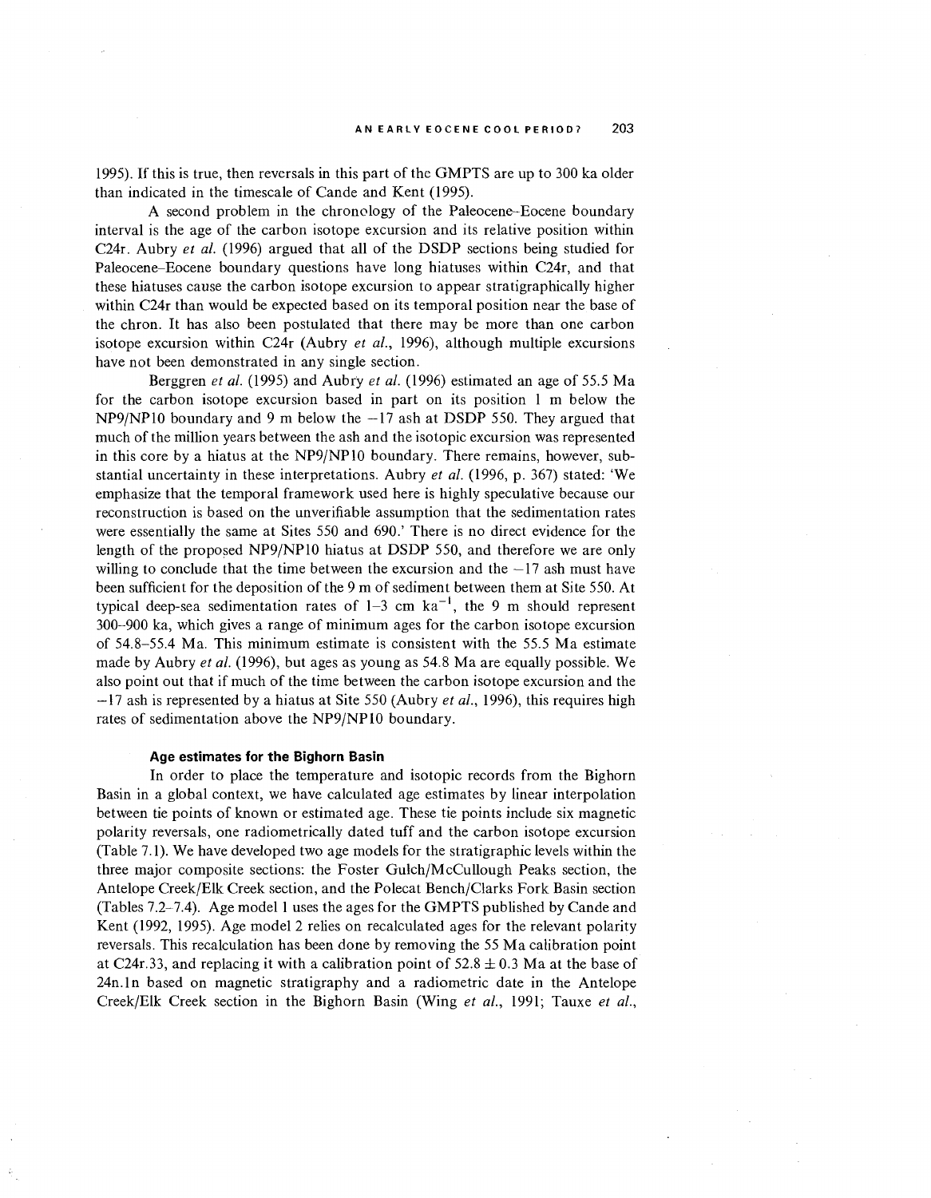1995). If this is true, then reversals in this part of the GMPTS are up to 300 ka older than indicated in the timescale of Cande and Kent (1995).

A second problem in the chronology of the Paleocene–Eocene boundary interval is the age of the carbon isotope excursion and its relative position within C24r. Aubry *et al.* (1996) argued that all of the DSDP sections being studied for Paleocene–Eocene boundary questions have long hiatuses within C24r, and that these hiatuses cause the carbon isotope excursion to appear stratigraphically higher within C24r than would be expected based on its temporal position near the base of the chron. It has also been postulated that there may be more than one carbon isotope excursion within C24r (Aubry *et al.*, 1996), although multiple excursions have not been demonstrated in any single section.

Berggren *et al.* (1995) and Aubry *et al.* (1996) estimated an age of 55.5 Ma for the carbon isotope excursion based in part on its position 1 m below the NP9/NP10 boundary and 9 m below the −17 ash at DSDP 550. They argued that much of the million years between the ash and the isotopic excursion was represented in this core by a hiatus at the NP9/NP10 boundary. There remains, however, substantial uncertainty in these interpretations. Aubry *et al.* (1996, p. 367) stated: 'We emphasize that the temporal framework used here is highly speculative because our reconstruction is based on the unverifiable assumption that the sedimentation rates were essentially the same at Sites 550 and 690.' There is no direct evidence for the length of the proposed NP9/NP10 hiatus at DSDP 550, and therefore we are only willing to conclude that the time between the excursion and the −17 ash must have been sufficient for the deposition of the 9 m of sediment between them at Site 550. At typical deep-sea sedimentation rates of 1–3 cm $ka^{-1}$, the 9 m should represent 300–900 ka, which gives a range of minimum ages for the carbon isotope excursion of 54.8–55.4 Ma. This minimum estimate is consistent with the 55.5 Ma estimate made by Aubry *et al.* (1996), but ages as young as 54.8 Ma are equally possible. We also point out that if much of the time between the carbon isotope excursion and the −17 ash is represented by a hiatus at Site 550 (Aubry *et al.*, 1996), this requires high rates of sedimentation above the NP9/NP10 boundary.

### Age estimates for the Bighorn Basin

In order to place the temperature and isotopic records from the Bighorn Basin in a global context, we have calculated age estimates by linear interpolation between tie points of known or estimated age. These tie points include six magnetic polarity reversals, one radiometrically dated tuff and the carbon isotope excursion (Table 7.1). We have developed two age models for the stratigraphic levels within the three major composite sections: the Foster Gulch/McCullough Peaks section, the Antelope Creek/Elk Creek section, and the Polecat Bench/Clarks Fork Basin section (Tables 7.2–7.4). Age model 1 uses the ages for the GMPTS published by Cande and Kent (1992, 1995). Age model 2 relies on recalculated ages for the relevant polarity reversals. This recalculation has been done by removing the 55 Ma calibration point at C24r.33, and replacing it with a calibration point of $52.8 \pm 0.3$ Ma at the base of 24n.1n based on magnetic stratigraphy and a radiometric date in the Antelope Creek/Elk Creek section in the Bighorn Basin (Wing *et al.*, 1991; Tauxe *et al.*,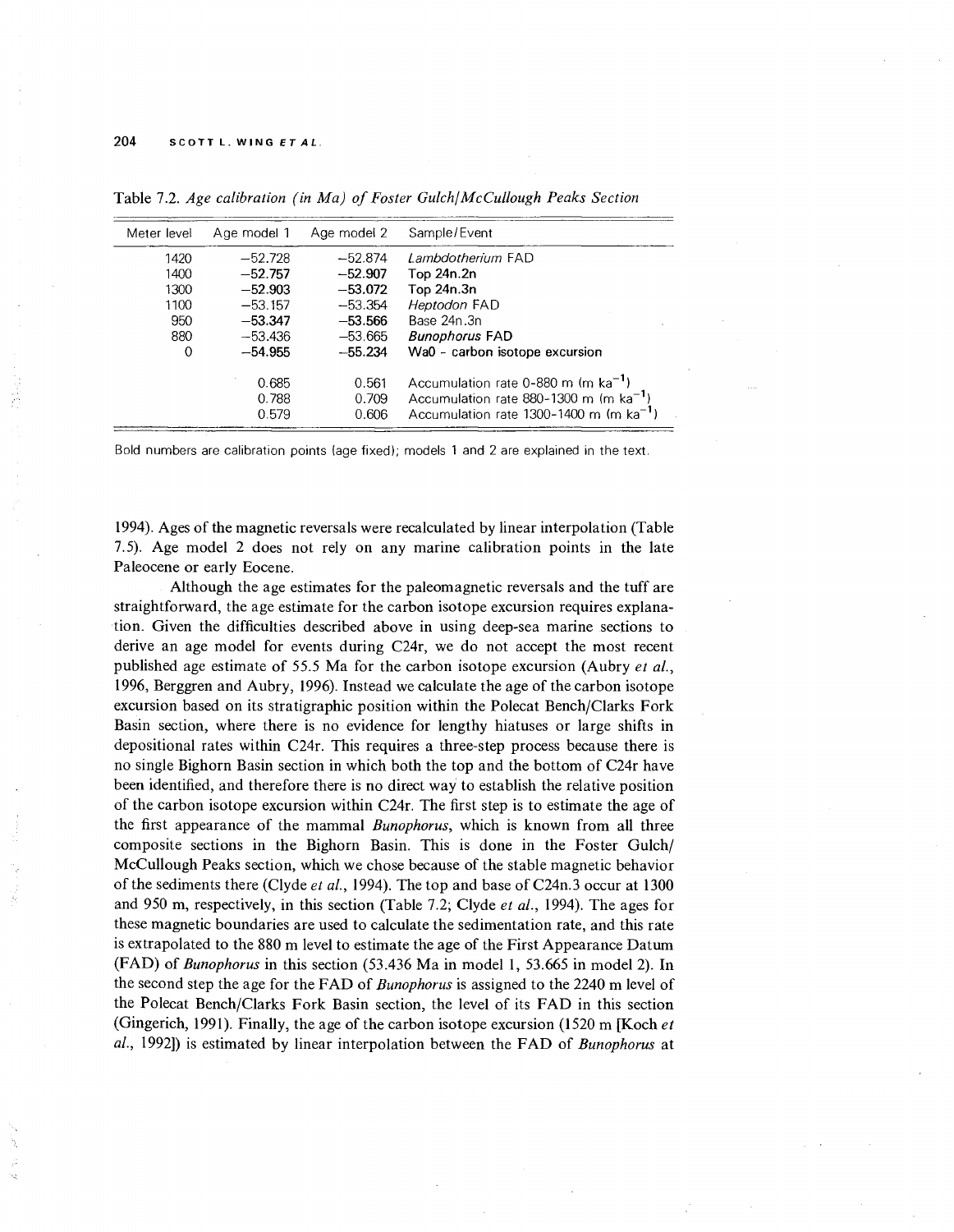Table 7.2. *Age calibration (in Ma) of Foster Gulch/McCullough Peaks Section*

| Meter level | Age model 1 | Age model 2 | Sample/Event |
|---|---|---|---|
| 1420 | −52.728 | −52.874 | *Lambdotherium* FAD |
| 1400 | **−52.757** | **−52.907** | **Top 24n.2n** |
| 1300 | **−52.903** | **−53.072** | **Top 24n.3n** |
| 1100 | −53.157 | −53.354 | *Heptodon* FAD |
| 950 | **−53.347** | **−53.566** | Base 24n.3n |
| 880 | −53.436 | −53.665 | ***Bunophorus* FAD** |
| 0 | **−54.955** | **−55.234** | **Wa0 - carbon isotope excursion** |
| | 0.685 | 0.561 | Accumulation rate 0-880 m (m $ka^{-1}$) |
| | 0.788 | 0.709 | Accumulation rate 880-1300 m (m $ka^{-1}$) |
| | 0.579 | 0.606 | Accumulation rate 1300-1400 m (m $ka^{-1}$) |

Bold numbers are calibration points (age fixed); models 1 and 2 are explained in the text.

1994). Ages of the magnetic reversals were recalculated by linear interpolation (Table 7.5). Age model 2 does not rely on any marine calibration points in the late Paleocene or early Eocene.

Although the age estimates for the paleomagnetic reversals and the tuff are straightforward, the age estimate for the carbon isotope excursion requires explanation. Given the difficulties described above in using deep-sea marine sections to derive an age model for events during C24r, we do not accept the most recent published age estimate of 55.5 Ma for the carbon isotope excursion (Aubry *et al.*, 1996, Berggren and Aubry, 1996). Instead we calculate the age of the carbon isotope excursion based on its stratigraphic position within the Polecat Bench/Clarks Fork Basin section, where there is no evidence for lengthy hiatuses or large shifts in depositional rates within C24r. This requires a three-step process because there is no single Bighorn Basin section in which both the top and the bottom of C24r have been identified, and therefore there is no direct way to establish the relative position of the carbon isotope excursion within C24r. The first step is to estimate the age of the first appearance of the mammal *Bunophorus*, which is known from all three composite sections in the Bighorn Basin. This is done in the Foster Gulch/McCullough Peaks section, which we chose because of the stable magnetic behavior of the sediments there (Clyde *et al.*, 1994). The top and base of C24n.3 occur at 1300 and 950 m, respectively, in this section (Table 7.2; Clyde *et al.*, 1994). The ages for these magnetic boundaries are used to calculate the sedimentation rate, and this rate is extrapolated to the 880 m level to estimate the age of the First Appearance Datum (FAD) of *Bunophorus* in this section (53.436 Ma in model 1, 53.665 in model 2). In the second step the age for the FAD of *Bunophorus* is assigned to the 2240 m level of the Polecat Bench/Clarks Fork Basin section, the level of its FAD in this section (Gingerich, 1991). Finally, the age of the carbon isotope excursion (1520 m [Koch *et al.*, 1992]) is estimated by linear interpolation between the FAD of *Bunophorus* at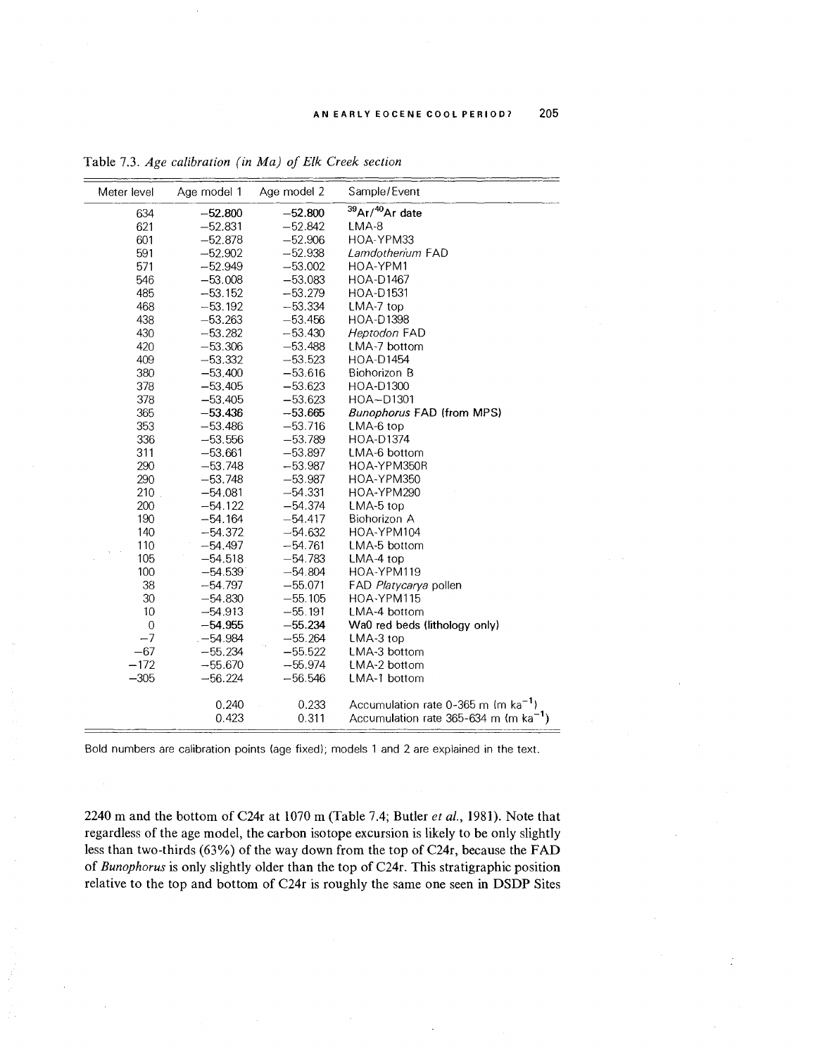Table 7.3. *Age calibration (in Ma) of Elk Creek section*

| Meter level | Age model 1 | Age model 2 | Sample/Event |
|---|---|---|---|
| 634 | **−52.800** | **−52.800** | **$^{39}Ar/^{40}Ar$ date** |
| 621 | −52.831 | −52.842 | LMA-8 |
| 601 | −52.878 | −52.906 | HOA-YPM33 |
| 591 | −52.902 | −52.938 | *Lamdotherium* FAD |
| 571 | −52.949 | −53.002 | HOA-YPM1 |
| 546 | −53.008 | −53.083 | HOA-D1467 |
| 485 | −53.152 | −53.279 | HOA-D1531 |
| 468 | −53.192 | −53.334 | LMA-7 top |
| 438 | −53.263 | −53.456 | HOA-D1398 |
| 430 | −53.282 | −53.430 | *Heptodon* FAD |
| 420 | −53.306 | −53.488 | LMA-7 bottom |
| 409 | −53.332 | −53.523 | HOA-D1454 |
| 380 | −53.400 | −53.616 | Biohorizon B |
| 378 | −53.405 | −53.623 | HOA-D1300 |
| 378 | −53.405 | −53.623 | HOA–D1301 |
| 365 | **−53.436** | **−53.665** | ***Bunophorus* FAD (from MPS)** |
| 353 | −53.486 | −53.716 | LMA-6 top |
| 336 | −53.556 | −53.789 | HOA-D1374 |
| 311 | −53.661 | −53.897 | LMA-6 bottom |
| 290 | −53.748 | −53.987 | HOA-YPM350R |
| 290 | −53.748 | −53.987 | HOA-YPM350 |
| 210 | −54.081 | −54.331 | HOA-YPM290 |
| 200 | −54.122 | −54.374 | LMA-5 top |
| 190 | −54.164 | −54.417 | Biohorizon A |
| 140 | −54.372 | −54.632 | HOA-YPM104 |
| 110 | −54.497 | −54.761 | LMA-5 bottom |
| 105 | −54.518 | −54.783 | LMA-4 top |
| 100 | −54.539 | −54.804 | HOA-YPM119 |
| 38 | −54.797 | −55.071 | FAD *Platycarya* pollen |
| 30 | −54.830 | −55.105 | HOA-YPM115 |
| 10 | −54.913 | −55.191 | LMA-4 bottom |
| 0 | **−54.955** | **−55.234** | **Wa0 red beds (lithology only)** |
| −7 | −54.984 | −55.264 | LMA-3 top |
| −67 | −55.234 | −55.522 | LMA-3 bottom |
| −172 | −55.670 | −55.974 | LMA-2 bottom |
| −305 | −56.224 | −56.546 | LMA-1 bottom |
| | 0.240 | 0.233 | Accumulation rate 0-365 m (m $ka^{-1}$) |
| | 0.423 | 0.311 | Accumulation rate 365-634 m (m $ka^{-1}$) |

Bold numbers are calibration points (age fixed); models 1 and 2 are explained in the text.

2240 m and the bottom of C24r at 1070 m (Table 7.4; Butler *et al.*, 1981). Note that regardless of the age model, the carbon isotope excursion is likely to be only slightly less than two-thirds (63%) of the way down from the top of C24r, because the FAD of *Bunophorus* is only slightly older than the top of C24r. This stratigraphic position relative to the top and bottom of C24r is roughly the same one seen in DSDP Sites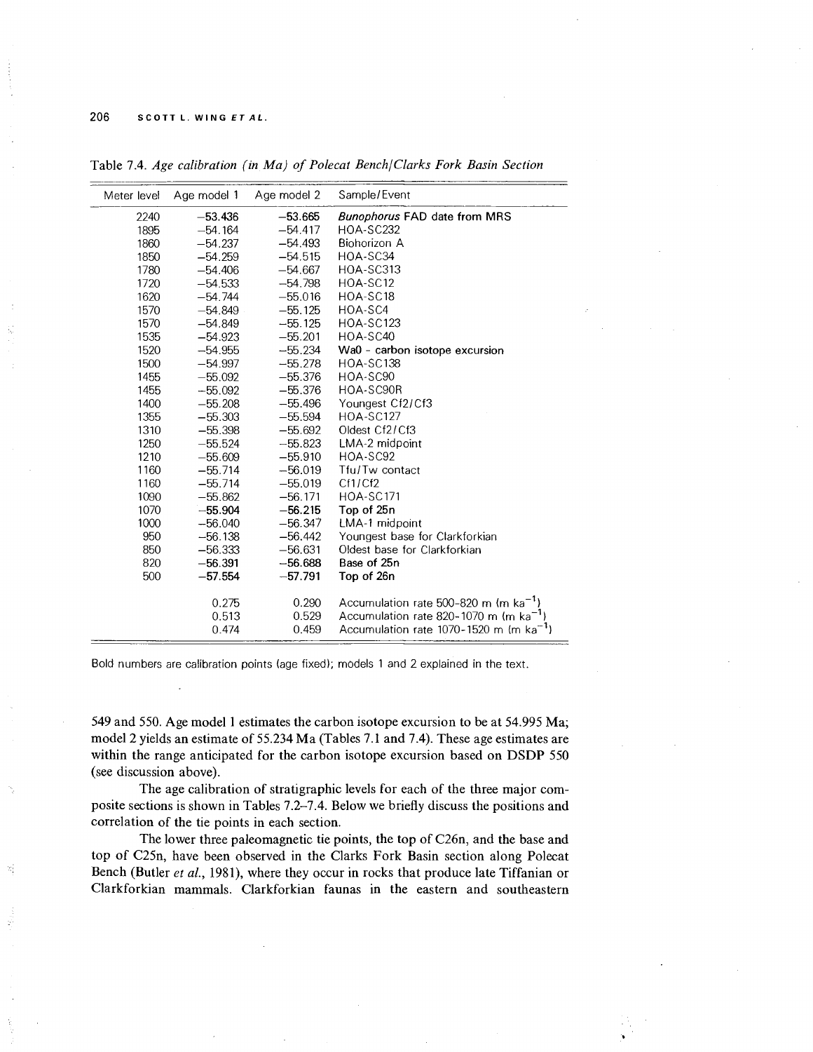Table 7.4. *Age calibration (in Ma) of Polecat Bench/Clarks Fork Basin Section*

| Meter level | Age model 1 | Age model 2 | Sample/Event |
|---|---|---|---|
| 2240 | **−53.436** | **−53.665** | *Bunophorus* FAD date from MRS |
| 1895 | −54.164 | −54.417 | HOA-SC232 |
| 1860 | −54.237 | −54.493 | Biohorizon A |
| 1850 | −54.259 | −54.515 | HOA-SC34 |
| 1780 | −54.406 | −54.667 | HOA-SC313 |
| 1720 | −54.533 | −54.798 | HOA-SC12 |
| 1620 | −54.744 | −55.016 | HOA-SC18 |
| 1570 | −54.849 | −55.125 | HOA-SC4 |
| 1570 | −54.849 | −55.125 | HOA-SC123 |
| 1535 | −54.923 | −55.201 | HOA-SC40 |
| 1520 | −54.955 | −55.234 | Wa0 - carbon isotope excursion |
| 1500 | −54.997 | −55.278 | HOA-SC138 |
| 1455 | −55.092 | −55.376 | HOA-SC90 |
| 1455 | −55.092 | −55.376 | HOA-SC90R |
| 1400 | −55.208 | −55.496 | Youngest Cf2/Cf3 |
| 1355 | −55.303 | −55.594 | HOA-SC127 |
| 1310 | −55.398 | −55.692 | Oldest Cf2/Cf3 |
| 1250 | −55.524 | −55.823 | LMA-2 midpoint |
| 1210 | −55.609 | −55.910 | HOA-SC92 |
| 1160 | −55.714 | −56.019 | Tfu/Tw contact |
| 1160 | −55.714 | −55.019 | Cf1/Cf2 |
| 1090 | −55.862 | −56.171 | HOA-SC171 |
| 1070 | **−55.904** | **−56.215** | Top of 25n |
| 1000 | −56.040 | −56.347 | LMA-1 midpoint |
| 950 | −56.138 | −56.442 | Youngest base for Clarkforkian |
| 850 | −56.333 | −56.631 | Oldest base for Clarkforkian |
| 820 | **−56.391** | **−56.688** | Base of 25n |
| 500 | **−57.554** | **−57.791** | Top of 26n |
| | 0.275 | 0.290 | Accumulation rate 500–820 m (m $ka^{-1}$) |
| | 0.513 | 0.529 | Accumulation rate 820–1070 m (m $ka^{-1}$) |
| | 0.474 | 0.459 | Accumulation rate 1070–1520 m (m $ka^{-1}$) |

Bold numbers are calibration points (age fixed); models 1 and 2 explained in the text.

549 and 550. Age model 1 estimates the carbon isotope excursion to be at 54.995 Ma; model 2 yields an estimate of 55.234 Ma (Tables 7.1 and 7.4). These age estimates are within the range anticipated for the carbon isotope excursion based on DSDP 550 (see discussion above).

The age calibration of stratigraphic levels for each of the three major composite sections is shown in Tables 7.2–7.4. Below we briefly discuss the positions and correlation of the tie points in each section.

The lower three paleomagnetic tie points, the top of C26n, and the base and top of C25n, have been observed in the Clarks Fork Basin section along Polecat Bench (Butler *et al.*, 1981), where they occur in rocks that produce late Tiffanian or Clarkforkian mammals. Clarkforkian faunas in the eastern and southeastern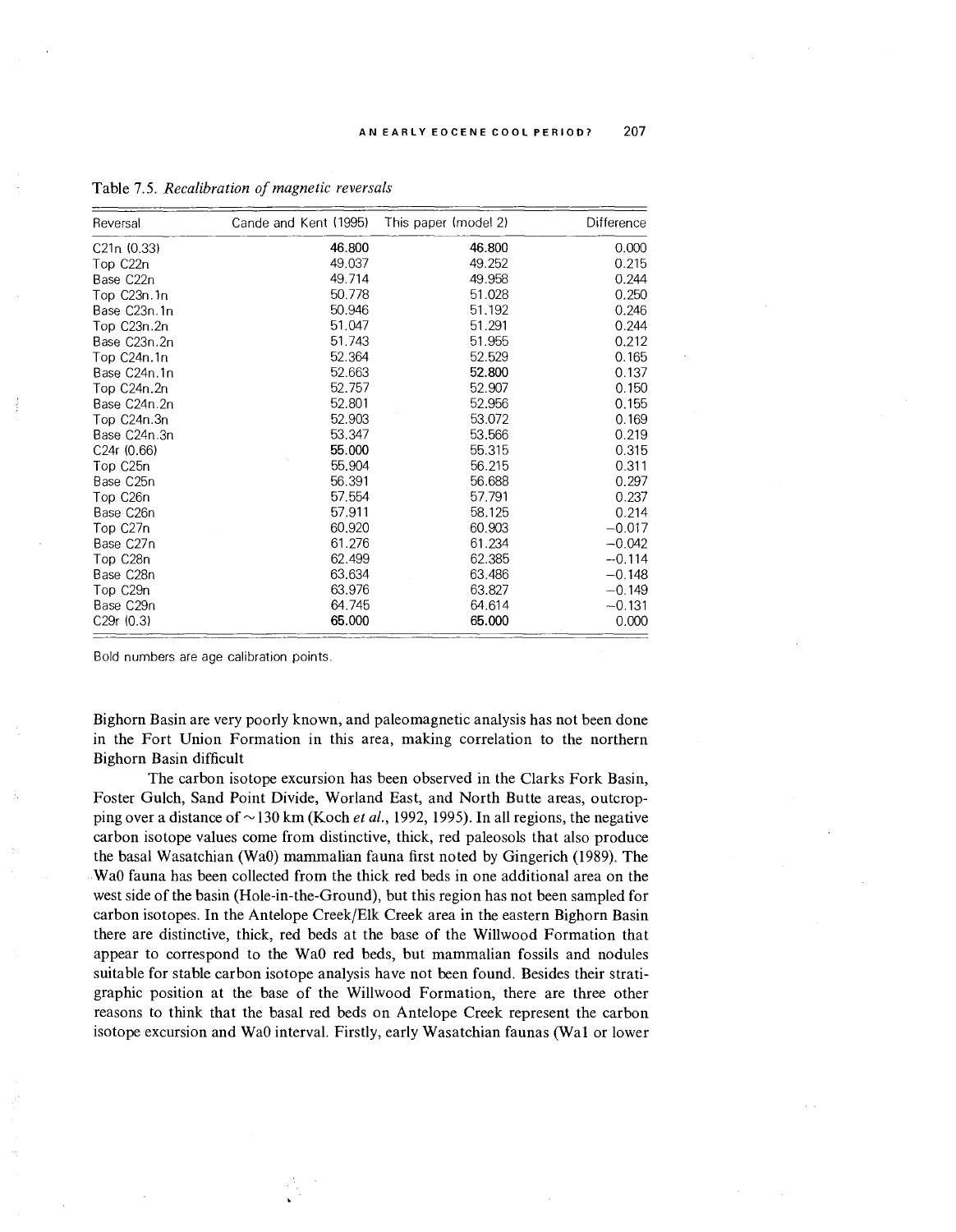Table 7.5. *Recalibration of magnetic reversals*

| Reversal | Cande and Kent (1995) | This paper (model 2) | Difference |
|---|---|---|---|
| C21n (0.33) | **46.800** | **46.800** | 0.000 |
| Top C22n | 49.037 | 49.252 | 0.215 |
| Base C22n | 49.714 | 49.958 | 0.244 |
| Top C23n.1n | 50.778 | 51.028 | 0.250 |
| Base C23n.1n | 50.946 | 51.192 | 0.246 |
| Top C23n.2n | 51.047 | 51.291 | 0.244 |
| Base C23n.2n | 51.743 | 51.955 | 0.212 |
| Top C24n.1n | 52.364 | 52.529 | 0.165 |
| Base C24n.1n | 52.663 | **52.800** | 0.137 |
| Top C24n.2n | 52.757 | 52.907 | 0.150 |
| Base C24n.2n | 52.801 | 52.956 | 0.155 |
| Top C24n.3n | 52.903 | 53.072 | 0.169 |
| Base C24n.3n | 53.347 | 53.566 | 0.219 |
| C24r (0.66) | **55.000** | 55.315 | 0.315 |
| Top C25n | 55.904 | 56.215 | 0.311 |
| Base C25n | 56.391 | 56.688 | 0.297 |
| Top C26n | 57.554 | 57.791 | 0.237 |
| Base C26n | 57.911 | 58.125 | 0.214 |
| Top C27n | 60.920 | 60.903 | −0.017 |
| Base C27n | 61.276 | 61.234 | −0.042 |
| Top C28n | 62.499 | 62.385 | −0.114 |
| Base C28n | 63.634 | 63.486 | −0.148 |
| Top C29n | 63.976 | 63.827 | −0.149 |
| Base C29n | 64.745 | 64.614 | −0.131 |
| C29r (0.3) | **65.000** | **65.000** | 0.000 |

Bold numbers are age calibration points.

Bighorn Basin are very poorly known, and paleomagnetic analysis has not been done in the Fort Union Formation in this area, making correlation to the northern Bighorn Basin difficult

The carbon isotope excursion has been observed in the Clarks Fork Basin, Foster Gulch, Sand Point Divide, Worland East, and North Butte areas, outcropping over a distance of ~130 km (Koch *et al.*, 1992, 1995). In all regions, the negative carbon isotope values come from distinctive, thick, red paleosols that also produce the basal Wasatchian (Wa0) mammalian fauna first noted by Gingerich (1989). The Wa0 fauna has been collected from the thick red beds in one additional area on the west side of the basin (Hole-in-the-Ground), but this region has not been sampled for carbon isotopes. In the Antelope Creek/Elk Creek area in the eastern Bighorn Basin there are distinctive, thick, red beds at the base of the Willwood Formation that appear to correspond to the Wa0 red beds, but mammalian fossils and nodules suitable for stable carbon isotope analysis have not been found. Besides their stratigraphic position at the base of the Willwood Formation, there are three other reasons to think that the basal red beds on Antelope Creek represent the carbon isotope excursion and Wa0 interval. Firstly, early Wasatchian faunas (Wa1 or lower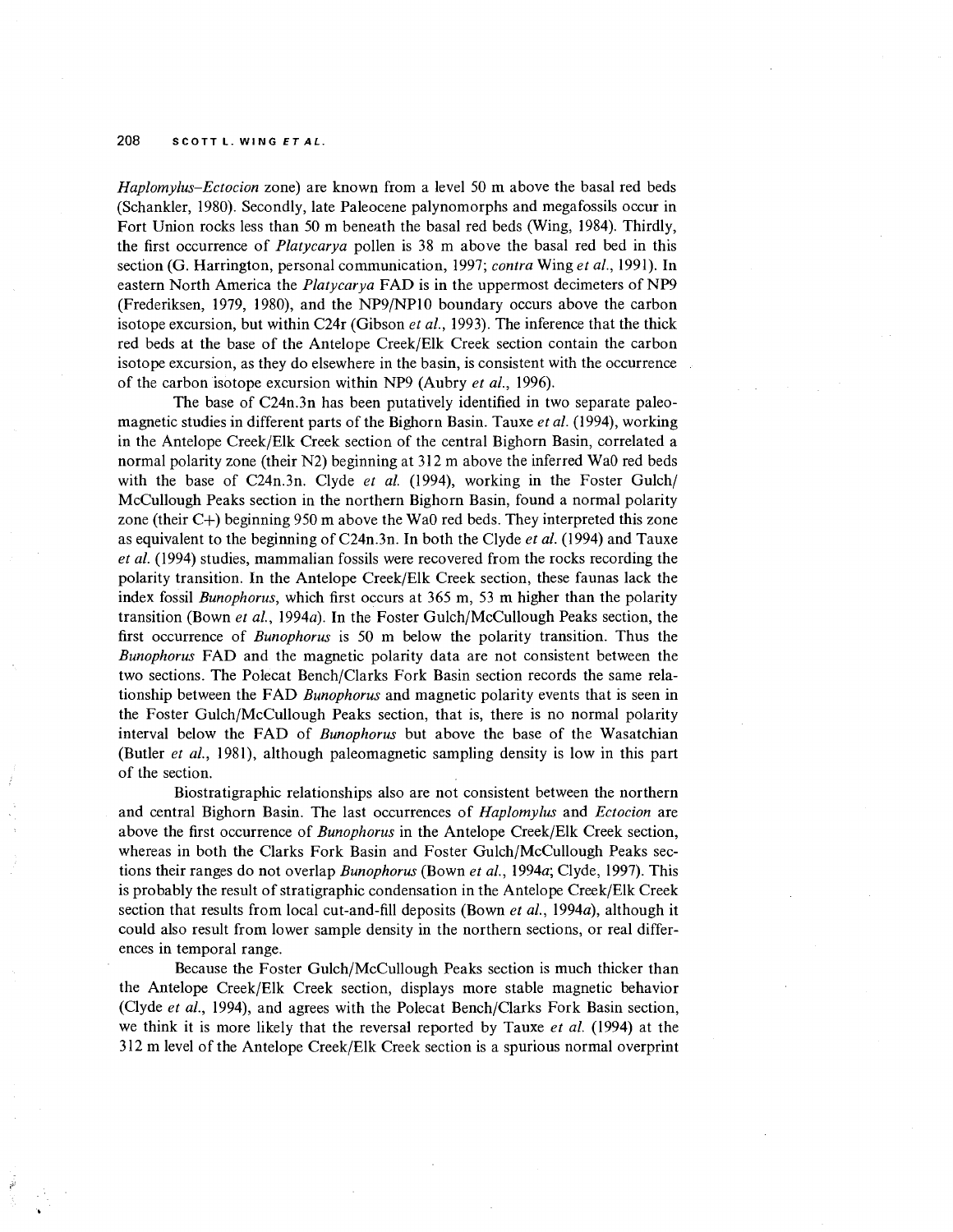*Haplomylus–Ectocion* zone) are known from a level 50 m above the basal red beds (Schankler, 1980). Secondly, late Paleocene palynomorphs and megafossils occur in Fort Union rocks less than 50 m beneath the basal red beds (Wing, 1984). Thirdly, the first occurrence of *Platycarya* pollen is 38 m above the basal red bed in this section (G. Harrington, personal communication, 1997; *contra* Wing *et al.*, 1991). In eastern North America the *Platycarya* FAD is in the uppermost decimeters of NP9 (Frederiksen, 1979, 1980), and the NP9/NP10 boundary occurs above the carbon isotope excursion, but within C24r (Gibson *et al.*, 1993). The inference that the thick red beds at the base of the Antelope Creek/Elk Creek section contain the carbon isotope excursion, as they do elsewhere in the basin, is consistent with the occurrence of the carbon isotope excursion within NP9 (Aubry *et al.*, 1996).

The base of C24n.3n has been putatively identified in two separate paleomagnetic studies in different parts of the Bighorn Basin. Tauxe *et al.* (1994), working in the Antelope Creek/Elk Creek section of the central Bighorn Basin, correlated a normal polarity zone (their N2) beginning at 312 m above the inferred Wa0 red beds with the base of C24n.3n. Clyde *et al.* (1994), working in the Foster Gulch/McCullough Peaks section in the northern Bighorn Basin, found a normal polarity zone (their C+) beginning 950 m above the Wa0 red beds. They interpreted this zone as equivalent to the beginning of C24n.3n. In both the Clyde *et al.* (1994) and Tauxe *et al.* (1994) studies, mammalian fossils were recovered from the rocks recording the polarity transition. In the Antelope Creek/Elk Creek section, these faunas lack the index fossil *Bunophorus*, which first occurs at 365 m, 53 m higher than the polarity transition (Bown *et al.*, 1994*a*). In the Foster Gulch/McCullough Peaks section, the first occurrence of *Bunophorus* is 50 m below the polarity transition. Thus the *Bunophorus* FAD and the magnetic polarity data are not consistent between the two sections. The Polecat Bench/Clarks Fork Basin section records the same relationship between the FAD *Bunophorus* and magnetic polarity events that is seen in the Foster Gulch/McCullough Peaks section, that is, there is no normal polarity interval below the FAD of *Bunophorus* but above the base of the Wasatchian (Butler *et al.*, 1981), although paleomagnetic sampling density is low in this part of the section.

Biostratigraphic relationships also are not consistent between the northern and central Bighorn Basin. The last occurrences of *Haplomylus* and *Ectocion* are above the first occurrence of *Bunophorus* in the Antelope Creek/Elk Creek section, whereas in both the Clarks Fork Basin and Foster Gulch/McCullough Peaks sections their ranges do not overlap *Bunophorus* (Bown *et al.*, 1994*a*; Clyde, 1997). This is probably the result of stratigraphic condensation in the Antelope Creek/Elk Creek section that results from local cut-and-fill deposits (Bown *et al.*, 1994*a*), although it could also result from lower sample density in the northern sections, or real differences in temporal range.

Because the Foster Gulch/McCullough Peaks section is much thicker than the Antelope Creek/Elk Creek section, displays more stable magnetic behavior (Clyde *et al.*, 1994), and agrees with the Polecat Bench/Clarks Fork Basin section, we think it is more likely that the reversal reported by Tauxe *et al.* (1994) at the 312 m level of the Antelope Creek/Elk Creek section is a spurious normal overprint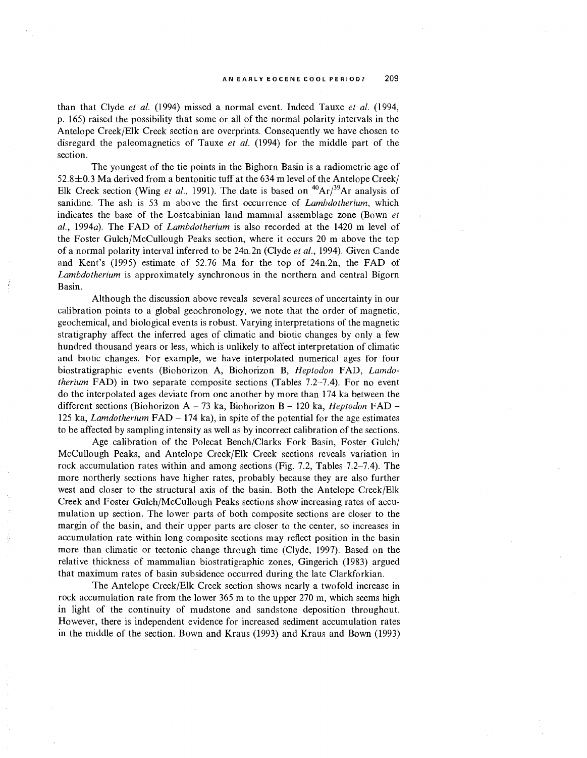than that Clyde *et al.* (1994) missed a normal event. Indeed Tauxe *et al.* (1994, p. 165) raised the possibility that some or all of the normal polarity intervals in the Antelope Creek/Elk Creek section are overprints. Consequently we have chosen to disregard the paleomagnetics of Tauxe *et al.* (1994) for the middle part of the section.

The youngest of the tie points in the Bighorn Basin is a radiometric age of 52.8±0.3 Ma derived from a bentonitic tuff at the 634 m level of the Antelope Creek/ Elk Creek section (Wing *et al.*, 1991). The date is based on $^{40}Ar/^{39}Ar$ analysis of sanidine. The ash is 53 m above the first occurrence of *Lambdotherium*, which indicates the base of the Lostcabinian land mammal assemblage zone (Bown *et al.*, 1994*a*). The FAD of *Lambdotherium* is also recorded at the 1420 m level of the Foster Gulch/McCullough Peaks section, where it occurs 20 m above the top of a normal polarity interval inferred to be 24n.2n (Clyde *et al.*, 1994). Given Cande and Kent's (1995) estimate of 52.76 Ma for the top of 24n.2n, the FAD of *Lambdotherium* is approximately synchronous in the northern and central Bigorn Basin.

Although the discussion above reveals several sources of uncertainty in our calibration points to a global geochronology, we note that the order of magnetic, geochemical, and biological events is robust. Varying interpretations of the magnetic stratigraphy affect the inferred ages of climatic and biotic changes by only a few hundred thousand years or less, which is unlikely to affect interpretation of climatic and biotic changes. For example, we have interpolated numerical ages for four biostratigraphic events (Biohorizon A, Biohorizon B, *Heptodon* FAD, *Lamdotherium* FAD) in two separate composite sections (Tables 7.2–7.4). For no event do the interpolated ages deviate from one another by more than 174 ka between the different sections (Biohorizon A – 73 ka, Biohorizon B – 120 ka, *Heptodon* FAD – 125 ka, *Lamdotherium* FAD – 174 ka), in spite of the potential for the age estimates to be affected by sampling intensity as well as by incorrect calibration of the sections.

Age calibration of the Polecat Bench/Clarks Fork Basin, Foster Gulch/ McCullough Peaks, and Antelope Creek/Elk Creek sections reveals variation in rock accumulation rates within and among sections (Fig. 7.2, Tables 7.2–7.4). The more northerly sections have higher rates, probably because they are also further west and closer to the structural axis of the basin. Both the Antelope Creek/Elk Creek and Foster Gulch/McCullough Peaks sections show increasing rates of accumulation up section. The lower parts of both composite sections are closer to the margin of the basin, and their upper parts are closer to the center, so increases in accumulation rate within long composite sections may reflect position in the basin more than climatic or tectonic change through time (Clyde, 1997). Based on the relative thickness of mammalian biostratigraphic zones, Gingerich (1983) argued that maximum rates of basin subsidence occurred during the late Clarkforkian.

The Antelope Creek/Elk Creek section shows nearly a twofold increase in rock accumulation rate from the lower 365 m to the upper 270 m, which seems high in light of the continuity of mudstone and sandstone deposition throughout. However, there is independent evidence for increased sediment accumulation rates in the middle of the section. Bown and Kraus (1993) and Kraus and Bown (1993)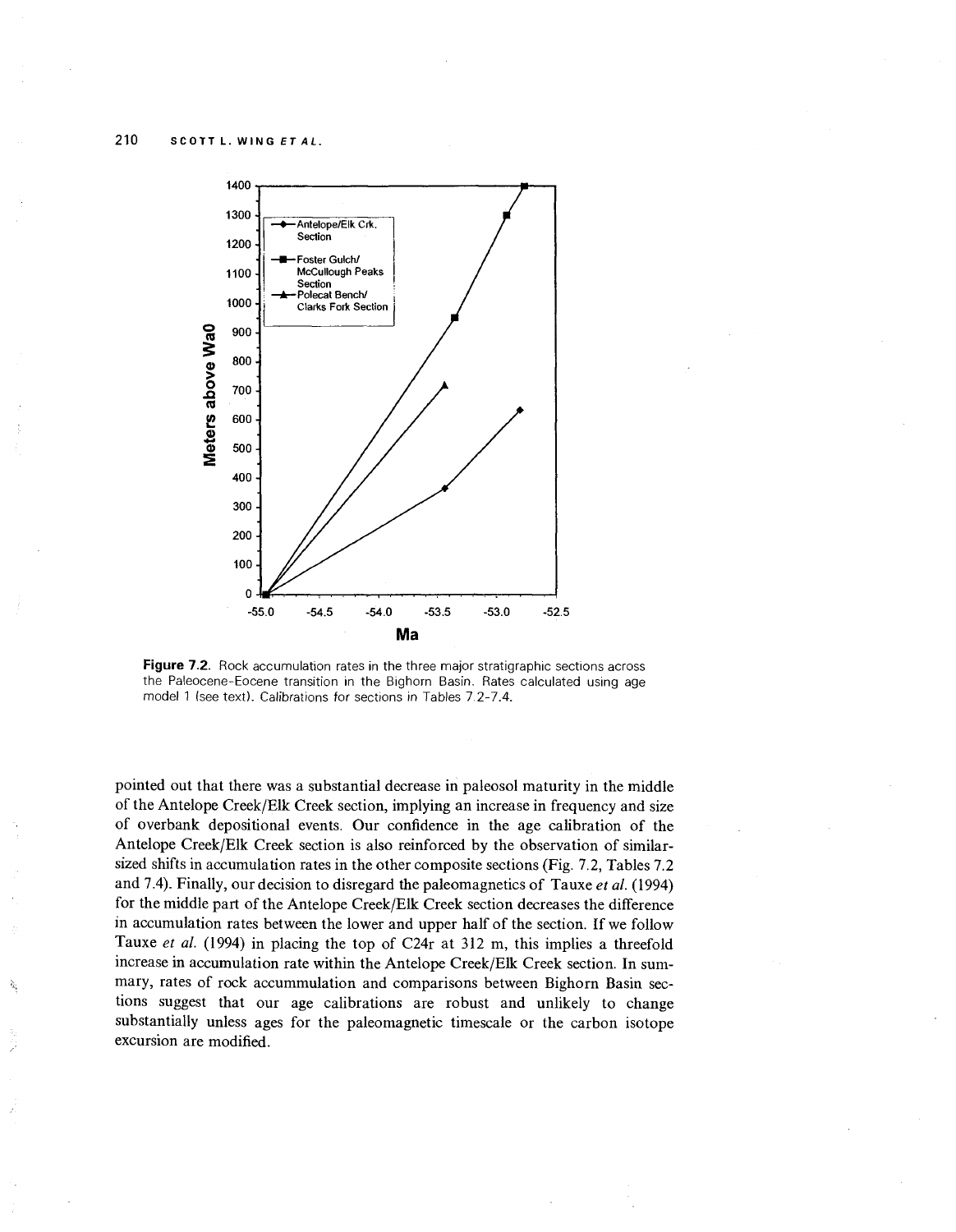**Figure 7.2.** Rock accumulation rates in the three major stratigraphic sections across the Paleocene-Eocene transition in the Bighorn Basin. Rates calculated using age model 1 (see text). Calibrations for sections in Tables 7.2-7.4.

pointed out that there was a substantial decrease in paleosol maturity in the middle of the Antelope Creek/Elk Creek section, implying an increase in frequency and size of overbank depositional events. Our confidence in the age calibration of the Antelope Creek/Elk Creek section is also reinforced by the observation of similar-sized shifts in accumulation rates in the other composite sections (Fig. 7.2, Tables 7.2 and 7.4). Finally, our decision to disregard the paleomagnetics of Tauxe *et al.* (1994) for the middle part of the Antelope Creek/Elk Creek section decreases the difference in accumulation rates between the lower and upper half of the section. If we follow Tauxe *et al.* (1994) in placing the top of C24r at 312 m, this implies a threefold increase in accumulation rate within the Antelope Creek/Elk Creek section. In summary, rates of rock accummulation and comparisons between Bighorn Basin sections suggest that our age calibrations are robust and unlikely to change substantially unless ages for the paleomagnetic timescale or the carbon isotope excursion are modified.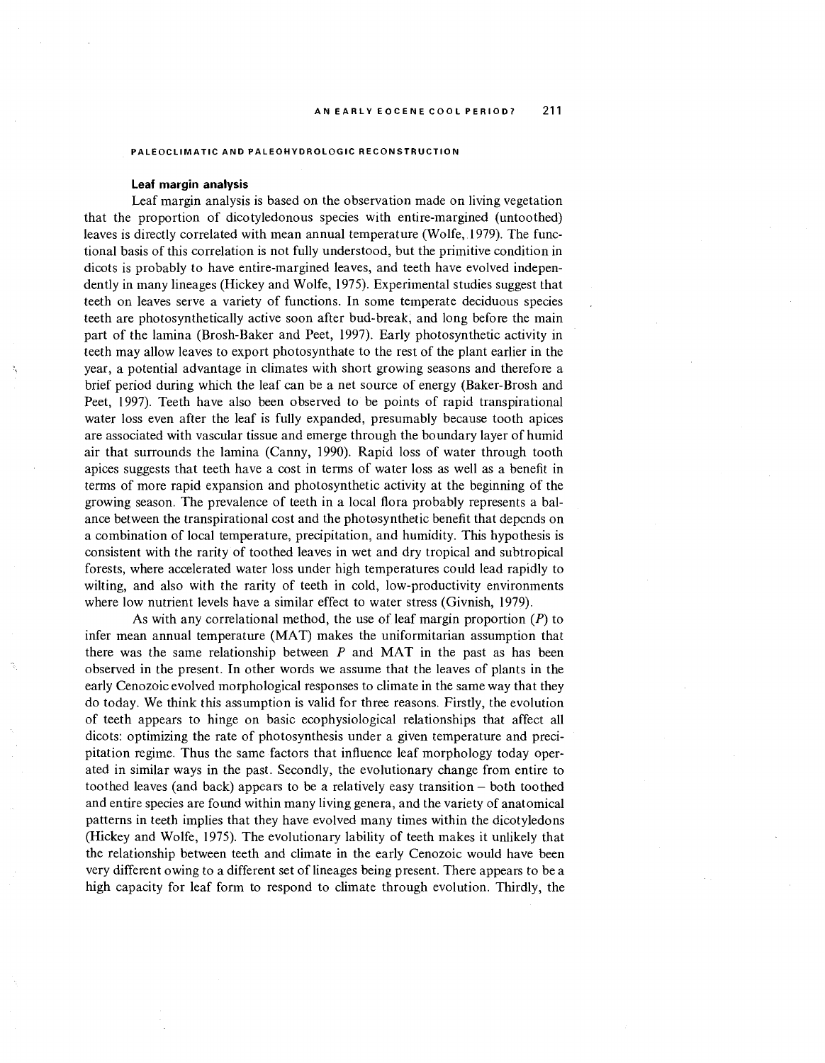## PALEOCLIMATIC AND PALEOHYDROLOGIC RECONSTRUCTION

### Leaf margin analysis

Leaf margin analysis is based on the observation made on living vegetation that the proportion of dicotyledonous species with entire-margined (untoothed) leaves is directly correlated with mean annual temperature (Wolfe, 1979). The functional basis of this correlation is not fully understood, but the primitive condition in dicots is probably to have entire-margined leaves, and teeth have evolved independently in many lineages (Hickey and Wolfe, 1975). Experimental studies suggest that teeth on leaves serve a variety of functions. In some temperate deciduous species teeth are photosynthetically active soon after bud-break, and long before the main part of the lamina (Brosh-Baker and Peet, 1997). Early photosynthetic activity in teeth may allow leaves to export photosynthate to the rest of the plant earlier in the year, a potential advantage in climates with short growing seasons and therefore a brief period during which the leaf can be a net source of energy (Baker-Brosh and Peet, 1997). Teeth have also been observed to be points of rapid transpirational water loss even after the leaf is fully expanded, presumably because tooth apices are associated with vascular tissue and emerge through the boundary layer of humid air that surrounds the lamina (Canny, 1990). Rapid loss of water through tooth apices suggests that teeth have a cost in terms of water loss as well as a benefit in terms of more rapid expansion and photosynthetic activity at the beginning of the growing season. The prevalence of teeth in a local flora probably represents a balance between the transpirational cost and the photosynthetic benefit that depends on a combination of local temperature, precipitation, and humidity. This hypothesis is consistent with the rarity of toothed leaves in wet and dry tropical and subtropical forests, where accelerated water loss under high temperatures could lead rapidly to wilting, and also with the rarity of teeth in cold, low-productivity environments where low nutrient levels have a similar effect to water stress (Givnish, 1979).

As with any correlational method, the use of leaf margin proportion ($P$) to infer mean annual temperature (MAT) makes the uniformitarian assumption that there was the same relationship between $P$ and MAT in the past as has been observed in the present. In other words we assume that the leaves of plants in the early Cenozoic evolved morphological responses to climate in the same way that they do today. We think this assumption is valid for three reasons. Firstly, the evolution of teeth appears to hinge on basic ecophysiological relationships that affect all dicots: optimizing the rate of photosynthesis under a given temperature and precipitation regime. Thus the same factors that influence leaf morphology today operated in similar ways in the past. Secondly, the evolutionary change from entire to toothed leaves (and back) appears to be a relatively easy transition – both toothed and entire species are found within many living genera, and the variety of anatomical patterns in teeth implies that they have evolved many times within the dicotyledons (Hickey and Wolfe, 1975). The evolutionary lability of teeth makes it unlikely that the relationship between teeth and climate in the early Cenozoic would have been very different owing to a different set of lineages being present. There appears to be a high capacity for leaf form to respond to climate through evolution. Thirdly, the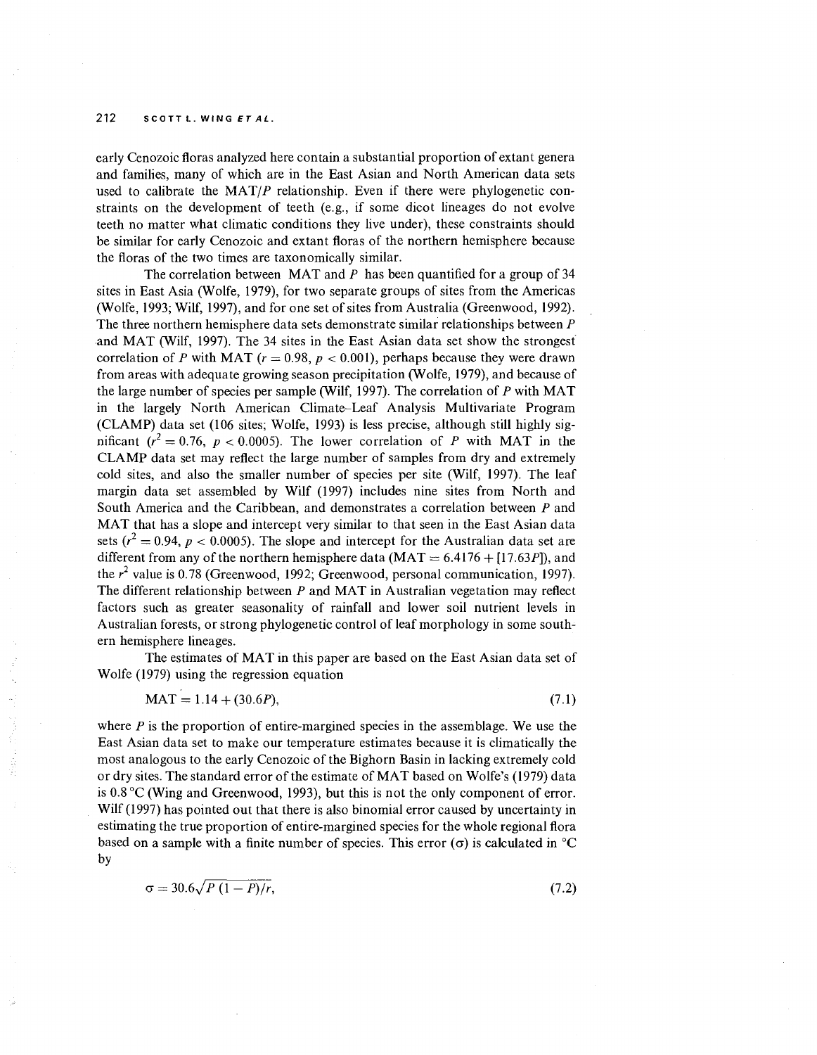early Cenozoic floras analyzed here contain a substantial proportion of extant genera and families, many of which are in the East Asian and North American data sets used to calibrate the MAT/$P$ relationship. Even if there were phylogenetic constraints on the development of teeth (e.g., if some dicot lineages do not evolve teeth no matter what climatic conditions they live under), these constraints should be similar for early Cenozoic and extant floras of the northern hemisphere because the floras of the two times are taxonomically similar.

The correlation between MAT and $P$ has been quantified for a group of 34 sites in East Asia (Wolfe, 1979), for two separate groups of sites from the Americas (Wolfe, 1993; Wilf, 1997), and for one set of sites from Australia (Greenwood, 1992). The three northern hemisphere data sets demonstrate similar relationships between $P$ and MAT (Wilf, 1997). The 34 sites in the East Asian data set show the strongest correlation of $P$ with MAT ($r = 0.98$, $p < 0.001$), perhaps because they were drawn from areas with adequate growing season precipitation (Wolfe, 1979), and because of the large number of species per sample (Wilf, 1997). The correlation of $P$ with MAT in the largely North American Climate–Leaf Analysis Multivariate Program (CLAMP) data set (106 sites; Wolfe, 1993) is less precise, although still highly significant ($r^2 = 0.76$, $p < 0.0005$). The lower correlation of $P$ with MAT in the CLAMP data set may reflect the large number of samples from dry and extremely cold sites, and also the smaller number of species per site (Wilf, 1997). The leaf margin data set assembled by Wilf (1997) includes nine sites from North and South America and the Caribbean, and demonstrates a correlation between $P$ and MAT that has a slope and intercept very similar to that seen in the East Asian data sets ($r^2 = 0.94$, $p < 0.0005$). The slope and intercept for the Australian data set are different from any of the northern hemisphere data ($\mathrm{MAT} = 6.4176 + [17.63P]$), and the $r^2$ value is 0.78 (Greenwood, 1992; Greenwood, personal communication, 1997). The different relationship between $P$ and MAT in Australian vegetation may reflect factors such as greater seasonality of rainfall and lower soil nutrient levels in Australian forests, or strong phylogenetic control of leaf morphology in some southern hemisphere lineages.

The estimates of MAT in this paper are based on the East Asian data set of Wolfe (1979) using the regression equation

$$\mathrm{MAT} = 1.14 + (30.6P), \tag{7.1}$$

where $P$ is the proportion of entire-margined species in the assemblage. We use the East Asian data set to make our temperature estimates because it is climatically the most analogous to the early Cenozoic of the Bighorn Basin in lacking extremely cold or dry sites. The standard error of the estimate of MAT based on Wolfe's (1979) data is 0.8 °C (Wing and Greenwood, 1993), but this is not the only component of error. Wilf (1997) has pointed out that there is also binomial error caused by uncertainty in estimating the true proportion of entire-margined species for the whole regional flora based on a sample with a finite number of species. This error ($\sigma$) is calculated in °C by

$$\sigma = 30.6\sqrt{P\,(1-P)/r}, \tag{7.2}$$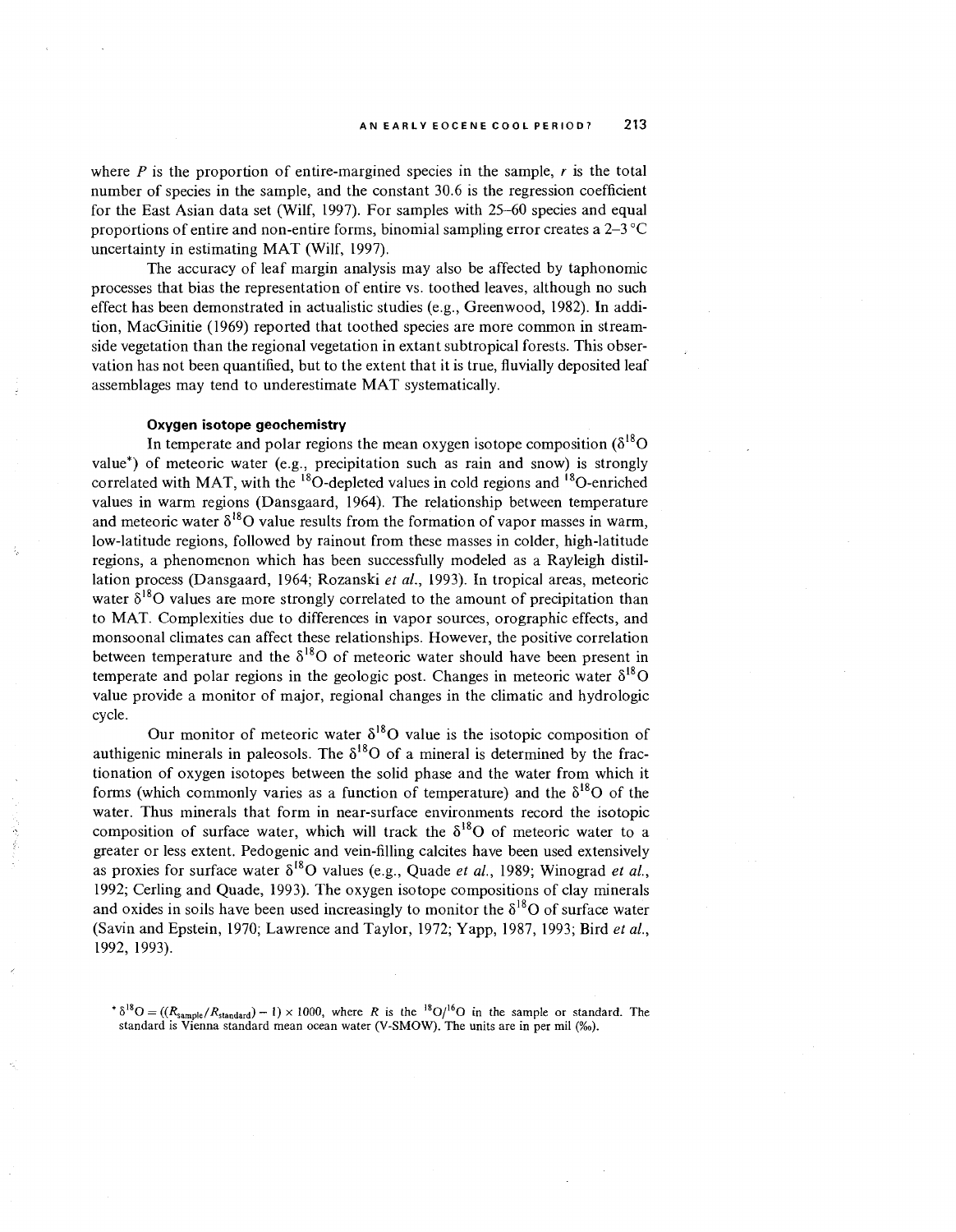where $P$ is the proportion of entire-margined species in the sample, $r$ is the total number of species in the sample, and the constant 30.6 is the regression coefficient for the East Asian data set (Wilf, 1997). For samples with 25–60 species and equal proportions of entire and non-entire forms, binomial sampling error creates a 2–3 °C uncertainty in estimating MAT (Wilf, 1997).

The accuracy of leaf margin analysis may also be affected by taphonomic processes that bias the representation of entire vs. toothed leaves, although no such effect has been demonstrated in actualistic studies (e.g., Greenwood, 1982). In addition, MacGinitie (1969) reported that toothed species are more common in streamside vegetation than the regional vegetation in extant subtropical forests. This observation has not been quantified, but to the extent that it is true, fluvially deposited leaf assemblages may tend to underestimate MAT systematically.

#### Oxygen isotope geochemistry

In temperate and polar regions the mean oxygen isotope composition ($\delta^{18}O$ value*) of meteoric water (e.g., precipitation such as rain and snow) is strongly correlated with MAT, with the $^{18}O$-depleted values in cold regions and $^{18}O$-enriched values in warm regions (Dansgaard, 1964). The relationship between temperature and meteoric water $\delta^{18}O$ value results from the formation of vapor masses in warm, low-latitude regions, followed by rainout from these masses in colder, high-latitude regions, a phenomenon which has been successfully modeled as a Rayleigh distillation process (Dansgaard, 1964; Rozanski *et al.*, 1993). In tropical areas, meteoric water $\delta^{18}O$ values are more strongly correlated to the amount of precipitation than to MAT. Complexities due to differences in vapor sources, orographic effects, and monsoonal climates can affect these relationships. However, the positive correlation between temperature and the $\delta^{18}O$ of meteoric water should have been present in temperate and polar regions in the geologic post. Changes in meteoric water $\delta^{18}O$ value provide a monitor of major, regional changes in the climatic and hydrologic cycle.

Our monitor of meteoric water $\delta^{18}O$ value is the isotopic composition of authigenic minerals in paleosols. The $\delta^{18}O$ of a mineral is determined by the fractionation of oxygen isotopes between the solid phase and the water from which it forms (which commonly varies as a function of temperature) and the $\delta^{18}O$ of the water. Thus minerals that form in near-surface environments record the isotopic composition of surface water, which will track the $\delta^{18}O$ of meteoric water to a greater or less extent. Pedogenic and vein-filling calcites have been used extensively as proxies for surface water $\delta^{18}O$ values (e.g., Quade *et al.*, 1989; Winograd *et al.*, 1992; Cerling and Quade, 1993). The oxygen isotope compositions of clay minerals and oxides in soils have been used increasingly to monitor the $\delta^{18}O$ of surface water (Savin and Epstein, 1970; Lawrence and Taylor, 1972; Yapp, 1987, 1993; Bird *et al.*, 1992, 1993).

* $\delta^{18}O = ((R_{sample}/R_{standard}) - 1) \times 1000$, where $R$ is the $^{18}O/^{16}O$ in the sample or standard. The standard is Vienna standard mean ocean water (V-SMOW). The units are in per mil (‰).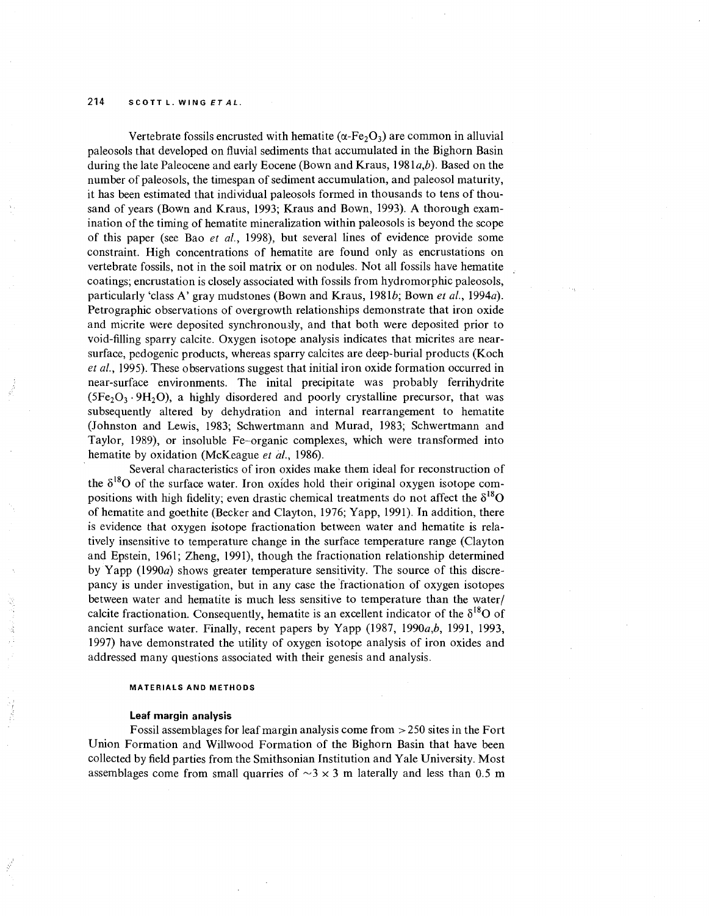Vertebrate fossils encrusted with hematite ($\alpha$-$Fe_2O_3$) are common in alluvial paleosols that developed on fluvial sediments that accumulated in the Bighorn Basin during the late Paleocene and early Eocene (Bown and Kraus, 1981*a*,*b*). Based on the number of paleosols, the timespan of sediment accumulation, and paleosol maturity, it has been estimated that individual paleosols formed in thousands to tens of thousand of years (Bown and Kraus, 1993; Kraus and Bown, 1993). A thorough examination of the timing of hematite mineralization within paleosols is beyond the scope of this paper (see Bao *et al.*, 1998), but several lines of evidence provide some constraint. High concentrations of hematite are found only as encrustations on vertebrate fossils, not in the soil matrix or on nodules. Not all fossils have hematite coatings; encrustation is closely associated with fossils from hydromorphic paleosols, particularly 'class A' gray mudstones (Bown and Kraus, 1981*b*; Bown *et al.*, 1994*a*). Petrographic observations of overgrowth relationships demonstrate that iron oxide and micrite were deposited synchronously, and that both were deposited prior to void-filling sparry calcite. Oxygen isotope analysis indicates that micrites are near-surface, pedogenic products, whereas sparry calcites are deep-burial products (Koch *et al.*, 1995). These observations suggest that initial iron oxide formation occurred in near-surface environments. The inital precipitate was probably ferrihydrite ($5Fe_2O_3 \cdot 9H_2O$), a highly disordered and poorly crystalline precursor, that was subsequently altered by dehydration and internal rearrangement to hematite (Johnston and Lewis, 1983; Schwertmann and Murad, 1983; Schwertmann and Taylor, 1989), or insoluble Fe–organic complexes, which were transformed into hematite by oxidation (McKeague *et al.*, 1986).

Several characteristics of iron oxides make them ideal for reconstruction of the $\delta^{18}O$ of the surface water. Iron oxides hold their original oxygen isotope compositions with high fidelity; even drastic chemical treatments do not affect the $\delta^{18}O$ of hematite and goethite (Becker and Clayton, 1976; Yapp, 1991). In addition, there is evidence that oxygen isotope fractionation between water and hematite is relatively insensitive to temperature change in the surface temperature range (Clayton and Epstein, 1961; Zheng, 1991), though the fractionation relationship determined by Yapp (1990*a*) shows greater temperature sensitivity. The source of this discrepancy is under investigation, but in any case the fractionation of oxygen isotopes between water and hematite is much less sensitive to temperature than the water/calcite fractionation. Consequently, hematite is an excellent indicator of the $\delta^{18}O$ of ancient surface water. Finally, recent papers by Yapp (1987, 1990*a*,*b*, 1991, 1993, 1997) have demonstrated the utility of oxygen isotope analysis of iron oxides and addressed many questions associated with their genesis and analysis.

## MATERIALS AND METHODS

### Leaf margin analysis

Fossil assemblages for leaf margin analysis come from $>250$ sites in the Fort Union Formation and Willwood Formation of the Bighorn Basin that have been collected by field parties from the Smithsonian Institution and Yale University. Most assemblages come from small quarries of $\sim 3 \times 3$ m laterally and less than 0.5 m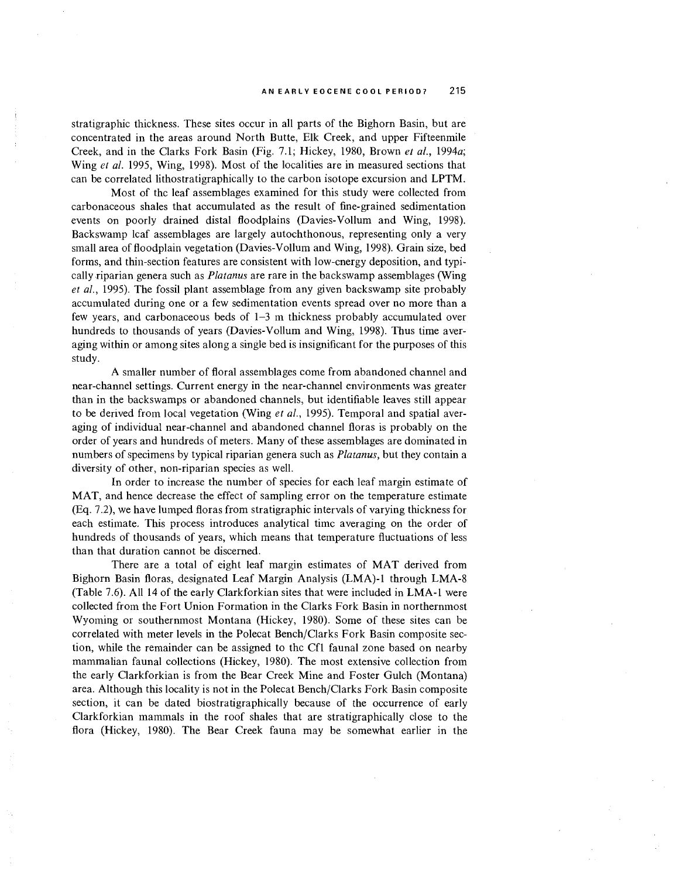stratigraphic thickness. These sites occur in all parts of the Bighorn Basin, but are concentrated in the areas around North Butte, Elk Creek, and upper Fifteenmile Creek, and in the Clarks Fork Basin (Fig. 7.1; Hickey, 1980, Brown *et al.*, 1994*a*; Wing *et al.* 1995, Wing, 1998). Most of the localities are in measured sections that can be correlated lithostratigraphically to the carbon isotope excursion and LPTM.

Most of the leaf assemblages examined for this study were collected from carbonaceous shales that accumulated as the result of fine-grained sedimentation events on poorly drained distal floodplains (Davies-Vollum and Wing, 1998). Backswamp leaf assemblages are largely autochthonous, representing only a very small area of floodplain vegetation (Davies-Vollum and Wing, 1998). Grain size, bed forms, and thin-section features are consistent with low-energy deposition, and typically riparian genera such as *Platanus* are rare in the backswamp assemblages (Wing *et al.*, 1995). The fossil plant assemblage from any given backswamp site probably accumulated during one or a few sedimentation events spread over no more than a few years, and carbonaceous beds of 1–3 m thickness probably accumulated over hundreds to thousands of years (Davies-Vollum and Wing, 1998). Thus time averaging within or among sites along a single bed is insignificant for the purposes of this study.

A smaller number of floral assemblages come from abandoned channel and near-channel settings. Current energy in the near-channel environments was greater than in the backswamps or abandoned channels, but identifiable leaves still appear to be derived from local vegetation (Wing *et al.*, 1995). Temporal and spatial averaging of individual near-channel and abandoned channel floras is probably on the order of years and hundreds of meters. Many of these assemblages are dominated in numbers of specimens by typical riparian genera such as *Platanus*, but they contain a diversity of other, non-riparian species as well.

In order to increase the number of species for each leaf margin estimate of MAT, and hence decrease the effect of sampling error on the temperature estimate (Eq. 7.2), we have lumped floras from stratigraphic intervals of varying thickness for each estimate. This process introduces analytical time averaging on the order of hundreds of thousands of years, which means that temperature fluctuations of less than that duration cannot be discerned.

There are a total of eight leaf margin estimates of MAT derived from Bighorn Basin floras, designated Leaf Margin Analysis (LMA)-1 through LMA-8 (Table 7.6). All 14 of the early Clarkforkian sites that were included in LMA-1 were collected from the Fort Union Formation in the Clarks Fork Basin in northernmost Wyoming or southernmost Montana (Hickey, 1980). Some of these sites can be correlated with meter levels in the Polecat Bench/Clarks Fork Basin composite section, while the remainder can be assigned to the Cf1 faunal zone based on nearby mammalian faunal collections (Hickey, 1980). The most extensive collection from the early Clarkforkian is from the Bear Creek Mine and Foster Gulch (Montana) area. Although this locality is not in the Polecat Bench/Clarks Fork Basin composite section, it can be dated biostratigraphically because of the occurrence of early Clarkforkian mammals in the roof shales that are stratigraphically close to the flora (Hickey, 1980). The Bear Creek fauna may be somewhat earlier in the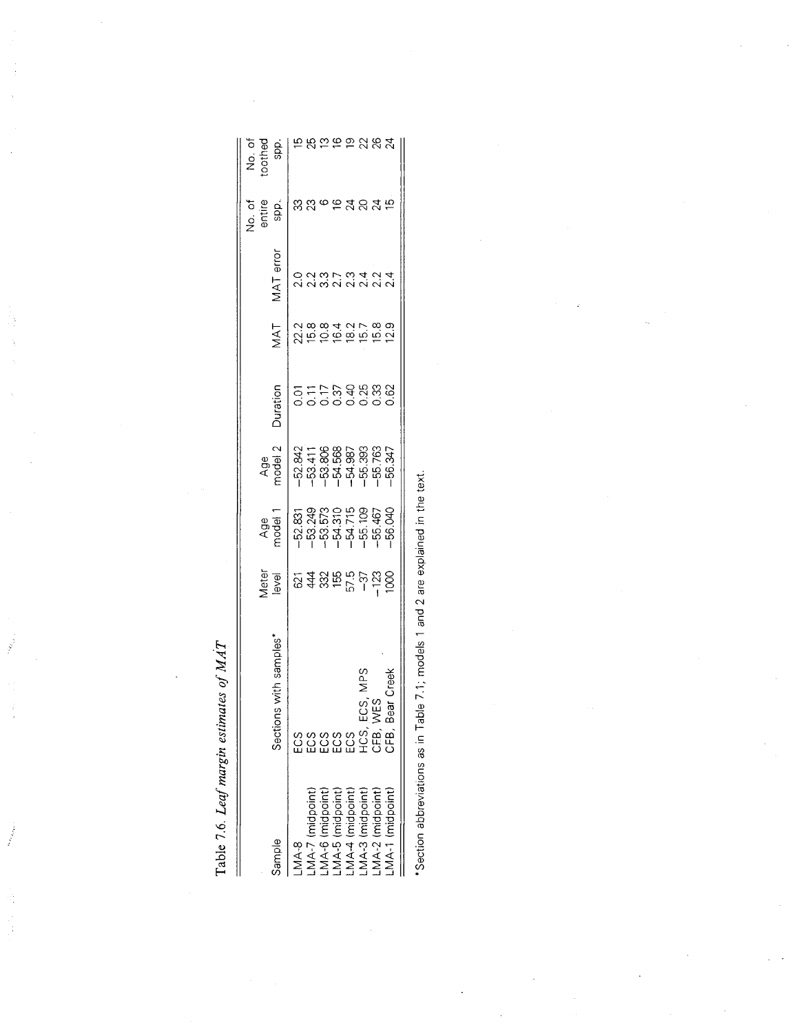Table 7.6. *Leaf margin estimates of MAT*

| Sample | Sections with samples* | Meter level | Age model 1 | Age model 2 | Duration | MAT | MAT error | No. of entire spp. | No. of toothed spp. |
|---|---|---|---|---|---|---|---|---|---|
| LMA-8 | ECS | 621 | −52.831 | −52.842 | 0.01 | 22.2 | 2.0 | 33 | 15 |
| LMA-7 (midpoint) | ECS | 444 | −53.249 | −53.411 | 0.11 | 15.8 | 2.2 | 23 | 25 |
| LMA-6 (midpoint) | ECS | 332 | −53.573 | −53.806 | 0.17 | 10.8 | 3.3 | 6 | 13 |
| LMA-5 (midpoint) | ECS | 155 | −54.310 | −54.568 | 0.37 | 16.4 | 2.7 | 16 | 16 |
| LMA-4 (midpoint) | ECS | 57.5 | −54.715 | −54.987 | 0.40 | 18.2 | 2.3 | 24 | 19 |
| LMA-3 (midpoint) | HCS, ECS, MPS | −37 | −55.109 | −55.393 | 0.25 | 15.7 | 2.4 | 20 | 22 |
| LMA-2 (midpoint) | CFB, WES | −123 | −55.467 | −55.763 | 0.33 | 15.8 | 2.2 | 24 | 26 |
| LMA-1 (midpoint) | CFB, Bear Creek | 1000 | −56.040 | −56.347 | 0.62 | 12.9 | 2.4 | 15 | 24 |

*Section abbreviations as in Table 7.1; models 1 and 2 are explained in the text.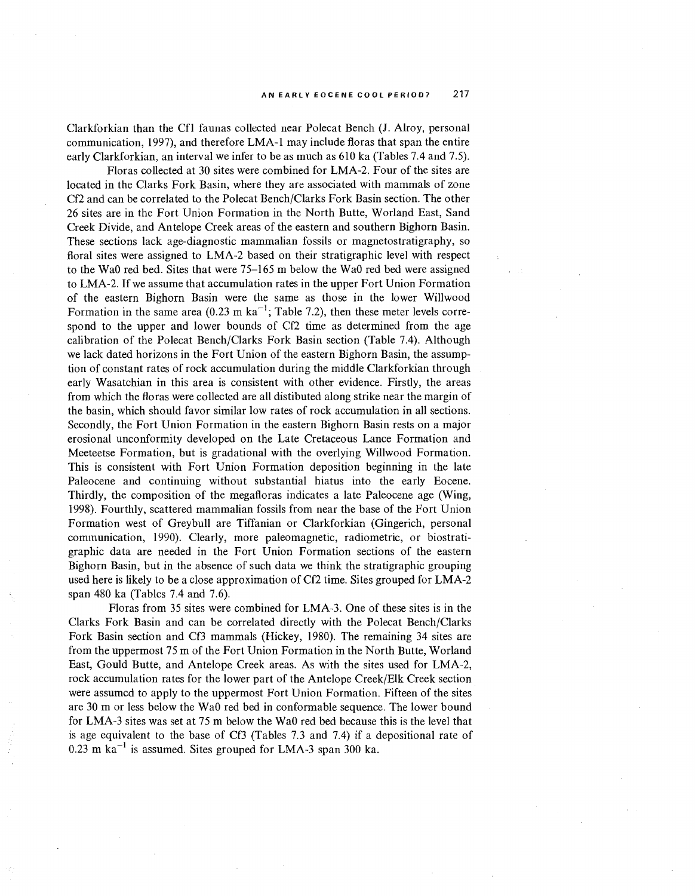Clarkforkian than the Cf1 faunas collected near Polecat Bench (J. Alroy, personal communication, 1997), and therefore LMA-1 may include floras that span the entire early Clarkforkian, an interval we infer to be as much as 610 ka (Tables 7.4 and 7.5).

Floras collected at 30 sites were combined for LMA-2. Four of the sites are located in the Clarks Fork Basin, where they are associated with mammals of zone Cf2 and can be correlated to the Polecat Bench/Clarks Fork Basin section. The other 26 sites are in the Fort Union Formation in the North Butte, Worland East, Sand Creek Divide, and Antelope Creek areas of the eastern and southern Bighorn Basin. These sections lack age-diagnostic mammalian fossils or magnetostratigraphy, so floral sites were assigned to LMA-2 based on their stratigraphic level with respect to the Wa0 red bed. Sites that were 75–165 m below the Wa0 red bed were assigned to LMA-2. If we assume that accumulation rates in the upper Fort Union Formation of the eastern Bighorn Basin were the same as those in the lower Willwood Formation in the same area (0.23 m $ka^{-1}$; Table 7.2), then these meter levels correspond to the upper and lower bounds of Cf2 time as determined from the age calibration of the Polecat Bench/Clarks Fork Basin section (Table 7.4). Although we lack dated horizons in the Fort Union of the eastern Bighorn Basin, the assumption of constant rates of rock accumulation during the middle Clarkforkian through early Wasatchian in this area is consistent with other evidence. Firstly, the areas from which the floras were collected are all distibuted along strike near the margin of the basin, which should favor similar low rates of rock accumulation in all sections. Secondly, the Fort Union Formation in the eastern Bighorn Basin rests on a major erosional unconformity developed on the Late Cretaceous Lance Formation and Meeteetse Formation, but is gradational with the overlying Willwood Formation. This is consistent with Fort Union Formation deposition beginning in the late Paleocene and continuing without substantial hiatus into the early Eocene. Thirdly, the composition of the megafloras indicates a late Paleocene age (Wing, 1998). Fourthly, scattered mammalian fossils from near the base of the Fort Union Formation west of Greybull are Tiffanian or Clarkforkian (Gingerich, personal communication, 1990). Clearly, more paleomagnetic, radiometric, or biostratigraphic data are needed in the Fort Union Formation sections of the eastern Bighorn Basin, but in the absence of such data we think the stratigraphic grouping used here is likely to be a close approximation of Cf2 time. Sites grouped for LMA-2 span 480 ka (Tables 7.4 and 7.6).

Floras from 35 sites were combined for LMA-3. One of these sites is in the Clarks Fork Basin and can be correlated directly with the Polecat Bench/Clarks Fork Basin section and Cf3 mammals (Hickey, 1980). The remaining 34 sites are from the uppermost 75 m of the Fort Union Formation in the North Butte, Worland East, Gould Butte, and Antelope Creek areas. As with the sites used for LMA-2, rock accumulation rates for the lower part of the Antelope Creek/Elk Creek section were assumed to apply to the uppermost Fort Union Formation. Fifteen of the sites are 30 m or less below the Wa0 red bed in conformable sequence. The lower bound for LMA-3 sites was set at 75 m below the Wa0 red bed because this is the level that is age equivalent to the base of Cf3 (Tables 7.3 and 7.4) if a depositional rate of 0.23 m $ka^{-1}$ is assumed. Sites grouped for LMA-3 span 300 ka.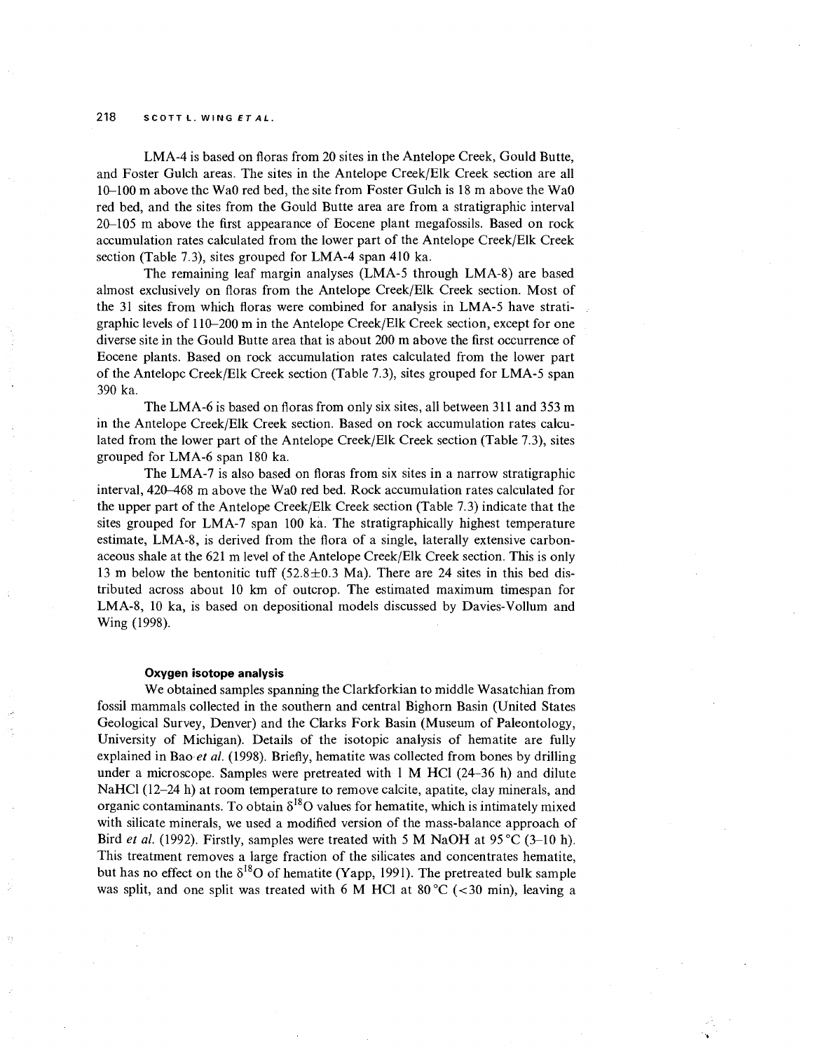LMA-4 is based on floras from 20 sites in the Antelope Creek, Gould Butte, and Foster Gulch areas. The sites in the Antelope Creek/Elk Creek section are all 10–100 m above the Wa0 red bed, the site from Foster Gulch is 18 m above the Wa0 red bed, and the sites from the Gould Butte area are from a stratigraphic interval 20–105 m above the first appearance of Eocene plant megafossils. Based on rock accumulation rates calculated from the lower part of the Antelope Creek/Elk Creek section (Table 7.3), sites grouped for LMA-4 span 410 ka.

The remaining leaf margin analyses (LMA-5 through LMA-8) are based almost exclusively on floras from the Antelope Creek/Elk Creek section. Most of the 31 sites from which floras were combined for analysis in LMA-5 have stratigraphic levels of 110–200 m in the Antelope Creek/Elk Creek section, except for one diverse site in the Gould Butte area that is about 200 m above the first occurrence of Eocene plants. Based on rock accumulation rates calculated from the lower part of the Antelope Creek/Elk Creek section (Table 7.3), sites grouped for LMA-5 span 390 ka.

The LMA-6 is based on floras from only six sites, all between 311 and 353 m in the Antelope Creek/Elk Creek section. Based on rock accumulation rates calculated from the lower part of the Antelope Creek/Elk Creek section (Table 7.3), sites grouped for LMA-6 span 180 ka.

The LMA-7 is also based on floras from six sites in a narrow stratigraphic interval, 420–468 m above the Wa0 red bed. Rock accumulation rates calculated for the upper part of the Antelope Creek/Elk Creek section (Table 7.3) indicate that the sites grouped for LMA-7 span 100 ka. The stratigraphically highest temperature estimate, LMA-8, is derived from the flora of a single, laterally extensive carbonaceous shale at the 621 m level of the Antelope Creek/Elk Creek section. This is only 13 m below the bentonitic tuff ($52.8 \pm 0.3$ Ma). There are 24 sites in this bed distributed across about 10 km of outcrop. The estimated maximum timespan for LMA-8, 10 ka, is based on depositional models discussed by Davies-Vollum and Wing (1998).

### Oxygen isotope analysis

We obtained samples spanning the Clarkforkian to middle Wasatchian from fossil mammals collected in the southern and central Bighorn Basin (United States Geological Survey, Denver) and the Clarks Fork Basin (Museum of Paleontology, University of Michigan). Details of the isotopic analysis of hematite are fully explained in Bao *et al.* (1998). Briefly, hematite was collected from bones by drilling under a microscope. Samples were pretreated with 1 M HCl (24–36 h) and dilute NaHCl (12–24 h) at room temperature to remove calcite, apatite, clay minerals, and organic contaminants. To obtain $\delta^{18}O$ values for hematite, which is intimately mixed with silicate minerals, we used a modified version of the mass-balance approach of Bird *et al.* (1992). Firstly, samples were treated with 5 M NaOH at 95 °C (3–10 h). This treatment removes a large fraction of the silicates and concentrates hematite, but has no effect on the $\delta^{18}O$ of hematite (Yapp, 1991). The pretreated bulk sample was split, and one split was treated with 6 M HCl at 80 °C (<30 min), leaving a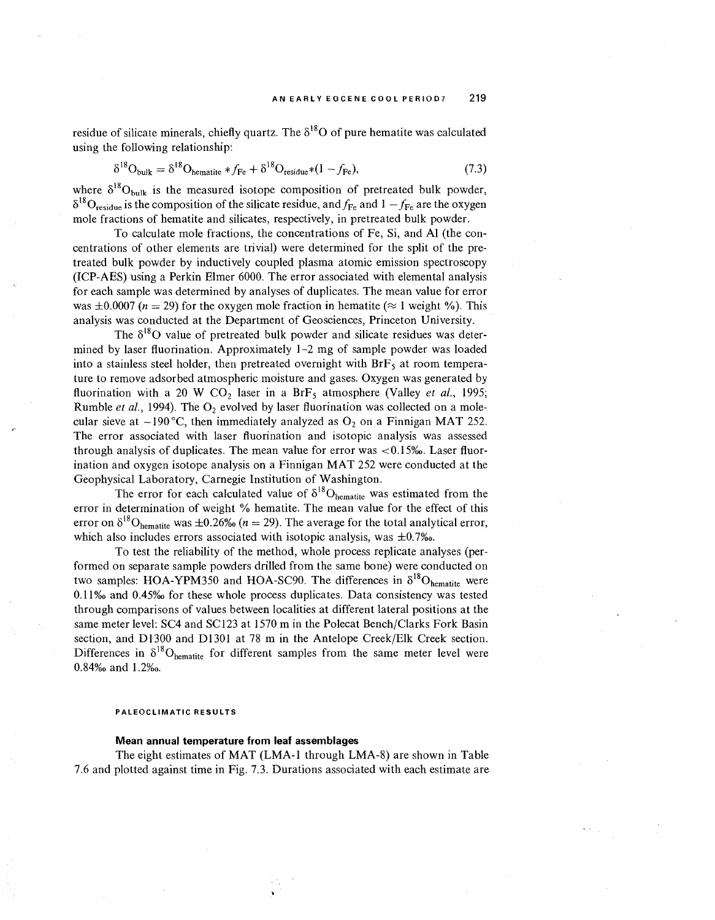residue of silicate minerals, chiefly quartz. The $\delta^{18}O$ of pure hematite was calculated using the following relationship:

$$\delta^{18}O_{bulk} = \delta^{18}O_{hematite} * f_{Fe} + \delta^{18}O_{residue} * (1 - f_{Fe}), \tag{7.3}$$

where $\delta^{18}O_{bulk}$ is the measured isotope composition of pretreated bulk powder, $\delta^{18}O_{residue}$ is the composition of the silicate residue, and $f_{Fe}$ and $1 - f_{Fe}$ are the oxygen mole fractions of hematite and silicates, respectively, in pretreated bulk powder.

To calculate mole fractions, the concentrations of Fe, Si, and Al (the concentrations of other elements are trivial) were determined for the split of the pretreated bulk powder by inductively coupled plasma atomic emission spectroscopy (ICP-AES) using a Perkin Elmer 6000. The error associated with elemental analysis for each sample was determined by analyses of duplicates. The mean value for error was $\pm 0.0007$ ($n = 29$) for the oxygen mole fraction in hematite ($\approx 1$ weight %). This analysis was conducted at the Department of Geosciences, Princeton University.

The $\delta^{18}O$ value of pretreated bulk powder and silicate residues was determined by laser fluorination. Approximately 1–2 mg of sample powder was loaded into a stainless steel holder, then pretreated overnight with $BrF_5$ at room temperature to remove adsorbed atmospheric moisture and gases. Oxygen was generated by fluorination with a 20 W $CO_2$ laser in a $BrF_5$ atmosphere (Valley *et al.*, 1995; Rumble *et al.*, 1994). The $O_2$ evolved by laser fluorination was collected on a molecular sieve at $-190\,°C$, then immediately analyzed as $O_2$ on a Finnigan MAT 252. The error associated with laser fluorination and isotopic analysis was assessed through analysis of duplicates. The mean value for error was <0.15‰. Laser fluorination and oxygen isotope analysis on a Finnigan MAT 252 were conducted at the Geophysical Laboratory, Carnegie Institution of Washington.

The error for each calculated value of $\delta^{18}O_{hematite}$ was estimated from the error in determination of weight % hematite. The mean value for the effect of this error on $\delta^{18}O_{hematite}$ was $\pm 0.26$‰ ($n = 29$). The average for the total analytical error, which also includes errors associated with isotopic analysis, was $\pm 0.7$‰.

To test the reliability of the method, whole process replicate analyses (performed on separate sample powders drilled from the same bone) were conducted on two samples: HOA-YPM350 and HOA-SC90. The differences in $\delta^{18}O_{hematite}$ were 0.11‰ and 0.45‰ for these whole process duplicates. Data consistency was tested through comparisons of values between localities at different lateral positions at the same meter level: SC4 and SC123 at 1570 m in the Polecat Bench/Clarks Fork Basin section, and D1300 and D1301 at 78 m in the Antelope Creek/Elk Creek section. Differences in $\delta^{18}O_{hematite}$ for different samples from the same meter level were 0.84‰ and 1.2‰.

## PALEOCLIMATIC RESULTS

### Mean annual temperature from leaf assemblages

The eight estimates of MAT (LMA-1 through LMA-8) are shown in Table 7.6 and plotted against time in Fig. 7.3. Durations associated with each estimate are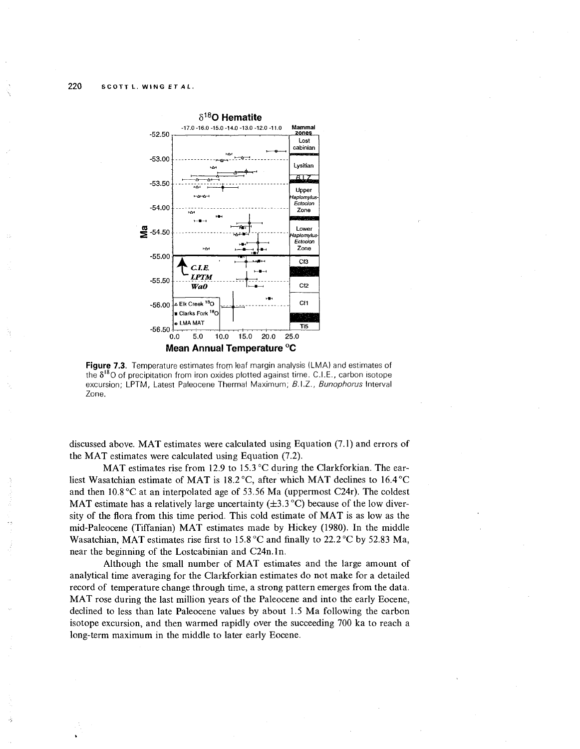**Figure 7.3.** Temperature estimates from leaf margin analysis (LMA) and estimates of the $\delta^{18}O$ of precipitation from iron oxides plotted against time. C.I.E., carbon isotope excursion; LPTM, Latest Paleocene Thermal Maximum; *B.I.Z.*, *Bunophorus* Interval Zone.

discussed above. MAT estimates were calculated using Equation (7.1) and errors of the MAT estimates were calculated using Equation (7.2).

MAT estimates rise from 12.9 to 15.3 °C during the Clarkforkian. The earliest Wasatchian estimate of MAT is 18.2 °C, after which MAT declines to 16.4 °C and then 10.8 °C at an interpolated age of 53.56 Ma (uppermost C24r). The coldest MAT estimate has a relatively large uncertainty (±3.3 °C) because of the low diversity of the flora from this time period. This cold estimate of MAT is as low as the mid-Paleocene (Tiffanian) MAT estimates made by Hickey (1980). In the middle Wasatchian, MAT estimates rise first to 15.8 °C and finally to 22.2 °C by 52.83 Ma, near the beginning of the Lostcabinian and C24n.1n.

Although the small number of MAT estimates and the large amount of analytical time averaging for the Clarkforkian estimates do not make for a detailed record of temperature change through time, a strong pattern emerges from the data. MAT rose during the last million years of the Paleocene and into the early Eocene, declined to less than late Paleocene values by about 1.5 Ma following the carbon isotope excursion, and then warmed rapidly over the succeeding 700 ka to reach a long-term maximum in the middle to later early Eocene.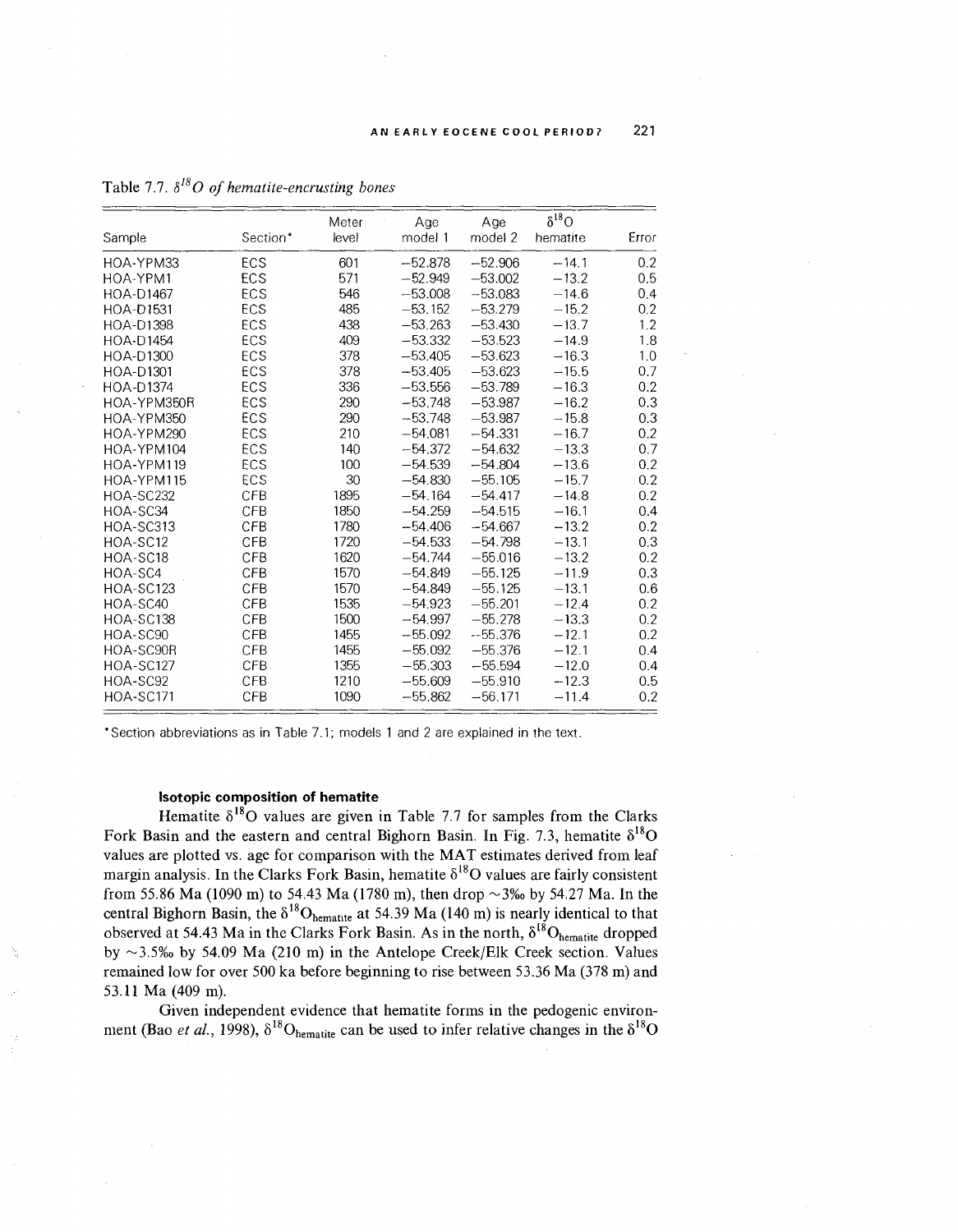Table 7.7. $\delta^{18}O$ *of hematite-encrusting bones*

| Sample | Section* | Meter level | Age model 1 | Age model 2 | $\delta^{18}O$ hematite | Error |
|---|---|---|---|---|---|---|
| HOA-YPM33 | ECS | 601 | −52.878 | −52.906 | −14.1 | 0.2 |
| HOA-YPM1 | ECS | 571 | −52.949 | −53.002 | −13.2 | 0.5 |
| HOA-D1467 | ECS | 546 | −53.008 | −53.083 | −14.6 | 0.4 |
| HOA-D1531 | ECS | 485 | −53.152 | −53.279 | −15.2 | 0.2 |
| HOA-D1398 | ECS | 438 | −53.263 | −53.430 | −13.7 | 1.2 |
| HOA-D1454 | ECS | 409 | −53.332 | −53.523 | −14.9 | 1.8 |
| HOA-D1300 | ECS | 378 | −53.405 | −53.623 | −16.3 | 1.0 |
| HOA-D1301 | ECS | 378 | −53.405 | −53.623 | −15.5 | 0.7 |
| HOA-D1374 | ECS | 336 | −53.556 | −53.789 | −16.3 | 0.2 |
| HOA-YPM350R | ECS | 290 | −53.748 | −53.987 | −16.2 | 0.3 |
| HOA-YPM350 | ECS | 290 | −53.748 | −53.987 | −15.8 | 0.3 |
| HOA-YPM290 | ECS | 210 | −54.081 | −54.331 | −16.7 | 0.2 |
| HOA-YPM104 | ECS | 140 | −54.372 | −54.632 | −13.3 | 0.7 |
| HOA-YPM119 | ECS | 100 | −54.539 | −54.804 | −13.6 | 0.2 |
| HOA-YPM115 | ECS | 30 | −54.830 | −55.105 | −15.7 | 0.2 |
| HOA-SC232 | CFB | 1895 | −54.164 | −54.417 | −14.8 | 0.2 |
| HOA-SC34 | CFB | 1850 | −54.259 | −54.515 | −16.1 | 0.4 |
| HOA-SC313 | CFB | 1780 | −54.406 | −54.667 | −13.2 | 0.2 |
| HOA-SC12 | CFB | 1720 | −54.533 | −54.798 | −13.1 | 0.3 |
| HOA-SC18 | CFB | 1620 | −54.744 | −55.016 | −13.2 | 0.2 |
| HOA-SC4 | CFB | 1570 | −54.849 | −55.125 | −11.9 | 0.3 |
| HOA-SC123 | CFB | 1570 | −54.849 | −55.125 | −13.1 | 0.6 |
| HOA-SC40 | CFB | 1535 | −54.923 | −55.201 | −12.4 | 0.2 |
| HOA-SC138 | CFB | 1500 | −54.997 | −55.278 | −13.3 | 0.2 |
| HOA-SC90 | CFB | 1455 | −55.092 | −55.376 | −12.1 | 0.2 |
| HOA-SC90R | CFB | 1455 | −55.092 | −55.376 | −12.1 | 0.4 |
| HOA-SC127 | CFB | 1355 | −55.303 | −55.594 | −12.0 | 0.4 |
| HOA-SC92 | CFB | 1210 | −55.609 | −55.910 | −12.3 | 0.5 |
| HOA-SC171 | CFB | 1090 | −55.862 | −56.171 | −11.4 | 0.2 |

*Section abbreviations as in Table 7.1; models 1 and 2 are explained in the text.

#### Isotopic composition of hematite

Hematite $\delta^{18}O$ values are given in Table 7.7 for samples from the Clarks Fork Basin and the eastern and central Bighorn Basin. In Fig. 7.3, hematite $\delta^{18}O$ values are plotted vs. age for comparison with the MAT estimates derived from leaf margin analysis. In the Clarks Fork Basin, hematite $\delta^{18}O$ values are fairly consistent from 55.86 Ma (1090 m) to 54.43 Ma (1780 m), then drop ~3‰ by 54.27 Ma. In the central Bighorn Basin, the $\delta^{18}O_{hematite}$ at 54.39 Ma (140 m) is nearly identical to that observed at 54.43 Ma in the Clarks Fork Basin. As in the north, $\delta^{18}O_{hematite}$ dropped by ~3.5‰ by 54.09 Ma (210 m) in the Antelope Creek/Elk Creek section. Values remained low for over 500 ka before beginning to rise between 53.36 Ma (378 m) and 53.11 Ma (409 m).

Given independent evidence that hematite forms in the pedogenic environment (Bao *et al.*, 1998), $\delta^{18}O_{hematite}$ can be used to infer relative changes in the $\delta^{18}O$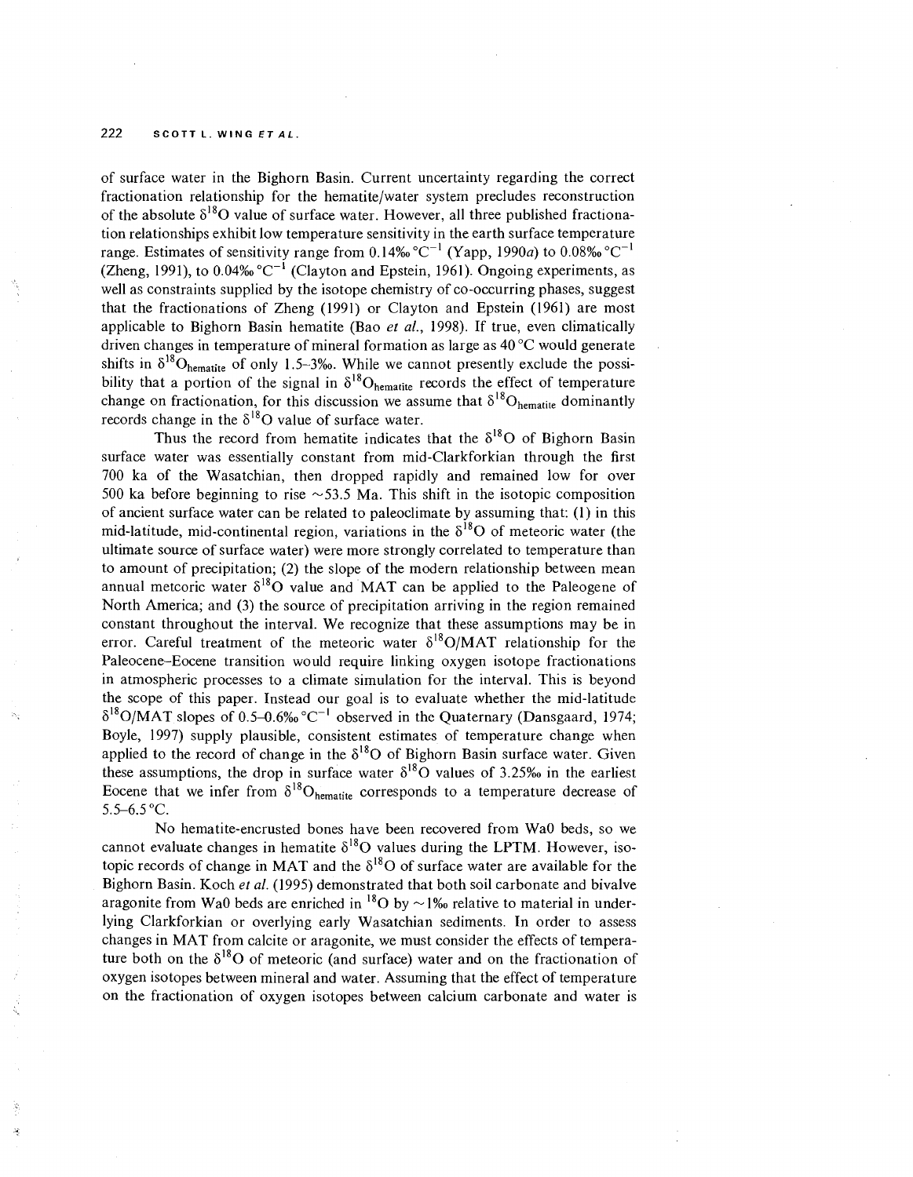of surface water in the Bighorn Basin. Current uncertainty regarding the correct fractionation relationship for the hematite/water system precludes reconstruction of the absolute $\delta^{18}O$ value of surface water. However, all three published fractionation relationships exhibit low temperature sensitivity in the earth surface temperature range. Estimates of sensitivity range from 0.14‰ °C$^{-1}$ (Yapp, 1990*a*) to 0.08‰ °C$^{-1}$ (Zheng, 1991), to 0.04‰ °C$^{-1}$ (Clayton and Epstein, 1961). Ongoing experiments, as well as constraints supplied by the isotope chemistry of co-occurring phases, suggest that the fractionations of Zheng (1991) or Clayton and Epstein (1961) are most applicable to Bighorn Basin hematite (Bao *et al.*, 1998). If true, even climatically driven changes in temperature of mineral formation as large as 40 °C would generate shifts in $\delta^{18}O_{hematite}$ of only 1.5–3‰. While we cannot presently exclude the possibility that a portion of the signal in $\delta^{18}O_{hematite}$ records the effect of temperature change on fractionation, for this discussion we assume that $\delta^{18}O_{hematite}$ dominantly records change in the $\delta^{18}O$ value of surface water.

Thus the record from hematite indicates that the $\delta^{18}O$ of Bighorn Basin surface water was essentially constant from mid-Clarkforkian through the first 700 ka of the Wasatchian, then dropped rapidly and remained low for over 500 ka before beginning to rise ~53.5 Ma. This shift in the isotopic composition of ancient surface water can be related to paleoclimate by assuming that: (1) in this mid-latitude, mid-continental region, variations in the $\delta^{18}O$ of meteoric water (the ultimate source of surface water) were more strongly correlated to temperature than to amount of precipitation; (2) the slope of the modern relationship between mean annual meteoric water $\delta^{18}O$ value and MAT can be applied to the Paleogene of North America; and (3) the source of precipitation arriving in the region remained constant throughout the interval. We recognize that these assumptions may be in error. Careful treatment of the meteoric water $\delta^{18}O$/MAT relationship for the Paleocene–Eocene transition would require linking oxygen isotope fractionations in atmospheric processes to a climate simulation for the interval. This is beyond the scope of this paper. Instead our goal is to evaluate whether the mid-latitude $\delta^{18}O$/MAT slopes of 0.5–0.6‰ °C$^{-1}$ observed in the Quaternary (Dansgaard, 1974; Boyle, 1997) supply plausible, consistent estimates of temperature change when applied to the record of change in the $\delta^{18}O$ of Bighorn Basin surface water. Given these assumptions, the drop in surface water $\delta^{18}O$ values of 3.25‰ in the earliest Eocene that we infer from $\delta^{18}O_{hematite}$ corresponds to a temperature decrease of 5.5–6.5 °C.

No hematite-encrusted bones have been recovered from Wa0 beds, so we cannot evaluate changes in hematite $\delta^{18}O$ values during the LPTM. However, isotopic records of change in MAT and the $\delta^{18}O$ of surface water are available for the Bighorn Basin. Koch *et al.* (1995) demonstrated that both soil carbonate and bivalve aragonite from Wa0 beds are enriched in $^{18}O$ by ~1‰ relative to material in underlying Clarkforkian or overlying early Wasatchian sediments. In order to assess changes in MAT from calcite or aragonite, we must consider the effects of temperature both on the $\delta^{18}O$ of meteoric (and surface) water and on the fractionation of oxygen isotopes between mineral and water. Assuming that the effect of temperature on the fractionation of oxygen isotopes between calcium carbonate and water is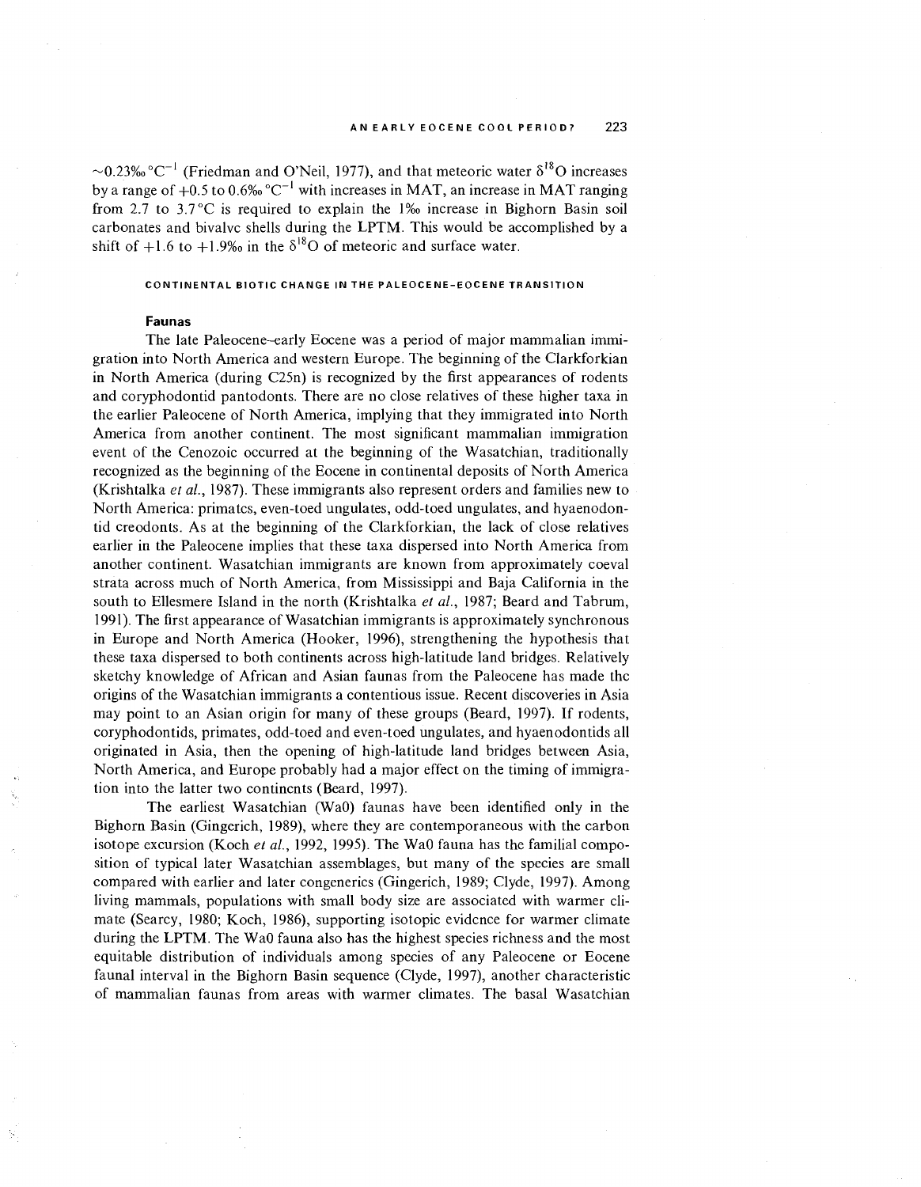$\sim$0.23‰ °C$^{-1}$ (Friedman and O'Neil, 1977), and that meteoric water $\delta^{18}O$ increases by a range of +0.5 to 0.6‰ °C$^{-1}$ with increases in MAT, an increase in MAT ranging from 2.7 to 3.7 °C is required to explain the 1‰ increase in Bighorn Basin soil carbonates and bivalve shells during the LPTM. This would be accomplished by a shift of +1.6 to +1.9‰ in the $\delta^{18}O$ of meteoric and surface water.

## CONTINENTAL BIOTIC CHANGE IN THE PALEOCENE–EOCENE TRANSITION

### Faunas

The late Paleocene–early Eocene was a period of major mammalian immigration into North America and western Europe. The beginning of the Clarkforkian in North America (during C25n) is recognized by the first appearances of rodents and coryphodontid pantodonts. There are no close relatives of these higher taxa in the earlier Paleocene of North America, implying that they immigrated into North America from another continent. The most significant mammalian immigration event of the Cenozoic occurred at the beginning of the Wasatchian, traditionally recognized as the beginning of the Eocene in continental deposits of North America (Krishtalka *et al.*, 1987). These immigrants also represent orders and families new to North America: primates, even-toed ungulates, odd-toed ungulates, and hyaenodontid creodonts. As at the beginning of the Clarkforkian, the lack of close relatives earlier in the Paleocene implies that these taxa dispersed into North America from another continent. Wasatchian immigrants are known from approximately coeval strata across much of North America, from Mississippi and Baja California in the south to Ellesmere Island in the north (Krishtalka *et al.*, 1987; Beard and Tabrum, 1991). The first appearance of Wasatchian immigrants is approximately synchronous in Europe and North America (Hooker, 1996), strengthening the hypothesis that these taxa dispersed to both continents across high-latitude land bridges. Relatively sketchy knowledge of African and Asian faunas from the Paleocene has made the origins of the Wasatchian immigrants a contentious issue. Recent discoveries in Asia may point to an Asian origin for many of these groups (Beard, 1997). If rodents, coryphodontids, primates, odd-toed and even-toed ungulates, and hyaenodontids all originated in Asia, then the opening of high-latitude land bridges between Asia, North America, and Europe probably had a major effect on the timing of immigration into the latter two continents (Beard, 1997).

The earliest Wasatchian (Wa0) faunas have been identified only in the Bighorn Basin (Gingerich, 1989), where they are contemporaneous with the carbon isotope excursion (Koch *et al.*, 1992, 1995). The Wa0 fauna has the familial composition of typical later Wasatchian assemblages, but many of the species are small compared with earlier and later congenerics (Gingerich, 1989; Clyde, 1997). Among living mammals, populations with small body size are associated with warmer climate (Searcy, 1980; Koch, 1986), supporting isotopic evidence for warmer climate during the LPTM. The Wa0 fauna also has the highest species richness and the most equitable distribution of individuals among species of any Paleocene or Eocene faunal interval in the Bighorn Basin sequence (Clyde, 1997), another characteristic of mammalian faunas from areas with warmer climates. The basal Wasatchian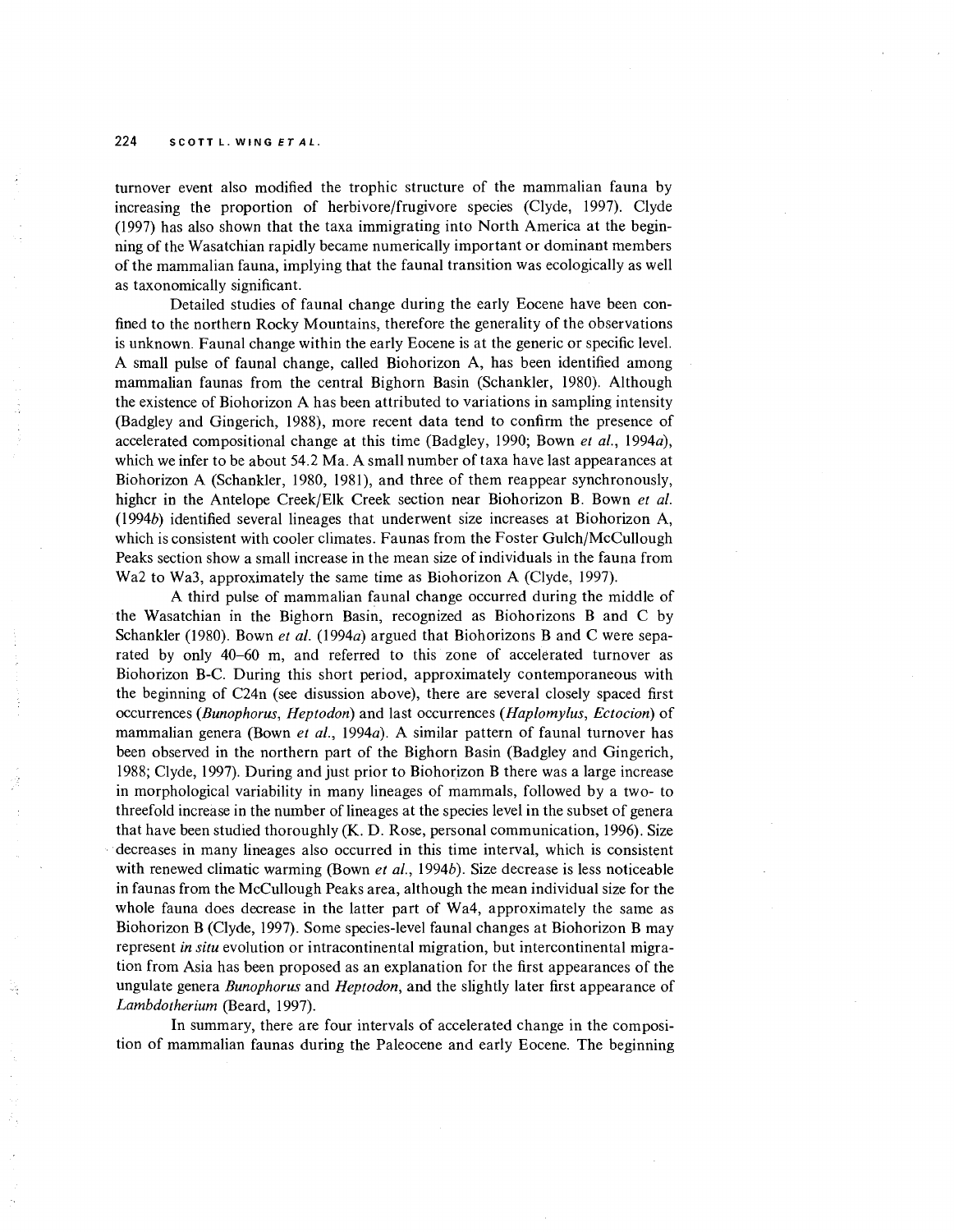turnover event also modified the trophic structure of the mammalian fauna by increasing the proportion of herbivore/frugivore species (Clyde, 1997). Clyde (1997) has also shown that the taxa immigrating into North America at the beginning of the Wasatchian rapidly became numerically important or dominant members of the mammalian fauna, implying that the faunal transition was ecologically as well as taxonomically significant.

Detailed studies of faunal change during the early Eocene have been confined to the northern Rocky Mountains, therefore the generality of the observations is unknown. Faunal change within the early Eocene is at the generic or specific level. A small pulse of faunal change, called Biohorizon A, has been identified among mammalian faunas from the central Bighorn Basin (Schankler, 1980). Although the existence of Biohorizon A has been attributed to variations in sampling intensity (Badgley and Gingerich, 1988), more recent data tend to confirm the presence of accelerated compositional change at this time (Badgley, 1990; Bown *et al.*, 1994*a*), which we infer to be about 54.2 Ma. A small number of taxa have last appearances at Biohorizon A (Schankler, 1980, 1981), and three of them reappear synchronously, higher in the Antelope Creek/Elk Creek section near Biohorizon B. Bown *et al.* (1994*b*) identified several lineages that underwent size increases at Biohorizon A, which is consistent with cooler climates. Faunas from the Foster Gulch/McCullough Peaks section show a small increase in the mean size of individuals in the fauna from Wa2 to Wa3, approximately the same time as Biohorizon A (Clyde, 1997).

A third pulse of mammalian faunal change occurred during the middle of the Wasatchian in the Bighorn Basin, recognized as Biohorizons B and C by Schankler (1980). Bown *et al.* (1994*a*) argued that Biohorizons B and C were separated by only 40–60 m, and referred to this zone of accelerated turnover as Biohorizon B-C. During this short period, approximately contemporaneous with the beginning of C24n (see disussion above), there are several closely spaced first occurrences (*Bunophorus*, *Heptodon*) and last occurrences (*Haplomylus*, *Ectocion*) of mammalian genera (Bown *et al.*, 1994*a*). A similar pattern of faunal turnover has been observed in the northern part of the Bighorn Basin (Badgley and Gingerich, 1988; Clyde, 1997). During and just prior to Biohorizon B there was a large increase in morphological variability in many lineages of mammals, followed by a two- to threefold increase in the number of lineages at the species level in the subset of genera that have been studied thoroughly (K. D. Rose, personal communication, 1996). Size decreases in many lineages also occurred in this time interval, which is consistent with renewed climatic warming (Bown *et al.*, 1994*b*). Size decrease is less noticeable in faunas from the McCullough Peaks area, although the mean individual size for the whole fauna does decrease in the latter part of Wa4, approximately the same as Biohorizon B (Clyde, 1997). Some species-level faunal changes at Biohorizon B may represent *in situ* evolution or intracontinental migration, but intercontinental migration from Asia has been proposed as an explanation for the first appearances of the ungulate genera *Bunophorus* and *Heptodon*, and the slightly later first appearance of *Lambdotherium* (Beard, 1997).

In summary, there are four intervals of accelerated change in the composition of mammalian faunas during the Paleocene and early Eocene. The beginning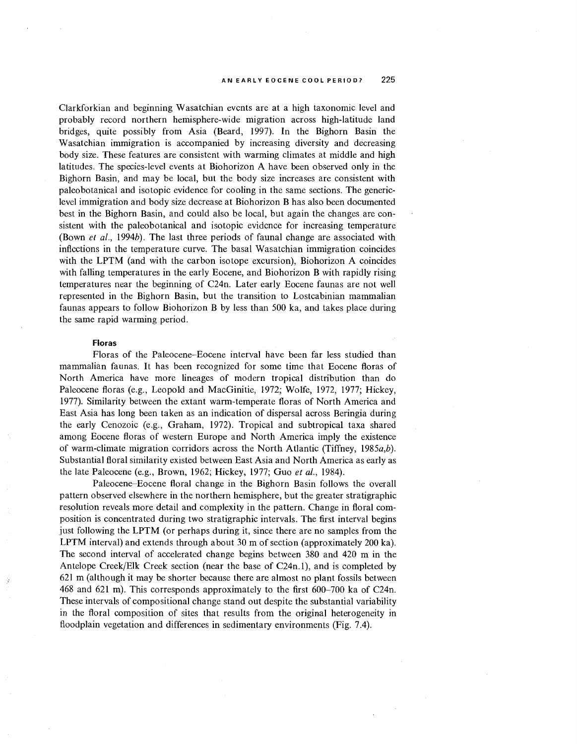Clarkforkian and beginning Wasatchian events are at a high taxonomic level and probably record northern hemisphere-wide migration across high-latitude land bridges, quite possibly from Asia (Beard, 1997). In the Bighorn Basin the Wasatchian immigration is accompanied by increasing diversity and decreasing body size. These features are consistent with warming climates at middle and high latitudes. The species-level events at Biohorizon A have been observed only in the Bighorn Basin, and may be local, but the body size increases are consistent with paleobotanical and isotopic evidence for cooling in the same sections. The generic-level immigration and body size decrease at Biohorizon B has also been documented best in the Bighorn Basin, and could also be local, but again the changes are consistent with the paleobotanical and isotopic evidence for increasing temperature (Bown *et al.*, 1994*b*). The last three periods of faunal change are associated with inflections in the temperature curve. The basal Wasatchian immigration coincides with the LPTM (and with the carbon isotope excursion), Biohorizon A coincides with falling temperatures in the early Eocene, and Biohorizon B with rapidly rising temperatures near the beginning of C24n. Later early Eocene faunas are not well represented in the Bighorn Basin, but the transition to Lostcabinian mammalian faunas appears to follow Biohorizon B by less than 500 ka, and takes place during the same rapid warming period.

### Floras

Floras of the Paleocene–Eocene interval have been far less studied than mammalian faunas. It has been recognized for some time that Eocene floras of North America have more lineages of modern tropical distribution than do Paleocene floras (e.g., Leopold and MacGinitie, 1972; Wolfe, 1972, 1977; Hickey, 1977). Similarity between the extant warm-temperate floras of North America and East Asia has long been taken as an indication of dispersal across Beringia during the early Cenozoic (e.g., Graham, 1972). Tropical and subtropical taxa shared among Eocene floras of western Europe and North America imply the existence of warm-climate migration corridors across the North Atlantic (Tiffney, 1985*a*,*b*). Substantial floral similarity existed between East Asia and North America as early as the late Paleocene (e.g., Brown, 1962; Hickey, 1977; Guo *et al.*, 1984).

Paleocene–Eocene floral change in the Bighorn Basin follows the overall pattern observed elsewhere in the northern hemisphere, but the greater stratigraphic resolution reveals more detail and complexity in the pattern. Change in floral composition is concentrated during two stratigraphic intervals. The first interval begins just following the LPTM (or perhaps during it, since there are no samples from the LPTM interval) and extends through about 30 m of section (approximately 200 ka). The second interval of accelerated change begins between 380 and 420 m in the Antelope Creek/Elk Creek section (near the base of C24n.1), and is completed by 621 m (although it may be shorter because there are almost no plant fossils between 468 and 621 m). This corresponds approximately to the first 600–700 ka of C24n. These intervals of compositional change stand out despite the substantial variability in the floral composition of sites that results from the original heterogeneity in floodplain vegetation and differences in sedimentary environments (Fig. 7.4).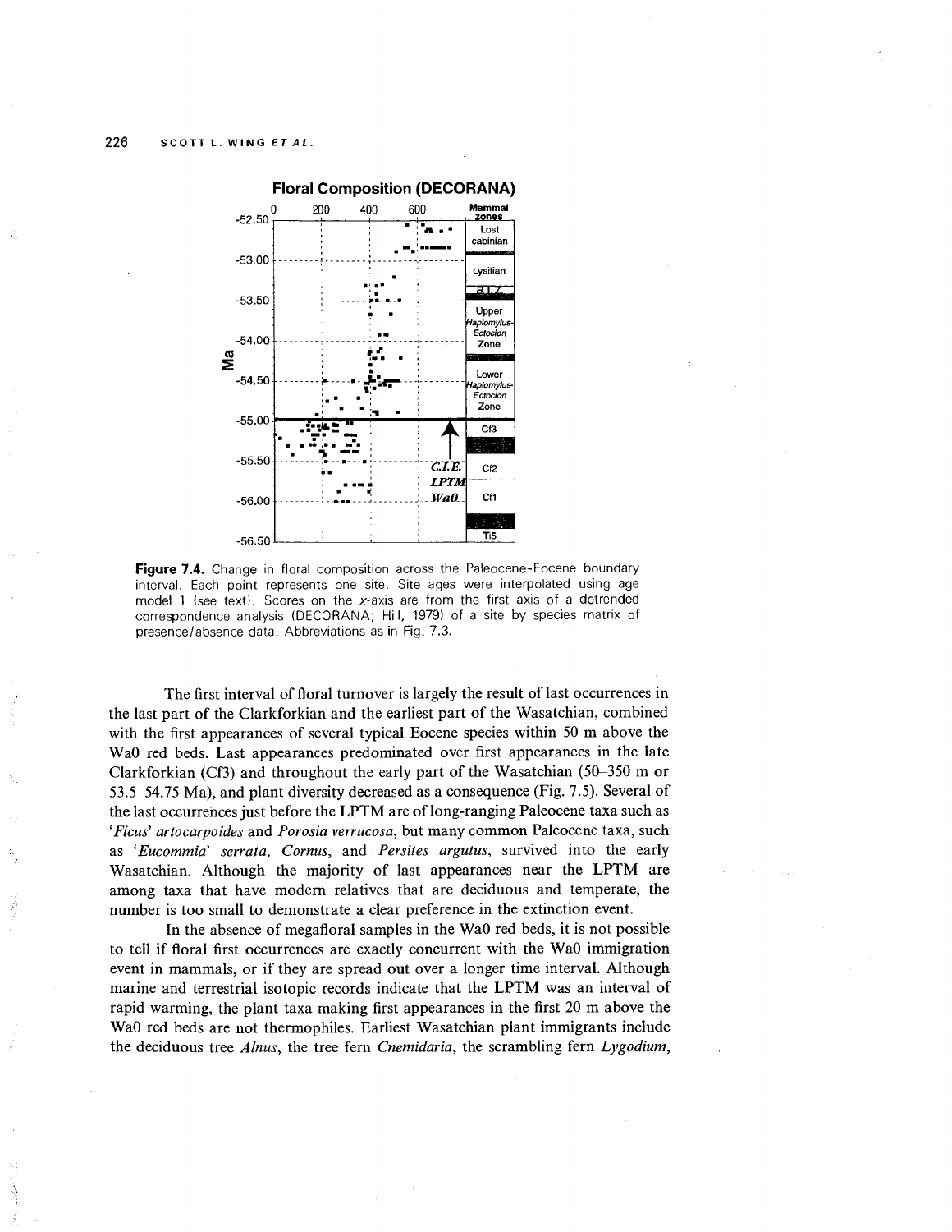Figure 7.4. Change in floral composition across the Paleocene-Eocene boundary interval. Each point represents one site. Site ages were interpolated using age model 1 (see text). Scores on the x-axis are from the first axis of a detrended correspondence analysis (DECORANA; Hill, 1979) of a site by species matrix of presence/absence data. Abbreviations as in Fig. 7.3.

The first interval of floral turnover is largely the result of last occurrences in the last part of the Clarkforkian and the earliest part of the Wasatchian, combined with the first appearances of several typical Eocene species within 50 m above the Wa0 red beds. Last appearances predominated over first appearances in the late Clarkforkian (Cf3) and throughout the early part of the Wasatchian (50–350 m or 53.5–54.75 Ma), and plant diversity decreased as a consequence (Fig. 7.5). Several of the last occurrences just before the LPTM are of long-ranging Paleocene taxa such as *'Ficus' artocarpoides* and *Porosia verrucosa*, but many common Paleocene taxa, such as *'Eucommia' serrata, Cornus*, and *Persites argutus*, survived into the early Wasatchian. Although the majority of last appearances near the LPTM are among taxa that have modern relatives that are deciduous and temperate, the number is too small to demonstrate a clear preference in the extinction event.

In the absence of megafloral samples in the Wa0 red beds, it is not possible to tell if floral first occurrences are exactly concurrent with the Wa0 immigration event in mammals, or if they are spread out over a longer time interval. Although marine and terrestrial isotopic records indicate that the LPTM was an interval of rapid warming, the plant taxa making first appearances in the first 20 m above the Wa0 red beds are not thermophiles. Earliest Wasatchian plant immigrants include the deciduous tree *Alnus*, the tree fern *Cnemidaria*, the scrambling fern *Lygodium*,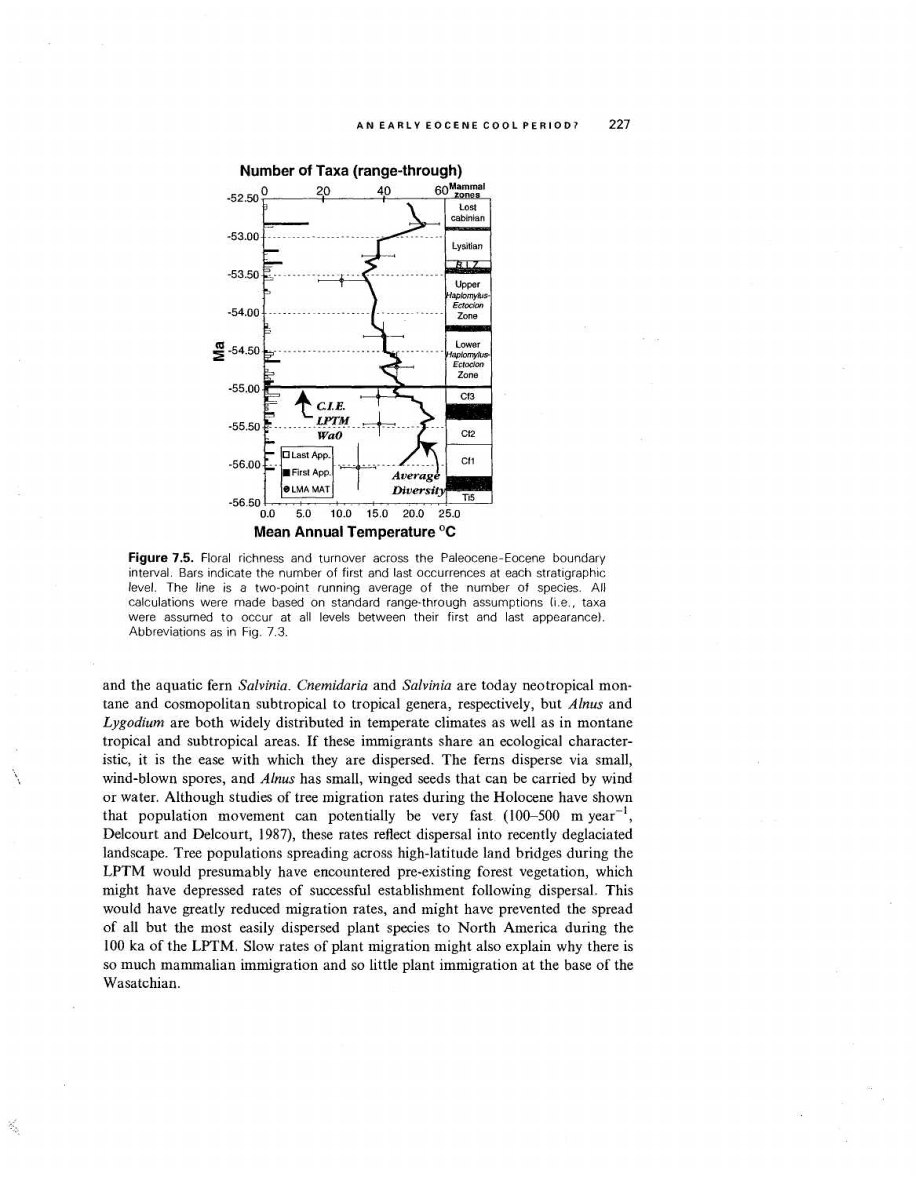**Figure 7.5.** Floral richness and turnover across the Paleocene-Eocene boundary interval. Bars indicate the number of first and last occurrences at each stratigraphic level. The line is a two-point running average of the number of species. All calculations were made based on standard range-through assumptions (i.e., taxa were assumed to occur at all levels between their first and last appearance). Abbreviations as in Fig. 7.3.

and the aquatic fern *Salvinia*. *Cnemidaria* and *Salvinia* are today neotropical montane and cosmopolitan subtropical to tropical genera, respectively, but *Alnus* and *Lygodium* are both widely distributed in temperate climates as well as in montane tropical and subtropical areas. If these immigrants share an ecological characteristic, it is the ease with which they are dispersed. The ferns disperse via small, wind-blown spores, and *Alnus* has small, winged seeds that can be carried by wind or water. Although studies of tree migration rates during the Holocene have shown that population movement can potentially be very fast (100–500 m $year^{-1}$, Delcourt and Delcourt, 1987), these rates reflect dispersal into recently deglaciated landscape. Tree populations spreading across high-latitude land bridges during the LPTM would presumably have encountered pre-existing forest vegetation, which might have depressed rates of successful establishment following dispersal. This would have greatly reduced migration rates, and might have prevented the spread of all but the most easily dispersed plant species to North America during the 100 ka of the LPTM. Slow rates of plant migration might also explain why there is so much mammalian immigration and so little plant immigration at the base of the Wasatchian.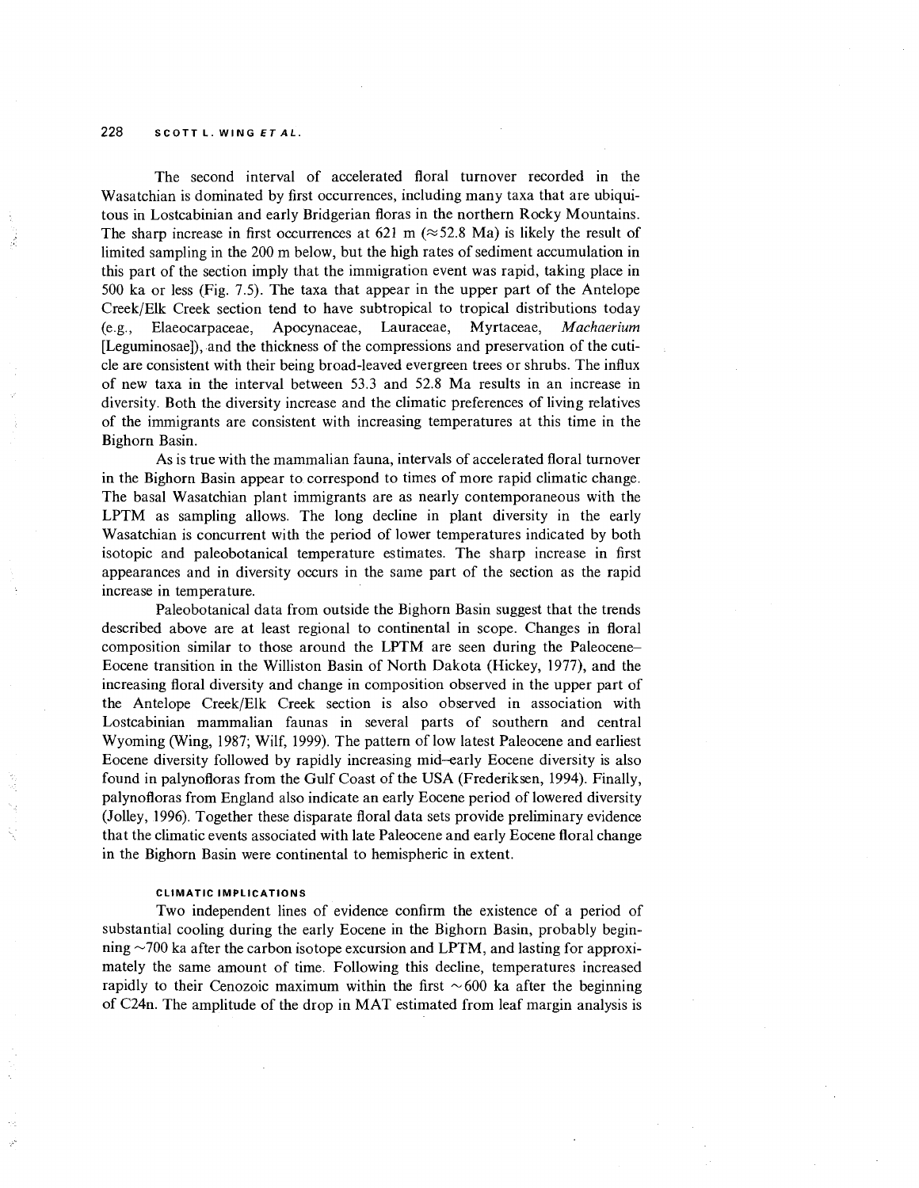The second interval of accelerated floral turnover recorded in the Wasatchian is dominated by first occurrences, including many taxa that are ubiquitous in Lostcabinian and early Bridgerian floras in the northern Rocky Mountains. The sharp increase in first occurrences at 621 m ($\approx$52.8 Ma) is likely the result of limited sampling in the 200 m below, but the high rates of sediment accumulation in this part of the section imply that the immigration event was rapid, taking place in 500 ka or less (Fig. 7.5). The taxa that appear in the upper part of the Antelope Creek/Elk Creek section tend to have subtropical to tropical distributions today (e.g., Elaeocarpaceae, Apocynaceae, Lauraceae, Myrtaceae, *Machaerium* [Leguminosae]), and the thickness of the compressions and preservation of the cuticle are consistent with their being broad-leaved evergreen trees or shrubs. The influx of new taxa in the interval between 53.3 and 52.8 Ma results in an increase in diversity. Both the diversity increase and the climatic preferences of living relatives of the immigrants are consistent with increasing temperatures at this time in the Bighorn Basin.

As is true with the mammalian fauna, intervals of accelerated floral turnover in the Bighorn Basin appear to correspond to times of more rapid climatic change. The basal Wasatchian plant immigrants are as nearly contemporaneous with the LPTM as sampling allows. The long decline in plant diversity in the early Wasatchian is concurrent with the period of lower temperatures indicated by both isotopic and paleobotanical temperature estimates. The sharp increase in first appearances and in diversity occurs in the same part of the section as the rapid increase in temperature.

Paleobotanical data from outside the Bighorn Basin suggest that the trends described above are at least regional to continental in scope. Changes in floral composition similar to those around the LPTM are seen during the Paleocene–Eocene transition in the Williston Basin of North Dakota (Hickey, 1977), and the increasing floral diversity and change in composition observed in the upper part of the Antelope Creek/Elk Creek section is also observed in association with Lostcabinian mammalian faunas in several parts of southern and central Wyoming (Wing, 1987; Wilf, 1999). The pattern of low latest Paleocene and earliest Eocene diversity followed by rapidly increasing mid–early Eocene diversity is also found in palynofloras from the Gulf Coast of the USA (Frederiksen, 1994). Finally, palynofloras from England also indicate an early Eocene period of lowered diversity (Jolley, 1996). Together these disparate floral data sets provide preliminary evidence that the climatic events associated with late Paleocene and early Eocene floral change in the Bighorn Basin were continental to hemispheric in extent.

### CLIMATIC IMPLICATIONS

Two independent lines of evidence confirm the existence of a period of substantial cooling during the early Eocene in the Bighorn Basin, probably beginning $\sim$700 ka after the carbon isotope excursion and LPTM, and lasting for approximately the same amount of time. Following this decline, temperatures increased rapidly to their Cenozoic maximum within the first $\sim$600 ka after the beginning of C24n. The amplitude of the drop in MAT estimated from leaf margin analysis is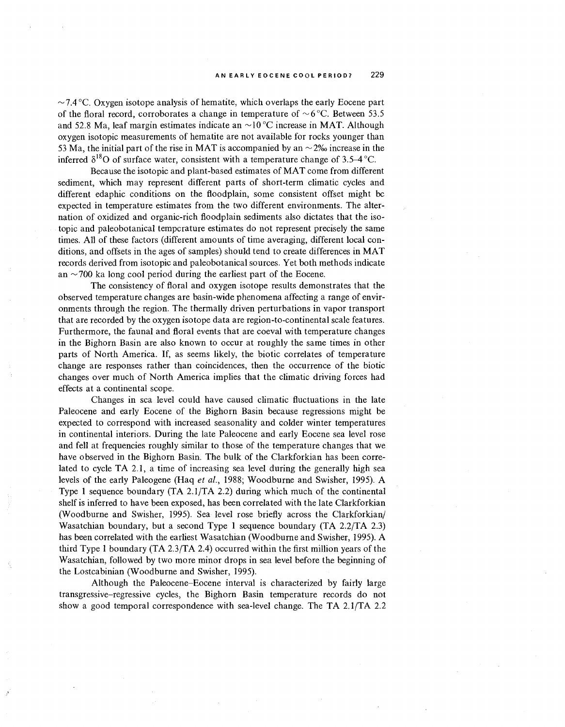~7.4 °C. Oxygen isotope analysis of hematite, which overlaps the early Eocene part of the floral record, corroborates a change in temperature of ~6 °C. Between 53.5 and 52.8 Ma, leaf margin estimates indicate an ~10 °C increase in MAT. Although oxygen isotopic measurements of hematite are not available for rocks younger than 53 Ma, the initial part of the rise in MAT is accompanied by an ~2‰ increase in the inferred $\delta^{18}O$ of surface water, consistent with a temperature change of 3.5–4 °C.

Because the isotopic and plant-based estimates of MAT come from different sediment, which may represent different parts of short-term climatic cycles and different edaphic conditions on the floodplain, some consistent offset might be expected in temperature estimates from the two different environments. The alternation of oxidized and organic-rich floodplain sediments also dictates that the isotopic and paleobotanical temperature estimates do not represent precisely the same times. All of these factors (different amounts of time averaging, different local conditions, and offsets in the ages of samples) should tend to create differences in MAT records derived from isotopic and paleobotanical sources. Yet both methods indicate an ~700 ka long cool period during the earliest part of the Eocene.

The consistency of floral and oxygen isotope results demonstrates that the observed temperature changes are basin-wide phenomena affecting a range of environments through the region. The thermally driven perturbations in vapor transport that are recorded by the oxygen isotope data are region-to-continental scale features. Furthermore, the faunal and floral events that are coeval with temperature changes in the Bighorn Basin are also known to occur at roughly the same times in other parts of North America. If, as seems likely, the biotic correlates of temperature change are responses rather than coincidences, then the occurrence of the biotic changes over much of North America implies that the climatic driving forces had effects at a continental scope.

Changes in sea level could have caused climatic fluctuations in the late Paleocene and early Eocene of the Bighorn Basin because regressions might be expected to correspond with increased seasonality and colder winter temperatures in continental interiors. During the late Paleocene and early Eocene sea level rose and fell at frequencies roughly similar to those of the temperature changes that we have observed in the Bighorn Basin. The bulk of the Clarkforkian has been correlated to cycle TA 2.1, a time of increasing sea level during the generally high sea levels of the early Paleogene (Haq *et al.*, 1988; Woodburne and Swisher, 1995). A Type 1 sequence boundary (TA 2.1/TA 2.2) during which much of the continental shelf is inferred to have been exposed, has been correlated with the late Clarkforkian (Woodburne and Swisher, 1995). Sea level rose briefly across the Clarkforkian/Wasatchian boundary, but a second Type 1 sequence boundary (TA 2.2/TA 2.3) has been correlated with the earliest Wasatchian (Woodburne and Swisher, 1995). A third Type 1 boundary (TA 2.3/TA 2.4) occurred within the first million years of the Wasatchian, followed by two more minor drops in sea level before the beginning of the Lostcabinian (Woodburne and Swisher, 1995).

Although the Paleocene–Eocene interval is characterized by fairly large transgressive–regressive cycles, the Bighorn Basin temperature records do not show a good temporal correspondence with sea-level change. The TA 2.1/TA 2.2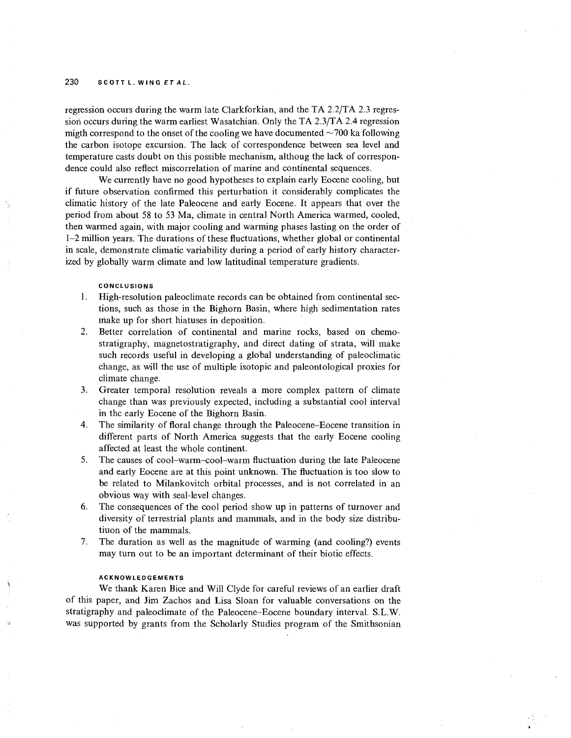regression occurs during the warm late Clarkforkian, and the TA 2.2/TA 2.3 regression occurs during the warm earliest Wasatchian. Only the TA 2.3/TA 2.4 regression migth correspond to the onset of the cooling we have documented ~700 ka following the carbon isotope excursion. The lack of correspondence between sea level and temperature casts doubt on this possible mechanism, althoug the lack of correspondence could also reflect miscorrelation of marine and continental sequences.

We currently have no good hypotheses to explain early Eocene cooling, but if future observation confirmed this perturbation it considerably complicates the climatic history of the late Paleocene and early Eocene. It appears that over the period from about 58 to 53 Ma, climate in central North America warmed, cooled, then warmed again, with major cooling and warming phases lasting on the order of 1–2 million years. The durations of these fluctuations, whether global or continental in scale, demonstrate climatic variability during a period of early history characterized by globally warm climate and low latitudinal temperature gradients.

#### CONCLUSIONS

1. High-resolution paleoclimate records can be obtained from continental sections, such as those in the Bighorn Basin, where high sedimentation rates make up for short hiatuses in deposition.
2. Better correlation of continental and marine rocks, based on chemostratigraphy, magnetostratigraphy, and direct dating of strata, will make such records useful in developing a global understanding of paleoclimatic change, as will the use of multiple isotopic and paleontological proxies for climate change.
3. Greater temporal resolution reveals a more complex pattern of climate change than was previously expected, including a substantial cool interval in thc early Eocene of the Bighorn Basin.
4. The similarity of floral change through the Paleocene–Eocene transition in different parts of North America suggests that the early Eocene cooling affected at least the whole continent.
5. The causes of cool–warm–cool–warm fluctuation during the late Paleocene and early Eocene are at this point unknown. The fluctuation is too slow to be related to Milankovitch orbital processes, and is not correlated in an obvious way with seal-level changes.
6. The consequences of the cool period show up in patterns of turnover and diversity of terrestrial plants and mammals, and in the body size distributiuon of the mammals.
7. The duration as well as the magnitude of warming (and cooling?) events may turn out to be an important determinant of their biotic effects.

#### ACKNOWLEDGEMENTS

We thank Karen Bice and Will Clyde for careful reviews of an earlier draft of this paper, and Jim Zachos and Lisa Sloan for valuable conversations on the stratigraphy and paleoclimate of the Paleocene–Eocene boundary interval. S.L.W. was supported by grants from the Scholarly Studies program of the Smithsonian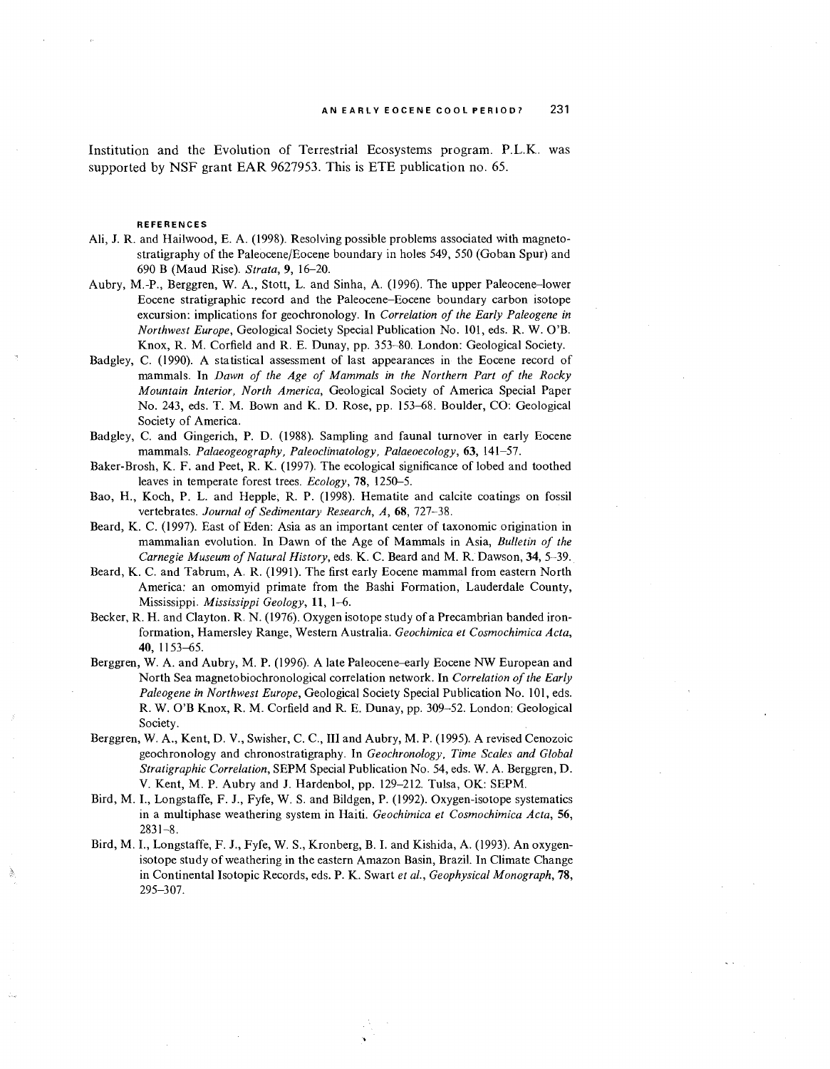Institution and the Evolution of Terrestrial Ecosystems program. P.L.K. was supported by NSF grant EAR 9627953. This is ETE publication no. 65.

## REFERENCES

Ali, J. R. and Hailwood, E. A. (1998). Resolving possible problems associated with magnetostratigraphy of the Paleocene/Eocene boundary in holes 549, 550 (Goban Spur) and 690 B (Maud Rise). *Strata*, **9**, 16–20.

Aubry, M.-P., Berggren, W. A., Stott, L. and Sinha, A. (1996). The upper Paleocene–lower Eocene stratigraphic record and the Paleocene–Eocene boundary carbon isotope excursion: implications for geochronology. In *Correlation of the Early Paleogene in Northwest Europe*, Geological Society Special Publication No. 101, eds. R. W. O'B. Knox, R. M. Corfield and R. E. Dunay, pp. 353–80. London: Geological Society.

Badgley, C. (1990). A statistical assessment of last appearances in the Eocene record of mammals. In *Dawn of the Age of Mammals in the Northern Part of the Rocky Mountain Interior, North America*, Geological Society of America Special Paper No. 243, eds. T. M. Bown and K. D. Rose, pp. 153–68. Boulder, CO: Geological Society of America.

Badgley, C. and Gingerich, P. D. (1988). Sampling and faunal turnover in early Eocene mammals. *Palaeogeography, Paleoclimatology, Palaeoecology*, **63**, 141–57.

Baker-Brosh, K. F. and Peet, R. K. (1997). The ecological significance of lobed and toothed leaves in temperate forest trees. *Ecology*, **78**, 1250–5.

Bao, H., Koch, P. L. and Hepple, R. P. (1998). Hematite and calcite coatings on fossil vertebrates. *Journal of Sedimentary Research, A*, **68**, 727–38.

Beard, K. C. (1997). East of Eden: Asia as an important center of taxonomic origination in mammalian evolution. In Dawn of the Age of Mammals in Asia, *Bulletin of the Carnegie Museum of Natural History*, eds. K. C. Beard and M. R. Dawson, **34**, 5–39.

Beard, K. C. and Tabrum, A. R. (1991). The first early Eocene mammal from eastern North America: an omomyid primate from the Bashi Formation, Lauderdale County, Mississippi. *Mississippi Geology*, **11**, 1–6.

Becker, R. H. and Clayton. R. N. (1976). Oxygen isotope study of a Precambrian banded iron-formation, Hamersley Range, Western Australia. *Geochimica et Cosmochimica Acta*, **40**, 1153–65.

Berggren, W. A. and Aubry, M. P. (1996). A late Paleocene–early Eocene NW European and North Sea magnetobiochronological correlation network. In *Correlation of the Early Paleogene in Northwest Europe*, Geological Society Special Publication No. 101, eds. R. W. O'B Knox, R. M. Corfield and R. E. Dunay, pp. 309–52. London: Geological Society.

Berggren, W. A., Kent, D. V., Swisher, C. C., III and Aubry, M. P. (1995). A revised Cenozoic geochronology and chronostratigraphy. In *Geochronology, Time Scales and Global Stratigraphic Correlation*, SEPM Special Publication No. 54, eds. W. A. Berggren, D. V. Kent, M. P. Aubry and J. Hardenbol, pp. 129–212. Tulsa, OK: SEPM.

Bird, M. I., Longstaffe, F. J., Fyfe, W. S. and Bildgen, P. (1992). Oxygen-isotope systematics in a multiphase weathering system in Haiti. *Geochimica et Cosmochimica Acta*, **56**, 2831–8.

Bird, M. I., Longstaffe, F. J., Fyfe, W. S., Kronberg, B. I. and Kishida, A. (1993). An oxygen-isotope study of weathering in the eastern Amazon Basin, Brazil. In Climate Change in Continental Isotopic Records, eds. P. K. Swart *et al.*, *Geophysical Monograph*, **78**, 295–307.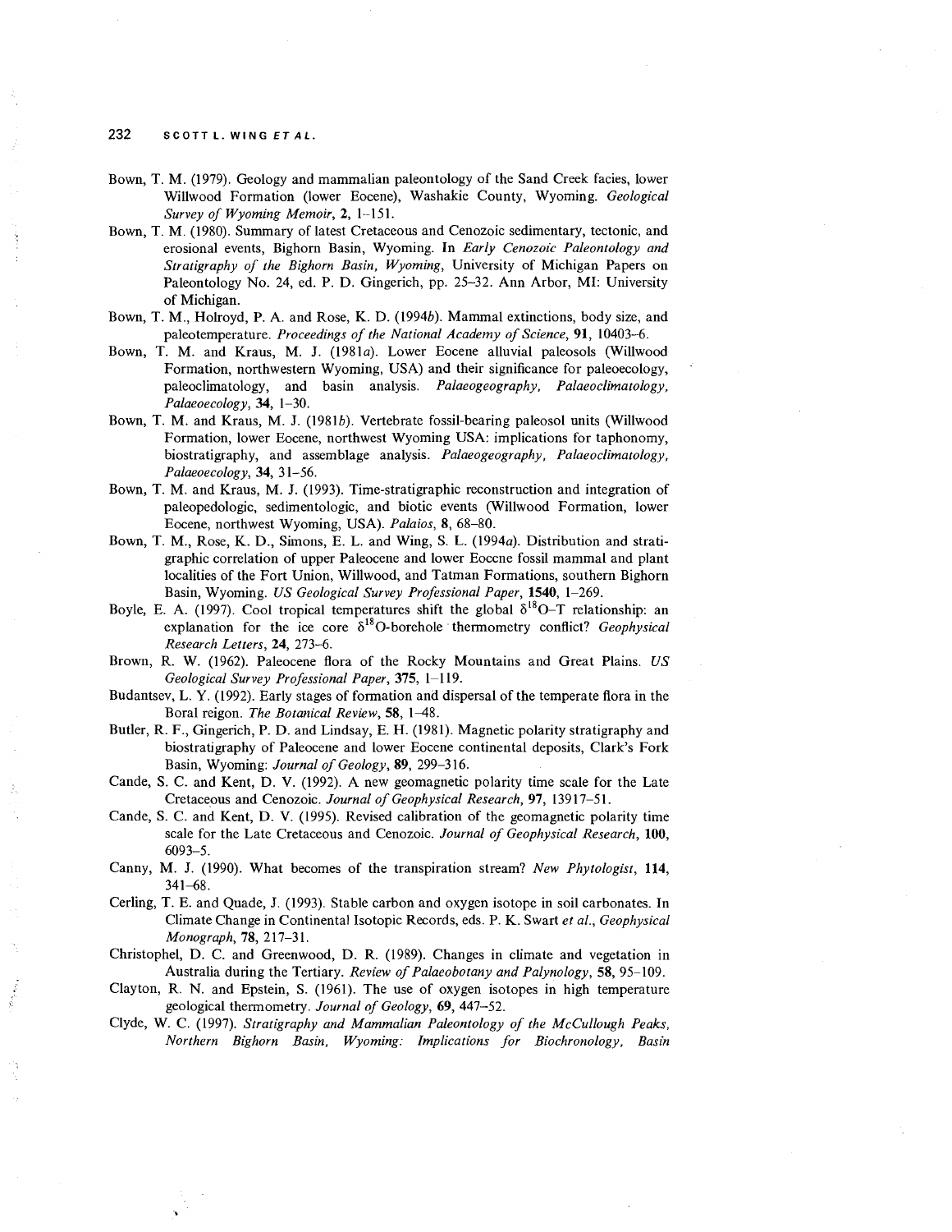Bown, T. M. (1979). Geology and mammalian paleontology of the Sand Creek facies, lower Willwood Formation (lower Eocene), Washakie County, Wyoming. *Geological Survey of Wyoming Memoir*, **2**, 1–151.

Bown, T. M. (1980). Summary of latest Cretaceous and Cenozoic sedimentary, tectonic, and erosional events, Bighorn Basin, Wyoming. In *Early Cenozoic Paleontology and Stratigraphy of the Bighorn Basin, Wyoming*, University of Michigan Papers on Paleontology No. 24, ed. P. D. Gingerich, pp. 25–32. Ann Arbor, MI: University of Michigan.

Bown, T. M., Holroyd, P. A. and Rose, K. D. (1994*b*). Mammal extinctions, body size, and paleotemperature. *Proceedings of the National Academy of Science*, **91**, 10403–6.

Bown, T. M. and Kraus, M. J. (1981*a*). Lower Eocene alluvial paleosols (Willwood Formation, northwestern Wyoming, USA) and their significance for paleoecology, paleoclimatology, and basin analysis. *Palaeogeography, Palaeoclimatology, Palaeoecology*, **34**, 1–30.

Bown, T. M. and Kraus, M. J. (1981*b*). Vertebrate fossil-bearing paleosol units (Willwood Formation, lower Eocene, northwest Wyoming USA: implications for taphonomy, biostratigraphy, and assemblage analysis. *Palaeogeography, Palaeoclimatology, Palaeoecology*, **34**, 31–56.

Bown, T. M. and Kraus, M. J. (1993). Time-stratigraphic reconstruction and integration of paleopedologic, sedimentologic, and biotic events (Willwood Formation, lower Eocene, northwest Wyoming, USA). *Palaios*, **8**, 68–80.

Bown, T. M., Rose, K. D., Simons, E. L. and Wing, S. L. (1994*a*). Distribution and stratigraphic correlation of upper Paleocene and lower Eocene fossil mammal and plant localities of the Fort Union, Willwood, and Tatman Formations, southern Bighorn Basin, Wyoming. *US Geological Survey Professional Paper*, **1540**, 1–269.

Boyle, E. A. (1997). Cool tropical temperatures shift the global $\delta^{18}$O–T relationship: an explanation for the ice core $\delta^{18}$O-borehole thermometry conflict? *Geophysical Research Letters*, **24**, 273–6.

Brown, R. W. (1962). Paleocene flora of the Rocky Mountains and Great Plains. *US Geological Survey Professional Paper*, **375**, 1–119.

Budantsev, L. Y. (1992). Early stages of formation and dispersal of the temperate flora in the Boral reigon. *The Botanical Review*, **58**, 1–48.

Butler, R. F., Gingerich, P. D. and Lindsay, E. H. (1981). Magnetic polarity stratigraphy and biostratigraphy of Paleocene and lower Eocene continental deposits, Clark's Fork Basin, Wyoming. *Journal of Geology*, **89**, 299–316.

Cande, S. C. and Kent, D. V. (1992). A new geomagnetic polarity time scale for the Late Cretaceous and Cenozoic. *Journal of Geophysical Research*, **97**, 13917–51.

Cande, S. C. and Kent, D. V. (1995). Revised calibration of the geomagnetic polarity time scale for the Late Cretaceous and Cenozoic. *Journal of Geophysical Research*, **100**, 6093–5.

Canny, M. J. (1990). What becomes of the transpiration stream? *New Phytologist*, **114**, 341–68.

Cerling, T. E. and Quade, J. (1993). Stable carbon and oxygen isotope in soil carbonates. In Climate Change in Continental Isotopic Records, eds. P. K. Swart *et al.*, *Geophysical Monograph*, **78**, 217–31.

Christophel, D. C. and Greenwood, D. R. (1989). Changes in climate and vegetation in Australia during the Tertiary. *Review of Palaeobotany and Palynology*, **58**, 95–109.

Clayton, R. N. and Epstein, S. (1961). The use of oxygen isotopes in high temperature geological thermometry. *Journal of Geology*, **69**, 447–52.

Clyde, W. C. (1997). *Stratigraphy and Mammalian Paleontology of the McCullough Peaks, Northern Bighorn Basin, Wyoming: Implications for Biochronology, Basin*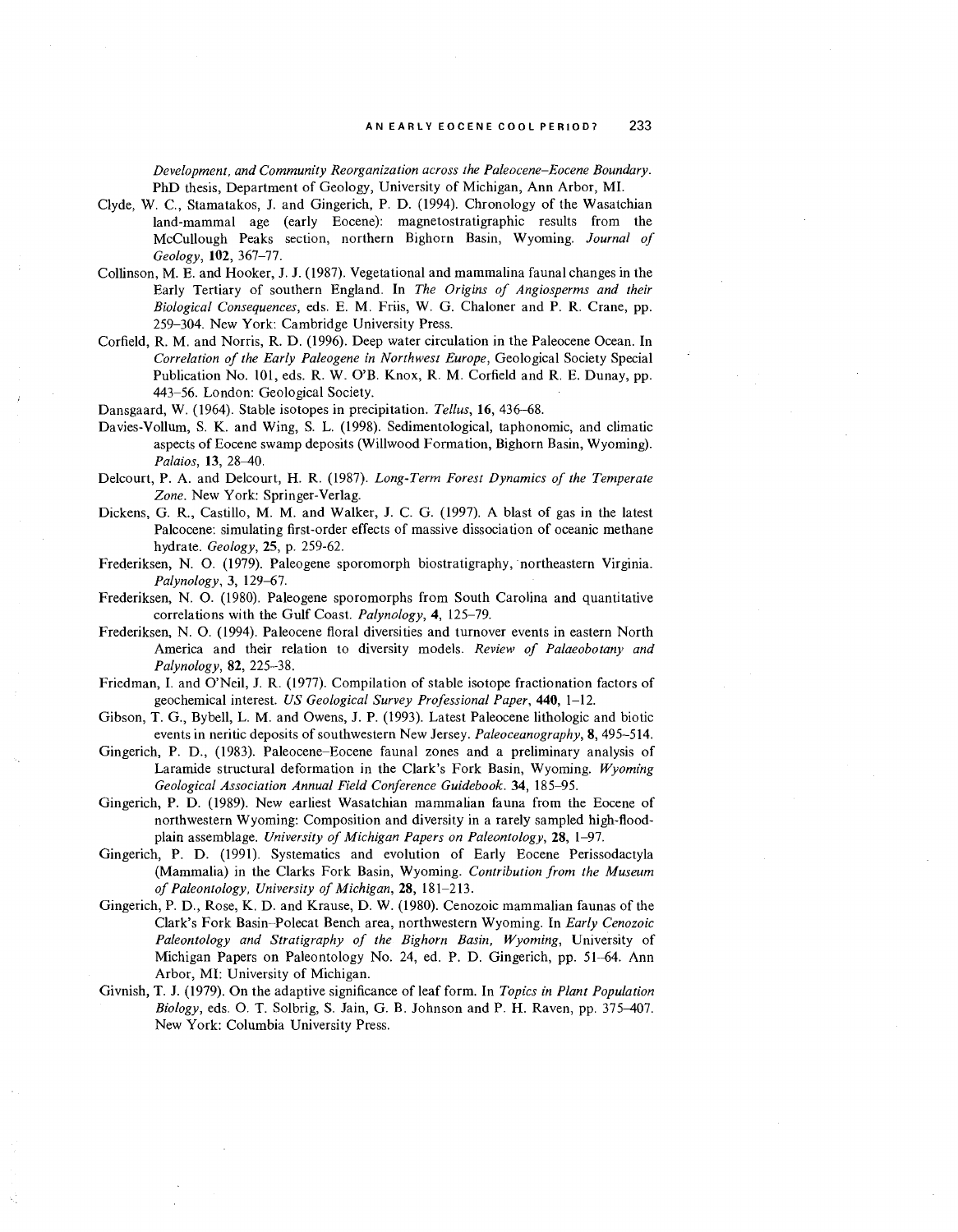*Development, and Community Reorganization across the Paleocene–Eocene Boundary.* PhD thesis, Department of Geology, University of Michigan, Ann Arbor, MI.

Clyde, W. C., Stamatakos, J. and Gingerich, P. D. (1994). Chronology of the Wasatchian land-mammal age (early Eocene): magnetostratigraphic results from the McCullough Peaks section, northern Bighorn Basin, Wyoming. *Journal of Geology*, **102**, 367–77.

Collinson, M. E. and Hooker, J. J. (1987). Vegetational and mammalina faunal changes in the Early Tertiary of southern England. In *The Origins of Angiosperms and their Biological Consequences*, eds. E. M. Friis, W. G. Chaloner and P. R. Crane, pp. 259–304. New York: Cambridge University Press.

Corfield, R. M. and Norris, R. D. (1996). Deep water circulation in the Paleocene Ocean. In *Correlation of the Early Paleogene in Northwest Europe*, Geological Society Special Publication No. 101, eds. R. W. O'B. Knox, R. M. Corfield and R. E. Dunay, pp. 443–56. London: Geological Society.

Dansgaard, W. (1964). Stable isotopes in precipitation. *Tellus*, **16**, 436–68.

Davies-Vollum, S. K. and Wing, S. L. (1998). Sedimentological, taphonomic, and climatic aspects of Eocene swamp deposits (Willwood Formation, Bighorn Basin, Wyoming). *Palaios*, **13**, 28–40.

Delcourt, P. A. and Delcourt, H. R. (1987). *Long-Term Forest Dynamics of the Temperate Zone.* New York: Springer-Verlag.

Dickens, G. R., Castillo, M. M. and Walker, J. C. G. (1997). A blast of gas in the latest Paleocene: simulating first-order effects of massive dissociation of oceanic methane hydrate. *Geology*, **25**, p. 259-62.

Frederiksen, N. O. (1979). Paleogene sporomorph biostratigraphy, northeastern Virginia. *Palynology*, **3**, 129–67.

Frederiksen, N. O. (1980). Paleogene sporomorphs from South Carolina and quantitative correlations with the Gulf Coast. *Palynology*, **4**, 125–79.

Frederiksen, N. O. (1994). Paleocene floral diversities and turnover events in eastern North America and their relation to diversity models. *Review of Palaeobotany and Palynology*, **82**, 225–38.

Friedman, I. and O'Neil, J. R. (1977). Compilation of stable isotope fractionation factors of geochemical interest. *US Geological Survey Professional Paper*, **440**, 1–12.

Gibson, T. G., Bybell, L. M. and Owens, J. P. (1993). Latest Paleocene lithologic and biotic events in neritic deposits of southwestern New Jersey. *Paleoceanography*, **8**, 495–514.

Gingerich, P. D., (1983). Paleocene–Eocene faunal zones and a preliminary analysis of Laramide structural deformation in the Clark's Fork Basin, Wyoming. *Wyoming Geological Association Annual Field Conference Guidebook*. **34**, 185–95.

Gingerich, P. D. (1989). New earliest Wasatchian mammalian fauna from the Eocene of northwestern Wyoming: Composition and diversity in a rarely sampled high-flood-plain assemblage. *University of Michigan Papers on Paleontology*, **28**, 1–97.

Gingerich, P. D. (1991). Systematics and evolution of Early Eocene Perissodactyla (Mammalia) in the Clarks Fork Basin, Wyoming. *Contribution from the Museum of Paleontology, University of Michigan*, **28**, 181–213.

Gingerich, P. D., Rose, K. D. and Krause, D. W. (1980). Cenozoic mammalian faunas of the Clark's Fork Basin–Polecat Bench area, northwestern Wyoming. In *Early Cenozoic Paleontology and Stratigraphy of the Bighorn Basin, Wyoming*, University of Michigan Papers on Paleontology No. 24, ed. P. D. Gingerich, pp. 51–64. Ann Arbor, MI: University of Michigan.

Givnish, T. J. (1979). On the adaptive significance of leaf form. In *Topics in Plant Population Biology*, eds. O. T. Solbrig, S. Jain, G. B. Johnson and P. H. Raven, pp. 375–407. New York: Columbia University Press.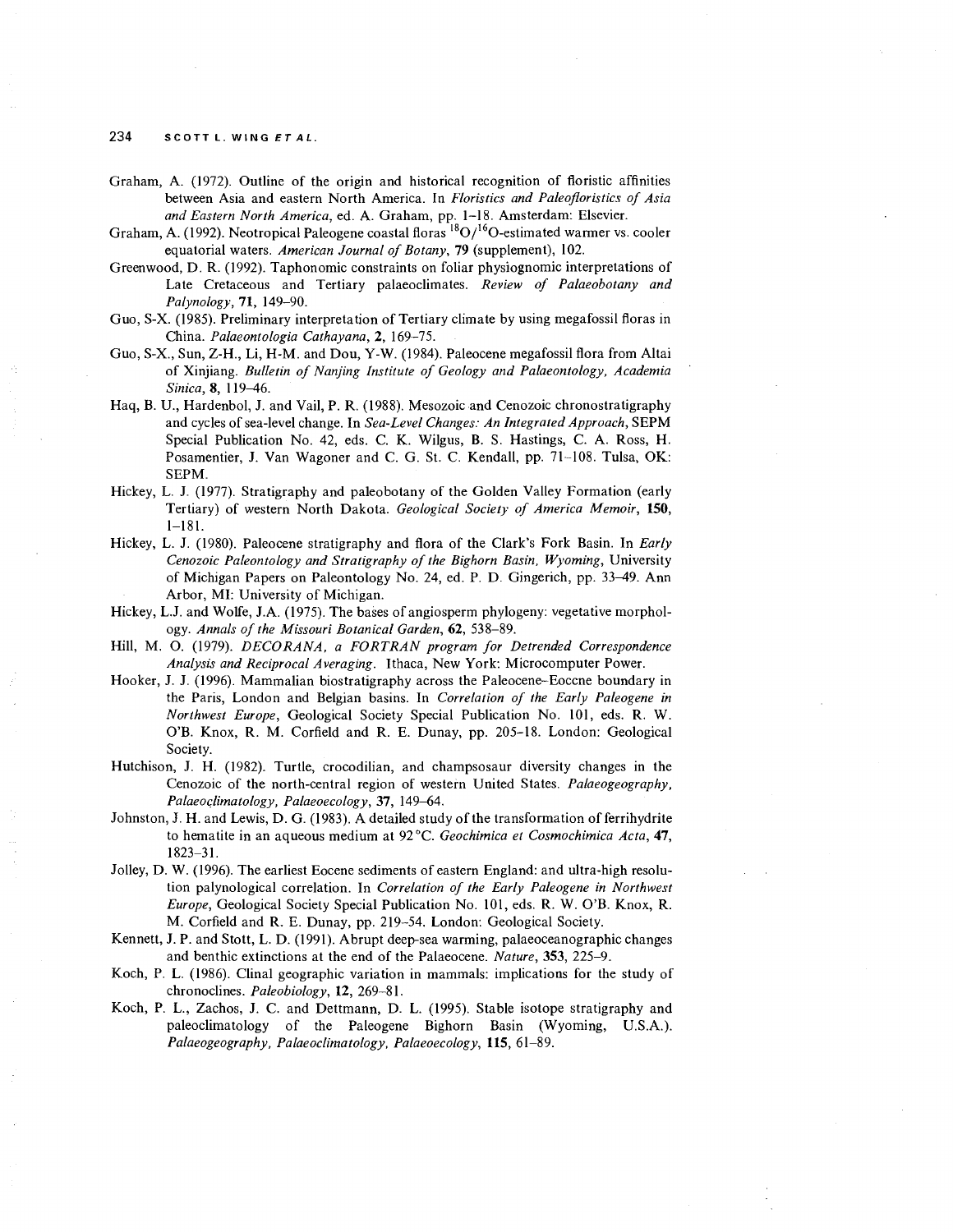Graham, A. (1972). Outline of the origin and historical recognition of floristic affinities between Asia and eastern North America. In *Floristics and Paleofloristics of Asia and Eastern North America*, ed. A. Graham, pp. 1–18. Amsterdam: Elsevier.

Graham, A. (1992). Neotropical Paleogene coastal floras $^{18}O/^{16}O$-estimated warmer vs. cooler equatorial waters. *American Journal of Botany*, **79** (supplement), 102.

Greenwood, D. R. (1992). Taphonomic constraints on foliar physiognomic interpretations of Late Cretaceous and Tertiary palaeoclimates. *Review of Palaeobotany and Palynology*, **71**, 149–90.

Guo, S-X. (1985). Preliminary interpretation of Tertiary climate by using megafossil floras in China. *Palaeontologia Cathayana*, **2**, 169–75.

Guo, S-X., Sun, Z-H., Li, H-M. and Dou, Y-W. (1984). Paleocene megafossil flora from Altai of Xinjiang. *Bulletin of Nanjing Institute of Geology and Palaeontology, Academia Sinica*, **8**, 119–46.

Haq, B. U., Hardenbol, J. and Vail, P. R. (1988). Mesozoic and Cenozoic chronostratigraphy and cycles of sea-level change. In *Sea-Level Changes: An Integrated Approach*, SEPM Special Publication No. 42, eds. C. K. Wilgus, B. S. Hastings, C. A. Ross, H. Posamentier, J. Van Wagoner and C. G. St. C. Kendall, pp. 71–108. Tulsa, OK: SEPM.

Hickey, L. J. (1977). Stratigraphy and paleobotany of the Golden Valley Formation (early Tertiary) of western North Dakota. *Geological Society of America Memoir*, **150**, 1–181.

Hickey, L. J. (1980). Paleocene stratigraphy and flora of the Clark's Fork Basin. In *Early Cenozoic Paleontology and Stratigraphy of the Bighorn Basin, Wyoming*, University of Michigan Papers on Paleontology No. 24, ed. P. D. Gingerich, pp. 33–49. Ann Arbor, MI: University of Michigan.

Hickey, L.J. and Wolfe, J.A. (1975). The bases of angiosperm phylogeny: vegetative morphology. *Annals of the Missouri Botanical Garden*, **62**, 538–89.

Hill, M. O. (1979). *DECORANA, a FORTRAN program for Detrended Correspondence Analysis and Reciprocal Averaging*. Ithaca, New York: Microcomputer Power.

Hooker, J. J. (1996). Mammalian biostratigraphy across the Paleocene–Eocene boundary in the Paris, London and Belgian basins. In *Correlation of the Early Paleogene in Northwest Europe*, Geological Society Special Publication No. 101, eds. R. W. O'B. Knox, R. M. Corfield and R. E. Dunay, pp. 205–18. London: Geological Society.

Hutchison, J. H. (1982). Turtle, crocodilian, and champsosaur diversity changes in the Cenozoic of the north-central region of western United States. *Palaeogeography, Palaeoclimatology, Palaeoecology*, **37**, 149–64.

Johnston, J. H. and Lewis, D. G. (1983). A detailed study of the transformation of ferrihydrite to hematite in an aqueous medium at 92 °C. *Geochimica et Cosmochimica Acta*, **47**, 1823–31.

Jolley, D. W. (1996). The earliest Eocene sediments of eastern England: and ultra-high resolution palynological correlation. In *Correlation of the Early Paleogene in Northwest Europe*, Geological Society Special Publication No. 101, eds. R. W. O'B. Knox, R. M. Corfield and R. E. Dunay, pp. 219–54. London: Geological Society.

Kennett, J. P. and Stott, L. D. (1991). Abrupt deep-sea warming, palaeoceanographic changes and benthic extinctions at the end of the Palaeocene. *Nature*, **353**, 225–9.

Koch, P. L. (1986). Clinal geographic variation in mammals: implications for the study of chronoclines. *Paleobiology*, **12**, 269–81.

Koch, P. L., Zachos, J. C. and Dettmann, D. L. (1995). Stable isotope stratigraphy and paleoclimatology of the Paleogene Bighorn Basin (Wyoming, U.S.A.). *Palaeogeography, Palaeoclimatology, Palaeoecology*, **115**, 61–89.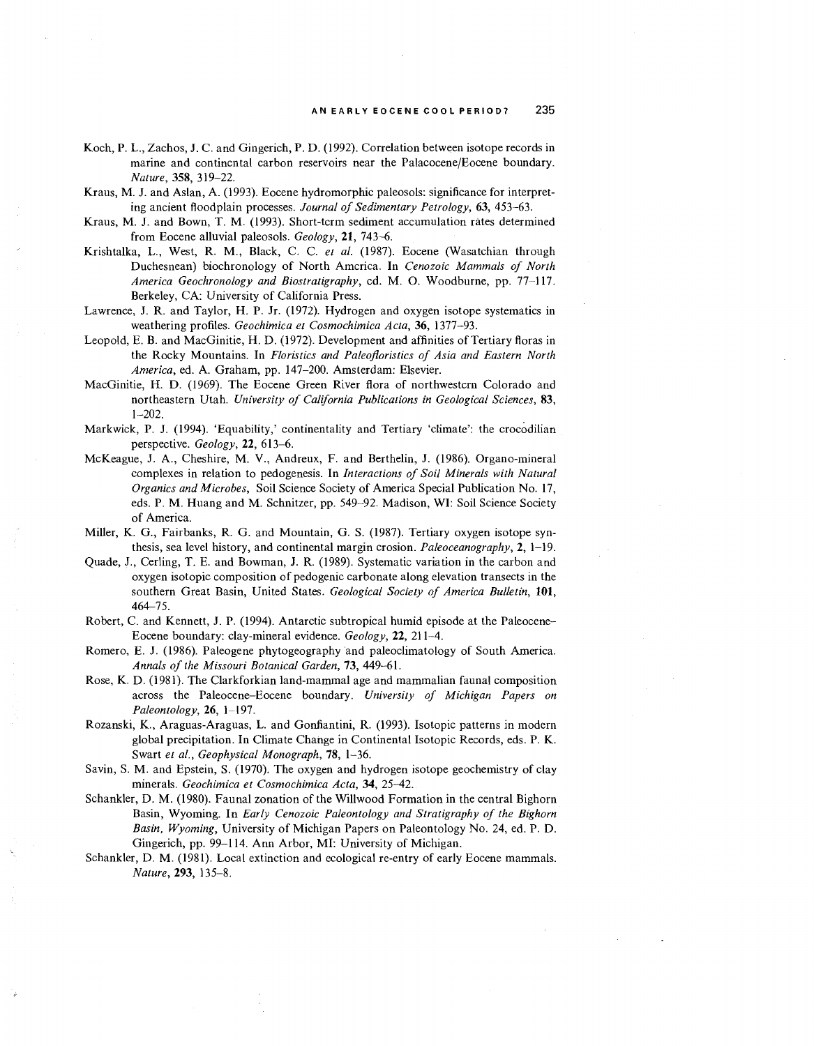Koch, P. L., Zachos, J. C. and Gingerich, P. D. (1992). Correlation between isotope records in marine and continental carbon reservoirs near the Palaeocene/Eocene boundary. *Nature*, **358**, 319–22.

Kraus, M. J. and Aslan, A. (1993). Eocene hydromorphic paleosols: significance for interpreting ancient floodplain processes. *Journal of Sedimentary Petrology*, **63**, 453–63.

Kraus, M. J. and Bown, T. M. (1993). Short-term sediment accumulation rates determined from Eocene alluvial paleosols. *Geology*, **21**, 743–6.

Krishtalka, L., West, R. M., Black, C. C. *et al.* (1987). Eocene (Wasatchian through Duchesnean) biochronology of North America. In *Cenozoic Mammals of North America Geochronology and Biostratigraphy*, ed. M. O. Woodburne, pp. 77–117. Berkeley, CA: University of California Press.

Lawrence, J. R. and Taylor, H. P. Jr. (1972). Hydrogen and oxygen isotope systematics in weathering profiles. *Geochimica et Cosmochimica Acta*, **36**, 1377–93.

Leopold, E. B. and MacGinitie, H. D. (1972). Development and affinities of Tertiary floras in the Rocky Mountains. In *Floristics and Paleofloristics of Asia and Eastern North America*, ed. A. Graham, pp. 147–200. Amsterdam: Elsevier.

MacGinitie, H. D. (1969). The Eocene Green River flora of northwestern Colorado and northeastern Utah. *University of California Publications in Geological Sciences*, **83**, 1–202.

Markwick, P. J. (1994). 'Equability,' continentality and Tertiary 'climate': the crocodilian perspective. *Geology*, **22**, 613–6.

McKeague, J. A., Cheshire, M. V., Andreux, F. and Berthelin, J. (1986). Organo-mineral complexes in relation to pedogenesis. In *Interactions of Soil Minerals with Natural Organics and Microbes*, Soil Science Society of America Special Publication No. 17, eds. P. M. Huang and M. Schnitzer, pp. 549–92. Madison, WI: Soil Science Society of America.

Miller, K. G., Fairbanks, R. G. and Mountain, G. S. (1987). Tertiary oxygen isotope synthesis, sea level history, and continental margin erosion. *Paleoceanography*, **2**, 1–19.

Quade, J., Cerling, T. E. and Bowman, J. R. (1989). Systematic variation in the carbon and oxygen isotopic composition of pedogenic carbonate along elevation transects in the southern Great Basin, United States. *Geological Society of America Bulletin*, **101**, 464–75.

Robert, C. and Kennett, J. P. (1994). Antarctic subtropical humid episode at the Paleocene–Eocene boundary: clay-mineral evidence. *Geology*, **22**, 211–4.

Romero, E. J. (1986). Paleogene phytogeography and paleoclimatology of South America. *Annals of the Missouri Botanical Garden*, **73**, 449–61.

Rose, K. D. (1981). The Clarkforkian land-mammal age and mammalian faunal composition across the Paleocene–Eocene boundary. *University of Michigan Papers on Paleontology*, **26**, 1–197.

Rozanski, K., Araguas-Araguas, L. and Gonfiantini, R. (1993). Isotopic patterns in modern global precipitation. In Climate Change in Continental Isotopic Records, eds. P. K. Swart *et al.*, *Geophysical Monograph*, **78**, 1–36.

Savin, S. M. and Epstein, S. (1970). The oxygen and hydrogen isotope geochemistry of clay minerals. *Geochimica et Cosmochimica Acta*, **34**, 25–42.

Schankler, D. M. (1980). Faunal zonation of the Willwood Formation in the central Bighorn Basin, Wyoming. In *Early Cenozoic Paleontology and Stratigraphy of the Bighorn Basin, Wyoming*, University of Michigan Papers on Paleontology No. 24, ed. P. D. Gingerich, pp. 99–114. Ann Arbor, MI: University of Michigan.

Schankler, D. M. (1981). Local extinction and ecological re-entry of early Eocene mammals. *Nature*, **293**, 135–8.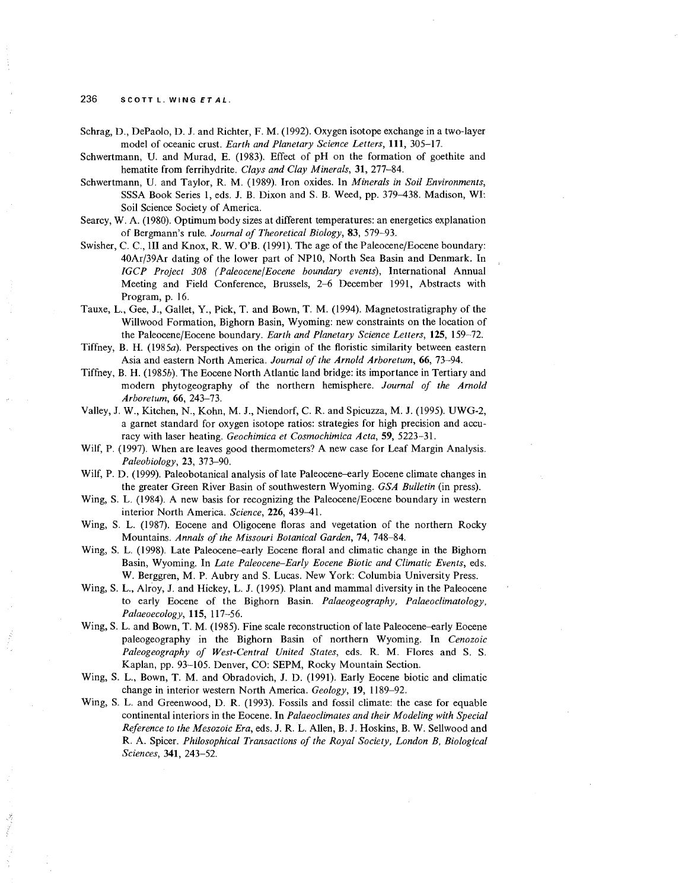Schrag, D., DePaolo, D. J. and Richter, F. M. (1992). Oxygen isotope exchange in a two-layer model of oceanic crust. *Earth and Planetary Science Letters*, **111**, 305–17.

Schwertmann, U. and Murad, E. (1983). Effect of pH on the formation of goethite and hematite from ferrihydrite. *Clays and Clay Minerals*, **31**, 277–84.

Schwertmann, U. and Taylor, R. M. (1989). Iron oxides. In *Minerals in Soil Environments*, SSSA Book Series 1, eds. J. B. Dixon and S. B. Weed, pp. 379–438. Madison, WI: Soil Science Society of America.

Searcy, W. A. (1980). Optimum body sizes at different temperatures: an energetics explanation of Bergmann's rule. *Journal of Theoretical Biology*, **83**, 579–93.

Swisher, C. C., III and Knox, R. W. O'B. (1991). The age of the Paleocene/Eocene boundary: 40Ar/39Ar dating of the lower part of NP10, North Sea Basin and Denmark. In *IGCP Project 308 (Paleocene/Eocene boundary events)*, International Annual Meeting and Field Conference, Brussels, 2–6 December 1991, Abstracts with Program, p. 16.

Tauxe, L., Gee, J., Gallet, Y., Pick, T. and Bown, T. M. (1994). Magnetostratigraphy of the Willwood Formation, Bighorn Basin, Wyoming: new constraints on the location of the Paleocene/Eocene boundary. *Earth and Planetary Science Letters*, **125**, 159–72.

Tiffney, B. H. (1985*a*). Perspectives on the origin of the floristic similarity between eastern Asia and eastern North America. *Journal of the Arnold Arboretum*, **66**, 73–94.

Tiffney, B. H. (1985*b*). The Eocene North Atlantic land bridge: its importance in Tertiary and modern phytogeography of the northern hemisphere. *Journal of the Arnold Arboretum*, **66**, 243–73.

Valley, J. W., Kitchen, N., Kohn, M. J., Niendorf, C. R. and Spicuzza, M. J. (1995). UWG-2, a garnet standard for oxygen isotope ratios: strategies for high precision and accuracy with laser heating. *Geochimica et Cosmochimica Acta*, **59**, 5223–31.

Wilf, P. (1997). When are leaves good thermometers? A new case for Leaf Margin Analysis. *Paleobiology*, **23**, 373–90.

Wilf, P. D. (1999). Paleobotanical analysis of late Paleocene–early Eocene climate changes in the greater Green River Basin of southwestern Wyoming. *GSA Bulletin* (in press).

Wing, S. L. (1984). A new basis for recognizing the Paleocene/Eocene boundary in western interior North America. *Science*, **226**, 439–41.

Wing, S. L. (1987). Eocene and Oligocene floras and vegetation of the northern Rocky Mountains. *Annals of the Missouri Botanical Garden*, **74**, 748–84.

Wing, S. L. (1998). Late Paleocene–early Eocene floral and climatic change in the Bighorn Basin, Wyoming. In *Late Paleocene–Early Eocene Biotic and Climatic Events*, eds. W. Berggren, M. P. Aubry and S. Lucas. New York: Columbia University Press.

Wing, S. L., Alroy, J. and Hickey, L. J. (1995). Plant and mammal diversity in the Paleocene to early Eocene of the Bighorn Basin. *Palaeogeography, Palaeoclimatology, Palaeoecology*, **115**, 117–56.

Wing, S. L. and Bown, T. M. (1985). Fine scale reconstruction of late Paleocene–early Eocene paleogeography in the Bighorn Basin of northern Wyoming. In *Cenozoic Paleogeography of West-Central United States*, eds. R. M. Flores and S. S. Kaplan, pp. 93–105. Denver, CO: SEPM, Rocky Mountain Section.

Wing, S. L., Bown, T. M. and Obradovich, J. D. (1991). Early Eocene biotic and climatic change in interior western North America. *Geology*, **19**, 1189–92.

Wing, S. L. and Greenwood, D. R. (1993). Fossils and fossil climate: the case for equable continental interiors in the Eocene. In *Palaeoclimates and their Modeling with Special Reference to the Mesozoic Era*, eds. J. R. L. Allen, B. J. Hoskins, B. W. Sellwood and R. A. Spicer. *Philosophical Transactions of the Royal Society, London B, Biological Sciences*, **341**, 243–52.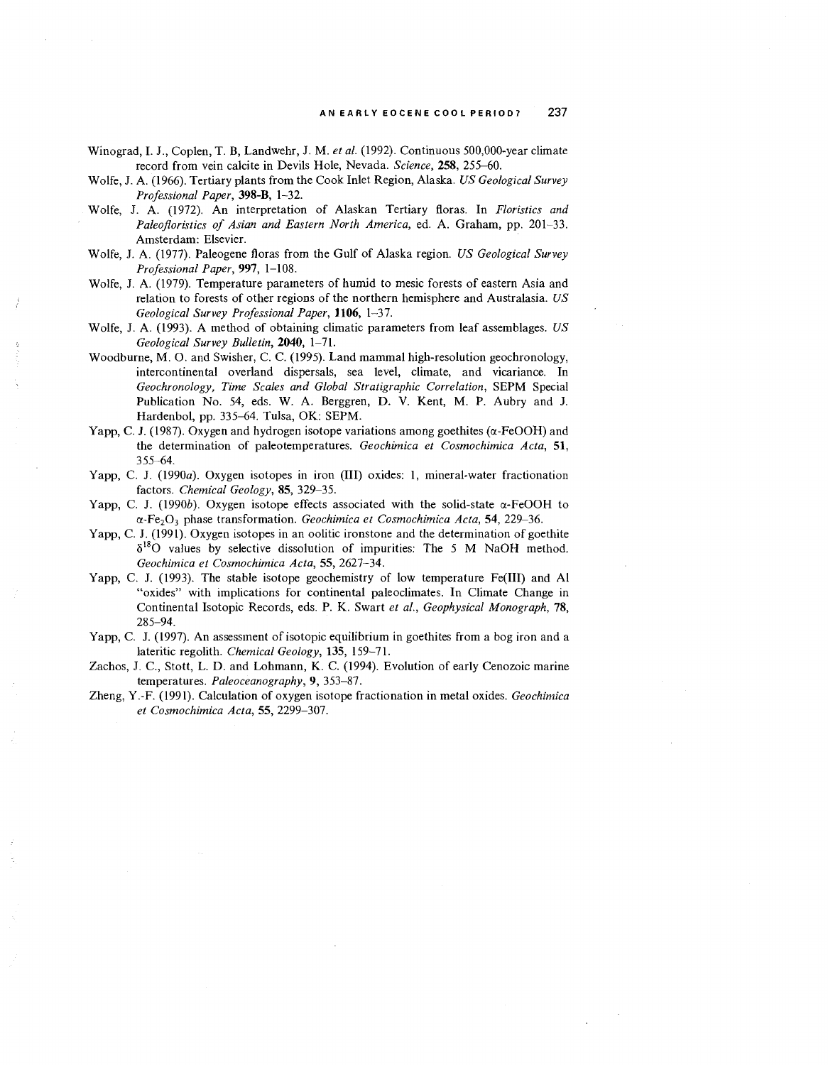Winograd, I. J., Coplen, T. B, Landwehr, J. M. *et al.* (1992). Continuous 500,000-year climate record from vein calcite in Devils Hole, Nevada. *Science*, **258**, 255–60.

Wolfe, J. A. (1966). Tertiary plants from the Cook Inlet Region, Alaska. *US Geological Survey Professional Paper*, **398-B**, 1–32.

Wolfe, J. A. (1972). An interpretation of Alaskan Tertiary floras. In *Floristics and Paleofloristics of Asian and Eastern North America*, ed. A. Graham, pp. 201–33. Amsterdam: Elsevier.

Wolfe, J. A. (1977). Paleogene floras from the Gulf of Alaska region. *US Geological Survey Professional Paper*, **997**, 1–108.

Wolfe, J. A. (1979). Temperature parameters of humid to mesic forests of eastern Asia and relation to forests of other regions of the northern hemisphere and Australasia. *US Geological Survey Professional Paper*, **1106**, 1–37.

Wolfe, J. A. (1993). A method of obtaining climatic parameters from leaf assemblages. *US Geological Survey Bulletin*, **2040**, 1–71.

Woodburne, M. O. and Swisher, C. C. (1995). Land mammal high-resolution geochronology, intercontinental overland dispersals, sea level, climate, and vicariance. In *Geochronology, Time Scales and Global Stratigraphic Correlation*, SEPM Special Publication No. 54, eds. W. A. Berggren, D. V. Kent, M. P. Aubry and J. Hardenbol, pp. 335–64. Tulsa, OK: SEPM.

Yapp, C. J. (1987). Oxygen and hydrogen isotope variations among goethites ($\alpha$-FeOOH) and the determination of paleotemperatures. *Geochimica et Cosmochimica Acta*, **51**, 355–64.

Yapp, C. J. (1990*a*). Oxygen isotopes in iron (III) oxides: 1, mineral-water fractionation factors. *Chemical Geology*, **85**, 329–35.

Yapp, C. J. (1990*b*). Oxygen isotope effects associated with the solid-state $\alpha$-FeOOH to $\alpha$-$Fe_2O_3$ phase transformation. *Geochimica et Cosmochimica Acta*, **54**, 229–36.

Yapp, C. J. (1991). Oxygen isotopes in an oolitic ironstone and the determination of goethite $\delta^{18}O$ values by selective dissolution of impurities: The 5 M NaOH method. *Geochimica et Cosmochimica Acta*, **55**, 2627–34.

Yapp, C. J. (1993). The stable isotope geochemistry of low temperature Fe(III) and Al "oxides" with implications for continental paleoclimates. In Climate Change in Continental Isotopic Records, eds. P. K. Swart *et al.*, *Geophysical Monograph*, **78**, 285–94.

Yapp, C. J. (1997). An assessment of isotopic equilibrium in goethites from a bog iron and a lateritic regolith. *Chemical Geology*, **135**, 159–71.

Zachos, J. C., Stott, L. D. and Lohmann, K. C. (1994). Evolution of early Cenozoic marine temperatures. *Paleoceanography*, **9**, 353–87.

Zheng, Y.-F. (1991). Calculation of oxygen isotope fractionation in metal oxides. *Geochimica et Cosmochimica Acta*, **55**, 2299–307.